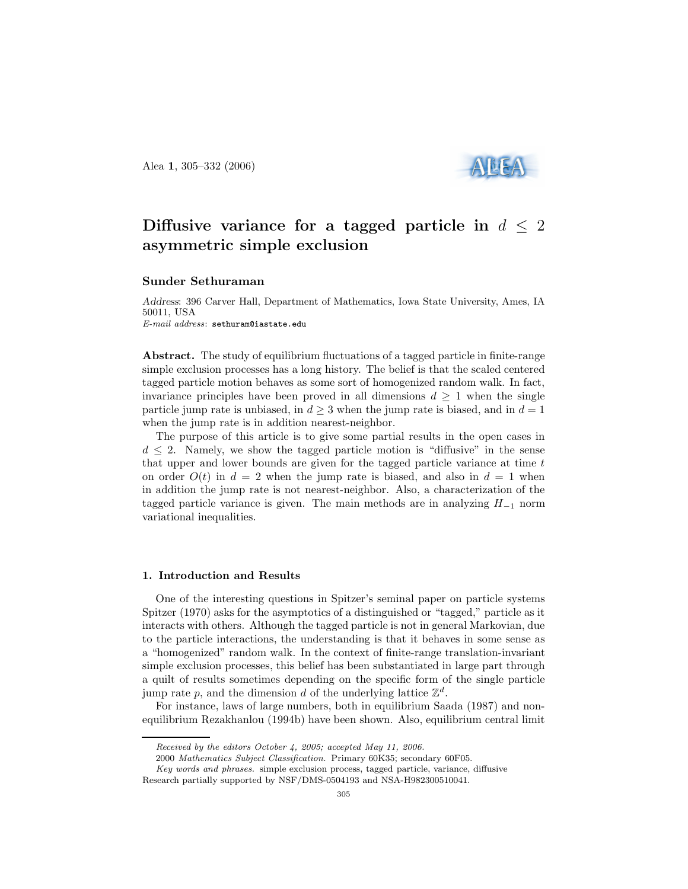# Diffusive variance for a tagged particle in $d \leq 2$ asymmetric simple exclusion

**Sunder Sethuraman**

*Address*: 396 Carver Hall, Department of Mathematics, Iowa State University, Ames, IA 50011, USA

*E-mail address*: sethuram@iastate.edu

**Abstract.** The study of equilibrium fluctuations of a tagged particle in finite-range simple exclusion processes has a long history. The belief is that the scaled centered tagged particle motion behaves as some sort of homogenized random walk. In fact, invariance principles have been proved in all dimensions $d \geq 1$ when the single particle jump rate is unbiased, in $d \geq 3$ when the jump rate is biased, and in $d = 1$ when the jump rate is in addition nearest-neighbor.

The purpose of this article is to give some partial results in the open cases in $d \leq 2$. Namely, we show the tagged particle motion is "diffusive" in the sense that upper and lower bounds are given for the tagged particle variance at time $t$ on order $O(t)$ in $d = 2$ when the jump rate is biased, and also in $d = 1$ when in addition the jump rate is not nearest-neighbor. Also, a characterization of the tagged particle variance is given. The main methods are in analyzing $H_{-1}$ norm variational inequalities.

## 1. Introduction and Results

One of the interesting questions in Spitzer's seminal paper on particle systems Spitzer (1970) asks for the asymptotics of a distinguished or "tagged," particle as it interacts with others. Although the tagged particle is not in general Markovian, due to the particle interactions, the understanding is that it behaves in some sense as a "homogenized" random walk. In the context of finite-range translation-invariant simple exclusion processes, this belief has been substantiated in large part through a quilt of results sometimes depending on the specific form of the single particle jump rate $p$, and the dimension $d$ of the underlying lattice $\mathbb{Z}^d$.

For instance, laws of large numbers, both in equilibrium Saada (1987) and non-equilibrium Rezakhanlou (1994b) have been shown. Also, equilibrium central limit

---

*Received by the editors October 4, 2005; accepted May 11, 2006.*

2000 *Mathematics Subject Classification.* Primary 60K35; secondary 60F05.

*Key words and phrases.* simple exclusion process, tagged particle, variance, diffusive

Research partially supported by NSF/DMS-0504193 and NSA-H982300510041.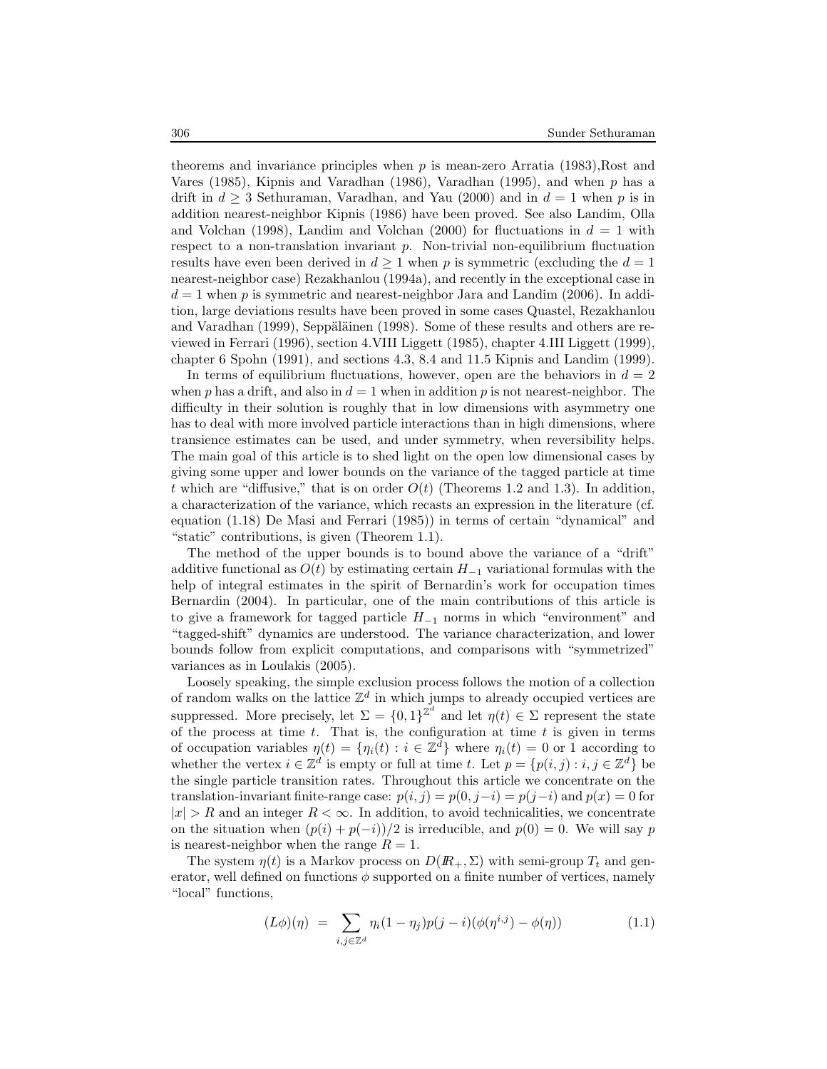theorems and invariance principles when $p$ is mean-zero Arratia (1983),Rost and Vares (1985), Kipnis and Varadhan (1986), Varadhan (1995), and when $p$ has a drift in $d \geq 3$ Sethuraman, Varadhan, and Yau (2000) and in $d = 1$ when $p$ is in addition nearest-neighbor Kipnis (1986) have been proved. See also Landim, Olla and Volchan (1998), Landim and Volchan (2000) for fluctuations in $d = 1$ with respect to a non-translation invariant $p$. Non-trivial non-equilibrium fluctuation results have even been derived in $d \geq 1$ when $p$ is symmetric (excluding the $d = 1$ nearest-neighbor case) Rezakhanlou (1994a), and recently in the exceptional case in $d = 1$ when $p$ is symmetric and nearest-neighbor Jara and Landim (2006). In addition, large deviations results have been proved in some cases Quastel, Rezakhanlou and Varadhan (1999), Seppäläinen (1998). Some of these results and others are reviewed in Ferrari (1996), section 4.VIII Liggett (1985), chapter 4.III Liggett (1999), chapter 6 Spohn (1991), and sections 4.3, 8.4 and 11.5 Kipnis and Landim (1999).

In terms of equilibrium fluctuations, however, open are the behaviors in $d = 2$ when $p$ has a drift, and also in $d = 1$ when in addition $p$ is not nearest-neighbor. The difficulty in their solution is roughly that in low dimensions with asymmetry one has to deal with more involved particle interactions than in high dimensions, where transience estimates can be used, and under symmetry, when reversibility helps. The main goal of this article is to shed light on the open low dimensional cases by giving some upper and lower bounds on the variance of the tagged particle at time $t$ which are "diffusive," that is on order $O(t)$ (Theorems 1.2 and 1.3). In addition, a characterization of the variance, which recasts an expression in the literature (cf. equation (1.18) De Masi and Ferrari (1985)) in terms of certain "dynamical" and "static" contributions, is given (Theorem 1.1).

The method of the upper bounds is to bound above the variance of a "drift" additive functional as $O(t)$ by estimating certain $H_{-1}$ variational formulas with the help of integral estimates in the spirit of Bernardin's work for occupation times Bernardin (2004). In particular, one of the main contributions of this article is to give a framework for tagged particle $H_{-1}$ norms in which "environment" and "tagged-shift" dynamics are understood. The variance characterization, and lower bounds follow from explicit computations, and comparisons with "symmetrized" variances as in Loulakis (2005).

Loosely speaking, the simple exclusion process follows the motion of a collection of random walks on the lattice $\mathbb{Z}^d$ in which jumps to already occupied vertices are suppressed. More precisely, let $\Sigma = \{0,1\}^{\mathbb{Z}^d}$ and let $\eta(t) \in \Sigma$ represent the state of the process at time $t$. That is, the configuration at time $t$ is given in terms of occupation variables $\eta(t) = \{\eta_i(t) : i \in \mathbb{Z}^d\}$ where $\eta_i(t) = 0$ or 1 according to whether the vertex $i \in \mathbb{Z}^d$ is empty or full at time $t$. Let $p = \{p(i,j) : i,j \in \mathbb{Z}^d\}$ be the single particle transition rates. Throughout this article we concentrate on the translation-invariant finite-range case: $p(i,j) = p(0, j-i) = p(j-i)$ and $p(x) = 0$ for $|x| > R$ and an integer $R < \infty$. In addition, to avoid technicalities, we concentrate on the situation when $(p(i) + p(-i))/2$ is irreducible, and $p(0) = 0$. We will say $p$ is nearest-neighbor when the range $R = 1$.

The system $\eta(t)$ is a Markov process on $D(\mathbb{R}_+, \Sigma)$ with semi-group $T_t$ and generator, well defined on functions $\phi$ supported on a finite number of vertices, namely "local" functions,

$$(L\phi)(\eta) \;=\; \sum_{i,j\in\mathbb{Z}^d} \eta_i(1-\eta_j)p(j-i)(\phi(\eta^{i,j}) - \phi(\eta)) \tag{1.1}$$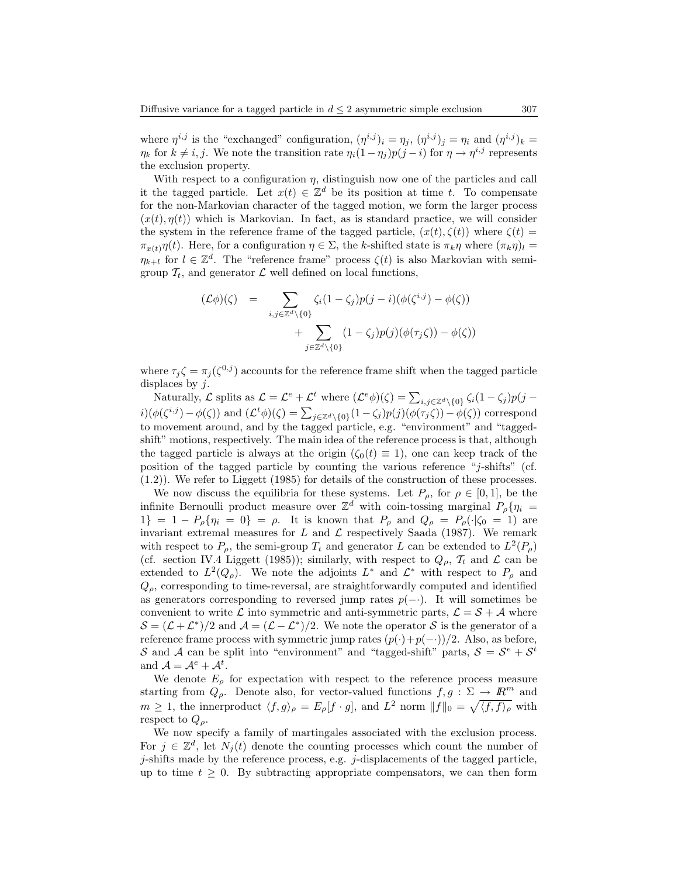where $\eta^{i,j}$ is the "exchanged" configuration, $(\eta^{i,j})_i = \eta_j$, $(\eta^{i,j})_j = \eta_i$ and $(\eta^{i,j})_k = \eta_k$ for $k \neq i, j$. We note the transition rate $\eta_i(1-\eta_j)p(j-i)$ for $\eta \to \eta^{i,j}$ represents the exclusion property.

With respect to a configuration $\eta$, distinguish now one of the particles and call it the tagged particle. Let $x(t) \in \mathbb{Z}^d$ be its position at time $t$. To compensate for the non-Markovian character of the tagged motion, we form the larger process $(x(t), \eta(t))$ which is Markovian. In fact, as is standard practice, we will consider the system in the reference frame of the tagged particle, $(x(t), \zeta(t))$ where $\zeta(t) = \pi_{x(t)}\eta(t)$. Here, for a configuration $\eta \in \Sigma$, the $k$-shifted state is $\pi_k \eta$ where $(\pi_k \eta)_l = \eta_{k+l}$ for $l \in \mathbb{Z}^d$. The "reference frame" process $\zeta(t)$ is also Markovian with semi-group $\mathcal{T}_t$, and generator $\mathcal{L}$ well defined on local functions,

$$
\begin{aligned}
(\mathcal{L}\phi)(\zeta) \quad &= \sum_{i,j \in \mathbb{Z}^d \setminus \{0\}} \zeta_i(1-\zeta_j)p(j-i)(\phi(\zeta^{i,j}) - \phi(\zeta)) \\
&\qquad + \sum_{j \in \mathbb{Z}^d \setminus \{0\}} (1-\zeta_j)p(j)(\phi(\tau_j \zeta)) - \phi(\zeta))
\end{aligned}
$$

where $\tau_j \zeta = \pi_j(\zeta^{0,j})$ accounts for the reference frame shift when the tagged particle displaces by $j$.

Naturally, $\mathcal{L}$ splits as $\mathcal{L} = \mathcal{L}^e + \mathcal{L}^t$ where $(\mathcal{L}^e\phi)(\zeta) = \sum_{i,j \in \mathbb{Z}^d \setminus \{0\}} \zeta_i(1-\zeta_j)p(j-i)(\phi(\zeta^{i,j}) - \phi(\zeta))$ and $(\mathcal{L}^t\phi)(\zeta) = \sum_{j \in \mathbb{Z}^d \setminus \{0\}} (1-\zeta_j)p(j)(\phi(\tau_j\zeta)) - \phi(\zeta))$ correspond to movement around, and by the tagged particle, e.g. "environment" and "tagged-shift" motions, respectively. The main idea of the reference process is that, although the tagged particle is always at the origin ($\zeta_0(t) \equiv 1$), one can keep track of the position of the tagged particle by counting the various reference "$j$-shifts" (cf. (1.2)). We refer to Liggett (1985) for details of the construction of these processes.

We now discuss the equilibria for these systems. Let $P_\rho$, for $\rho \in [0,1]$, be the infinite Bernoulli product measure over $\mathbb{Z}^d$ with coin-tossing marginal $P_\rho\{\eta_i = 1\} = 1 - P_\rho\{\eta_i = 0\} = \rho$. It is known that $P_\rho$ and $Q_\rho = P_\rho(\cdot|\zeta_0 = 1)$ are invariant extremal measures for $L$ and $\mathcal{L}$ respectively Saada (1987). We remark with respect to $P_\rho$, the semi-group $T_t$ and generator $L$ can be extended to $L^2(P_\rho)$ (cf. section IV.4 Liggett (1985)); similarly, with respect to $Q_\rho$, $\mathcal{T}_t$ and $\mathcal{L}$ can be extended to $L^2(Q_\rho)$. We note the adjoints $L^*$ and $\mathcal{L}^*$ with respect to $P_\rho$ and $Q_\rho$, corresponding to time-reversal, are straightforwardly computed and identified as generators corresponding to reversed jump rates $p(-\cdot)$. It will sometimes be convenient to write $\mathcal{L}$ into symmetric and anti-symmetric parts, $\mathcal{L} = \mathcal{S} + \mathcal{A}$ where $\mathcal{S} = (\mathcal{L} + \mathcal{L}^*)/2$ and $\mathcal{A} = (\mathcal{L} - \mathcal{L}^*)/2$. We note the operator $\mathcal{S}$ is the generator of a reference frame process with symmetric jump rates $(p(\cdot) + p(-\cdot))/2$. Also, as before, $\mathcal{S}$ and $\mathcal{A}$ can be split into "environment" and "tagged-shift" parts, $\mathcal{S} = \mathcal{S}^e + \mathcal{S}^t$ and $\mathcal{A} = \mathcal{A}^e + \mathcal{A}^t$.

We denote $E_\rho$ for expectation with respect to the reference process measure starting from $Q_\rho$. Denote also, for vector-valued functions $f, g : \Sigma \to \mathbb{R}^m$ and $m \geq 1$, the innerproduct $\langle f, g \rangle_\rho = E_\rho[f \cdot g]$, and $L^2$ norm $\|f\|_0 = \sqrt{\langle f, f \rangle_\rho}$ with respect to $Q_\rho$.

We now specify a family of martingales associated with the exclusion process. For $j \in \mathbb{Z}^d$, let $N_j(t)$ denote the counting processes which count the number of $j$-shifts made by the reference process, e.g. $j$-displacements of the tagged particle, up to time $t \geq 0$. By subtracting appropriate compensators, we can then form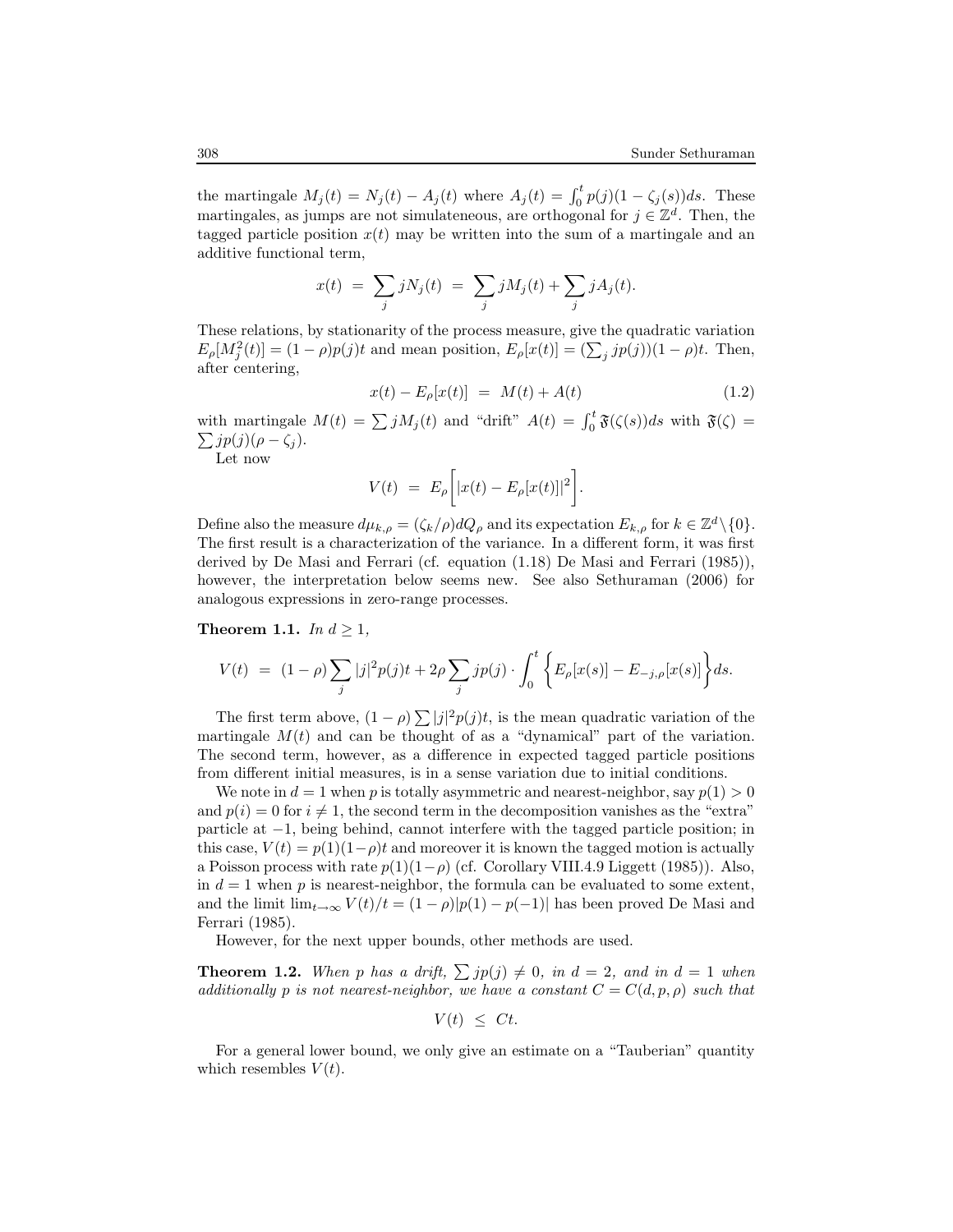the martingale $M_j(t) = N_j(t) - A_j(t)$ where $A_j(t) = \int_0^t p(j)(1-\zeta_j(s))ds$. These martingales, as jumps are not simulateneous, are orthogonal for $j \in \mathbb{Z}^d$. Then, the tagged particle position $x(t)$ may be written into the sum of a martingale and an additive functional term,

$$x(t) \ = \ \sum_j jN_j(t) \ = \ \sum_j jM_j(t) + \sum_j jA_j(t).$$

These relations, by stationarity of the process measure, give the quadratic variation $E_\rho[M_j^2(t)] = (1-\rho)p(j)t$ and mean position, $E_\rho[x(t)] = (\sum_j jp(j))(1-\rho)t$. Then, after centering,

$$x(t) - E_\rho[x(t)] \ = \ M(t) + A(t) \tag{1.2}$$

with martingale $M(t) = \sum jM_j(t)$ and "drift" $A(t) = \int_0^t \mathfrak{F}(\zeta(s))ds$ with $\mathfrak{F}(\zeta) = \sum jp(j)(\rho - \zeta_j)$.

Let now

$$V(t) \ = \ E_\rho\bigg[|x(t) - E_\rho[x(t)]|^2\bigg].$$

Define also the measure $d\mu_{k,\rho} = (\zeta_k/\rho)dQ_\rho$ and its expectation $E_{k,\rho}$ for $k \in \mathbb{Z}^d\backslash\{0\}$. The first result is a characterization of the variance. In a different form, it was first derived by De Masi and Ferrari (cf. equation (1.18) De Masi and Ferrari (1985)), however, the interpretation below seems new. See also Sethuraman (2006) for analogous expressions in zero-range processes.

**Theorem 1.1.** *In $d \geq 1$,*

$$V(t) \ = \ (1-\rho)\sum_j |j|^2 p(j)t + 2\rho \sum_j jp(j) \cdot \int_0^t \bigg\{E_\rho[x(s)] - E_{-j,\rho}[x(s)]\bigg\}ds.$$

The first term above, $(1-\rho)\sum |j|^2p(j)t$, is the mean quadratic variation of the martingale $M(t)$ and can be thought of as a "dynamical" part of the variation. The second term, however, as a difference in expected tagged particle positions from different initial measures, is in a sense variation due to initial conditions.

We note in $d = 1$ when $p$ is totally asymmetric and nearest-neighbor, say $p(1) > 0$ and $p(i) = 0$ for $i \neq 1$, the second term in the decomposition vanishes as the "extra" particle at $-1$, being behind, cannot interfere with the tagged particle position; in this case, $V(t) = p(1)(1-\rho)t$ and moreover it is known the tagged motion is actually a Poisson process with rate $p(1)(1-\rho)$ (cf. Corollary VIII.4.9 Liggett (1985)). Also, in $d = 1$ when $p$ is nearest-neighbor, the formula can be evaluated to some extent, and the limit $\lim_{t\to\infty} V(t)/t = (1-\rho)|p(1) - p(-1)|$ has been proved De Masi and Ferrari (1985).

However, for the next upper bounds, other methods are used.

**Theorem 1.2.** *When $p$ has a drift, $\sum jp(j) \neq 0$, in $d = 2$, and in $d = 1$ when additionally $p$ is not nearest-neighbor, we have a constant $C = C(d, p, \rho)$ such that*

$$V(t) \ \leq \ Ct.$$

For a general lower bound, we only give an estimate on a "Tauberian" quantity which resembles $V(t)$.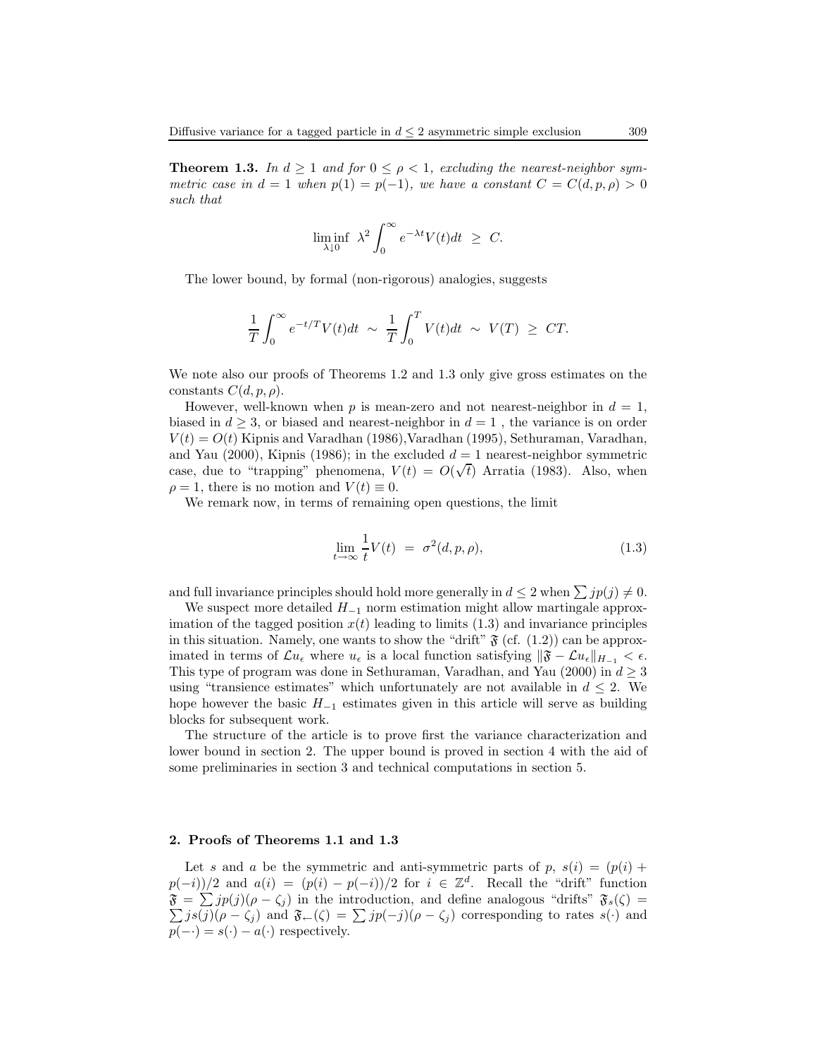**Theorem 1.3.** *In $d \geq 1$ and for $0 \leq \rho < 1$, excluding the nearest-neighbor symmetric case in $d = 1$ when $p(1) = p(-1)$, we have a constant $C = C(d, p, \rho) > 0$ such that*

$$\liminf_{\lambda \downarrow 0} \ \lambda^2 \int_0^\infty e^{-\lambda t} V(t) dt \ \geq \ C.$$

The lower bound, by formal (non-rigorous) analogies, suggests

$$\frac{1}{T}\int_0^\infty e^{-t/T} V(t) dt \ \sim \ \frac{1}{T}\int_0^T V(t) dt \ \sim \ V(T) \ \geq \ CT.$$

We note also our proofs of Theorems 1.2 and 1.3 only give gross estimates on the constants $C(d, p, \rho)$.

However, well-known when $p$ is mean-zero and not nearest-neighbor in $d = 1$, biased in $d \geq 3$, or biased and nearest-neighbor in $d = 1$ , the variance is on order $V(t) = O(t)$ Kipnis and Varadhan (1986),Varadhan (1995), Sethuraman, Varadhan, and Yau (2000), Kipnis (1986); in the excluded $d = 1$ nearest-neighbor symmetric case, due to "trapping" phenomena, $V(t) = O(\sqrt{t})$ Arratia (1983). Also, when $\rho = 1$, there is no motion and $V(t) \equiv 0$.

We remark now, in terms of remaining open questions, the limit

$$\lim_{t\to\infty} \frac{1}{t} V(t) \ = \ \sigma^2(d, p, \rho), \tag{1.3}$$

and full invariance principles should hold more generally in $d \leq 2$ when $\sum jp(j) \neq 0$.

We suspect more detailed $H_{-1}$ norm estimation might allow martingale approximation of the tagged position $x(t)$ leading to limits (1.3) and invariance principles in this situation. Namely, one wants to show the "drift" $\mathfrak{F}$ (cf. (1.2)) can be approximated in terms of $\mathcal{L}u_\epsilon$ where $u_\epsilon$ is a local function satisfying $\|\mathfrak{F} - \mathcal{L}u_\epsilon\|_{H_{-1}} < \epsilon$. This type of program was done in Sethuraman, Varadhan, and Yau (2000) in $d \geq 3$ using "transience estimates" which unfortunately are not available in $d \leq 2$. We hope however the basic $H_{-1}$ estimates given in this article will serve as building blocks for subsequent work.

The structure of the article is to prove first the variance characterization and lower bound in section 2. The upper bound is proved in section 4 with the aid of some preliminaries in section 3 and technical computations in section 5.

## 2. Proofs of Theorems 1.1 and 1.3

Let $s$ and $a$ be the symmetric and anti-symmetric parts of $p$, $s(i) = (p(i) + p(-i))/2$ and $a(i) = (p(i) - p(-i))/2$ for $i \in \mathbb{Z}^d$. Recall the "drift" function $\mathfrak{F} = \sum jp(j)(\rho - \zeta_j)$ in the introduction, and define analogous "drifts" $\mathfrak{F}_s(\zeta) = \sum js(j)(\rho - \zeta_j)$ and $\mathfrak{F}_{\leftarrow}(\zeta) = \sum jp(-j)(\rho - \zeta_j)$ corresponding to rates $s(\cdot)$ and $p(-\cdot) = s(\cdot) - a(\cdot)$ respectively.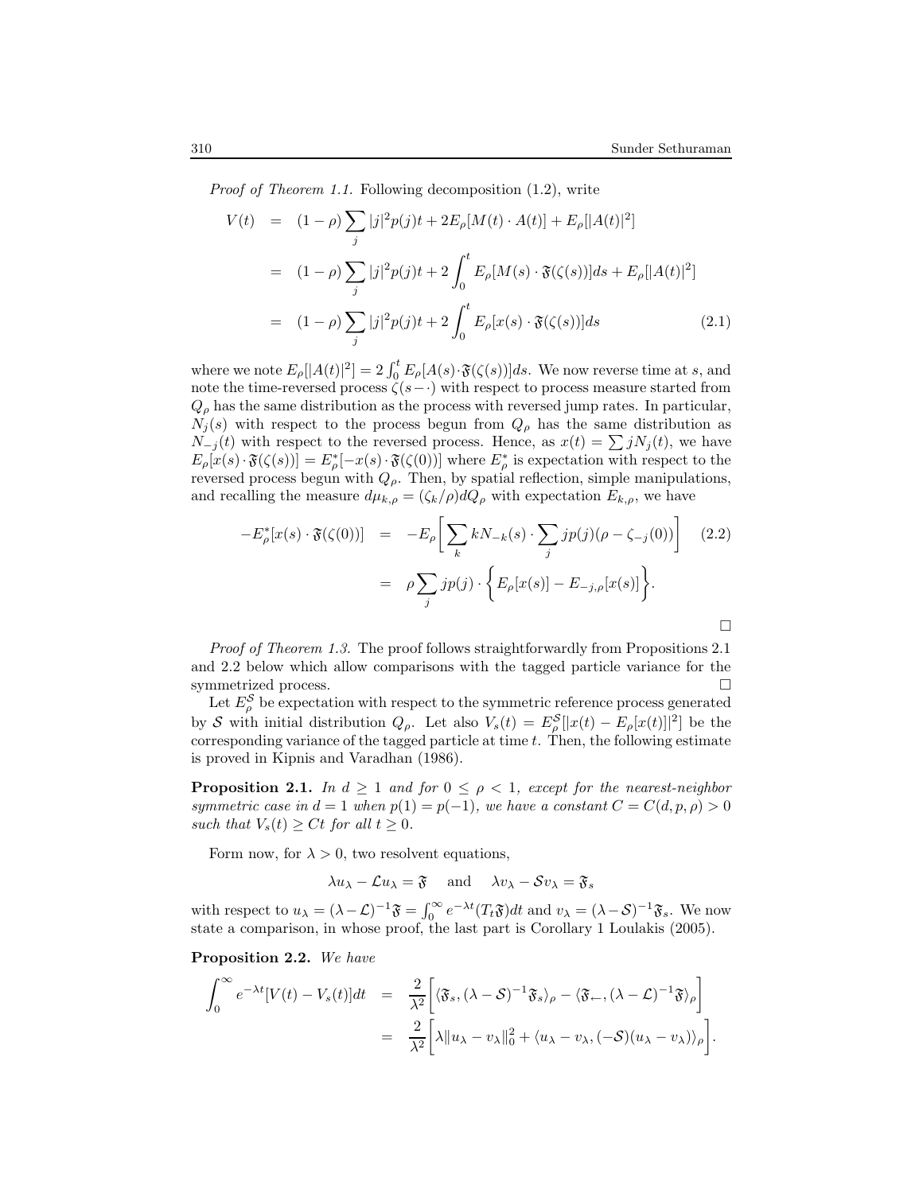*Proof of Theorem 1.1.* Following decomposition (1.2), write

$$
\begin{aligned}
V(t) &= (1-\rho)\sum_j |j|^2 p(j)t + 2E_\rho[M(t)\cdot A(t)] + E_\rho[|A(t)|^2] \\
&= (1-\rho)\sum_j |j|^2 p(j)t + 2\int_0^t E_\rho[M(s)\cdot \mathfrak{F}(\zeta(s))]ds + E_\rho[|A(t)|^2] \\
&= (1-\rho)\sum_j |j|^2 p(j)t + 2\int_0^t E_\rho[x(s)\cdot \mathfrak{F}(\zeta(s))]ds \qquad (2.1)
\end{aligned}
$$

where we note $E_\rho[|A(t)|^2] = 2\int_0^t E_\rho[A(s)\cdot\mathfrak{F}(\zeta(s))]ds$. We now reverse time at $s$, and note the time-reversed process $\zeta(s-\cdot)$ with respect to process measure started from $Q_\rho$ has the same distribution as the process with reversed jump rates. In particular, $N_j(s)$ with respect to the process begun from $Q_\rho$ has the same distribution as $N_{-j}(t)$ with respect to the reversed process. Hence, as $x(t) = \sum jN_j(t)$, we have $E_\rho[x(s)\cdot\mathfrak{F}(\zeta(s))] = E^*_\rho[-x(s)\cdot\mathfrak{F}(\zeta(0))]$ where $E^*_\rho$ is expectation with respect to the reversed process begun with $Q_\rho$. Then, by spatial reflection, simple manipulations, and recalling the measure $d\mu_{k,\rho} = (\zeta_k/\rho)dQ_\rho$ with expectation $E_{k,\rho}$, we have

$$
\begin{aligned}
-E^*_\rho[x(s)\cdot\mathfrak{F}(\zeta(0))] &= -E_\rho\bigg[\sum_k kN_{-k}(s)\cdot\sum_j jp(j)(\rho-\zeta_{-j}(0))\bigg] \qquad (2.2)\\
&= \rho\sum_j jp(j)\cdot\bigg\{E_\rho[x(s)] - E_{-j,\rho}[x(s)]\bigg\}.
\end{aligned}
$$

□

*Proof of Theorem 1.3.* The proof follows straightforwardly from Propositions 2.1 and 2.2 below which allow comparisons with the tagged particle variance for the symmetrized process. □

Let $E^{\mathcal{S}}_\rho$ be expectation with respect to the symmetric reference process generated by $\mathcal{S}$ with initial distribution $Q_\rho$. Let also $V_s(t) = E^{\mathcal{S}}_\rho[|x(t) - E_\rho[x(t)]|^2]$ be the corresponding variance of the tagged particle at time $t$. Then, the following estimate is proved in Kipnis and Varadhan (1986).

**Proposition 2.1.** *In $d\geq 1$ and for $0\leq\rho<1$, except for the nearest-neighbor symmetric case in $d=1$ when $p(1)=p(-1)$, we have a constant $C = C(d,p,\rho)>0$ such that $V_s(t)\geq Ct$ for all $t\geq 0$.*

Form now, for $\lambda>0$, two resolvent equations,

$$
\lambda u_\lambda - \mathcal{L}u_\lambda = \mathfrak{F} \quad \text{ and } \quad \lambda v_\lambda - \mathcal{S}v_\lambda = \mathfrak{F}_s
$$

with respect to $u_\lambda = (\lambda-\mathcal{L})^{-1}\mathfrak{F} = \int_0^\infty e^{-\lambda t}(T_t\mathfrak{F})dt$ and $v_\lambda = (\lambda-\mathcal{S})^{-1}\mathfrak{F}_s$. We now state a comparison, in whose proof, the last part is Corollary 1 Loulakis (2005).

**Proposition 2.2.** *We have*

$$
\begin{aligned}
\int_0^\infty e^{-\lambda t}[V(t)-V_s(t)]dt &= \frac{2}{\lambda^2}\bigg[\langle\mathfrak{F}_s,(\lambda-\mathcal{S})^{-1}\mathfrak{F}_s\rangle_\rho - \langle\mathfrak{F}_\leftarrow,(\lambda-\mathcal{L})^{-1}\mathfrak{F}\rangle_\rho\bigg] \\
&= \frac{2}{\lambda^2}\bigg[\lambda\|u_\lambda - v_\lambda\|_0^2 + \langle u_\lambda - v_\lambda,(-\mathcal{S})(u_\lambda - v_\lambda)\rangle_\rho\bigg].
\end{aligned}
$$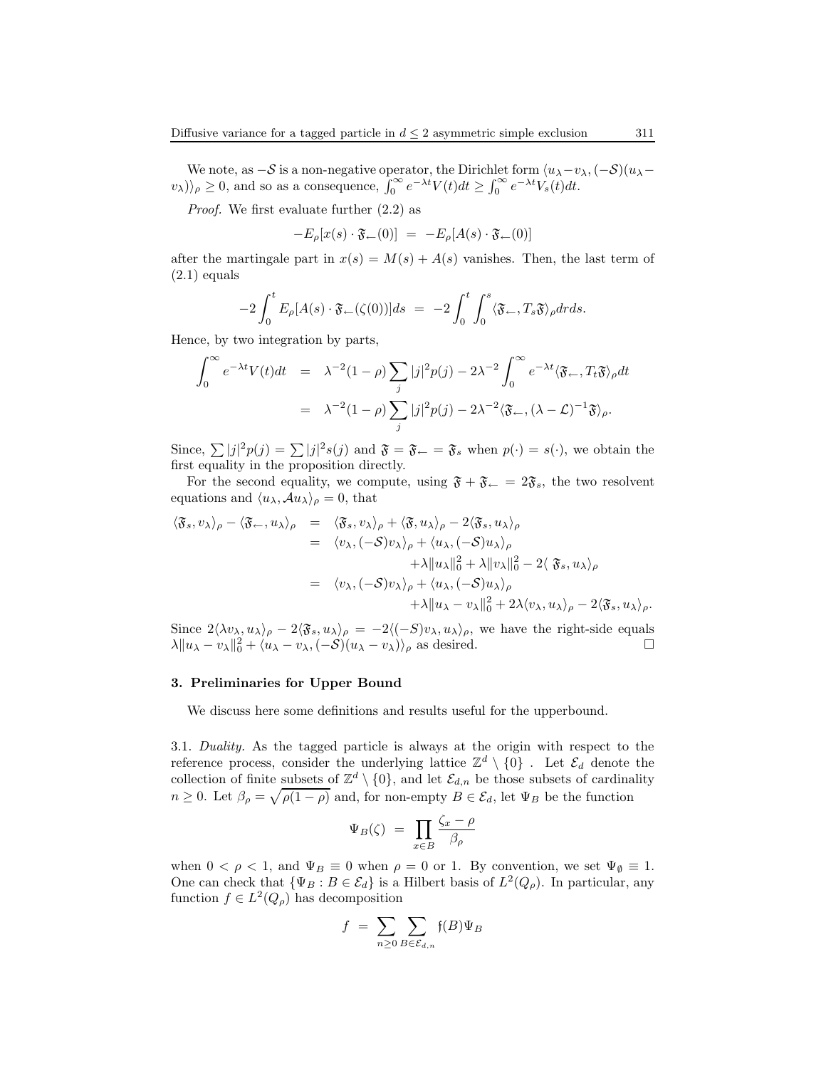We note, as $-\mathcal{S}$ is a non-negative operator, the Dirichlet form $\langle u_\lambda - v_\lambda, (-\mathcal{S})(u_\lambda - v_\lambda)\rangle_\rho \geq 0$, and so as a consequence, $\int_0^\infty e^{-\lambda t}V(t)dt \geq \int_0^\infty e^{-\lambda t}V_s(t)dt$.

*Proof.* We first evaluate further (2.2) as

$$-E_\rho[x(s)\cdot \mathfrak{F}_{\leftarrow}(0)] \ = \ -E_\rho[A(s)\cdot \mathfrak{F}_{\leftarrow}(0)]$$

after the martingale part in $x(s) = M(s) + A(s)$ vanishes. Then, the last term of (2.1) equals

$$-2\int_0^t E_\rho[A(s)\cdot \mathfrak{F}_{\leftarrow}(\zeta(0))]ds \ = \ -2\int_0^t\int_0^s \langle \mathfrak{F}_{\leftarrow}, T_s\mathfrak{F}\rangle_\rho drds.$$

Hence, by two integration by parts,

$$\begin{aligned}
\int_0^\infty e^{-\lambda t}V(t)dt &= \lambda^{-2}(1-\rho)\sum_j |j|^2p(j) - 2\lambda^{-2}\int_0^\infty e^{-\lambda t}\langle \mathfrak{F}_{\leftarrow}, T_t\mathfrak{F}\rangle_\rho dt\\
&= \lambda^{-2}(1-\rho)\sum_j |j|^2p(j) - 2\lambda^{-2}\langle \mathfrak{F}_{\leftarrow}, (\lambda - \mathcal{L})^{-1}\mathfrak{F}\rangle_\rho.
\end{aligned}$$

Since, $\sum |j|^2p(j) = \sum |j|^2s(j)$ and $\mathfrak{F} = \mathfrak{F}_{\leftarrow} = \mathfrak{F}_s$ when $p(\cdot) = s(\cdot)$, we obtain the first equality in the proposition directly.

For the second equality, we compute, using $\mathfrak{F} + \mathfrak{F}_{\leftarrow} = 2\mathfrak{F}_s$, the two resolvent equations and $\langle u_\lambda, \mathcal{A}u_\lambda\rangle_\rho = 0$, that

$$\begin{aligned}
\langle \mathfrak{F}_s, v_\lambda\rangle_\rho - \langle \mathfrak{F}_{\leftarrow}, u_\lambda\rangle_\rho &= \langle \mathfrak{F}_s, v_\lambda\rangle_\rho + \langle \mathfrak{F}, u_\lambda\rangle_\rho - 2\langle \mathfrak{F}_s, u_\lambda\rangle_\rho\\
&= \langle v_\lambda, (-\mathcal{S})v_\lambda\rangle_\rho + \langle u_\lambda, (-\mathcal{S})u_\lambda\rangle_\rho\\
&\qquad + \lambda\|u_\lambda\|_0^2 + \lambda\|v_\lambda\|_0^2 - 2\langle\, \mathfrak{F}_s, u_\lambda\rangle_\rho\\
&= \langle v_\lambda, (-\mathcal{S})v_\lambda\rangle_\rho + \langle u_\lambda, (-\mathcal{S})u_\lambda\rangle_\rho\\
&\qquad + \lambda\|u_\lambda - v_\lambda\|_0^2 + 2\lambda\langle v_\lambda, u_\lambda\rangle_\rho - 2\langle \mathfrak{F}_s, u_\lambda\rangle_\rho.
\end{aligned}$$

Since $2\langle \lambda v_\lambda, u_\lambda\rangle_\rho - 2\langle \mathfrak{F}_s, u_\lambda\rangle_\rho = -2\langle(-S)v_\lambda, u_\lambda\rangle_\rho$, we have the right-side equals $\lambda\|u_\lambda - v_\lambda\|_0^2 + \langle u_\lambda - v_\lambda, (-\mathcal{S})(u_\lambda - v_\lambda)\rangle_\rho$ as desired. □

## 3. Preliminaries for Upper Bound

We discuss here some definitions and results useful for the upperbound.

3.1. *Duality.* As the tagged particle is always at the origin with respect to the reference process, consider the underlying lattice $\mathbb{Z}^d \setminus \{0\}$ . Let $\mathcal{E}_d$ denote the collection of finite subsets of $\mathbb{Z}^d \setminus \{0\}$, and let $\mathcal{E}_{d,n}$ be those subsets of cardinality $n \geq 0$. Let $\beta_\rho = \sqrt{\rho(1-\rho)}$ and, for non-empty $B \in \mathcal{E}_d$, let $\Psi_B$ be the function

$$\Psi_B(\zeta) \ = \ \prod_{x\in B}\frac{\zeta_x - \rho}{\beta_\rho}$$

when $0 < \rho < 1$, and $\Psi_B \equiv 0$ when $\rho = 0$ or 1. By convention, we set $\Psi_\emptyset \equiv 1$. One can check that $\{\Psi_B : B \in \mathcal{E}_d\}$ is a Hilbert basis of $L^2(Q_\rho)$. In particular, any function $f \in L^2(Q_\rho)$ has decomposition

$$f \ = \ \sum_{n\geq 0}\sum_{B\in\mathcal{E}_{d,n}}\mathfrak{f}(B)\Psi_B$$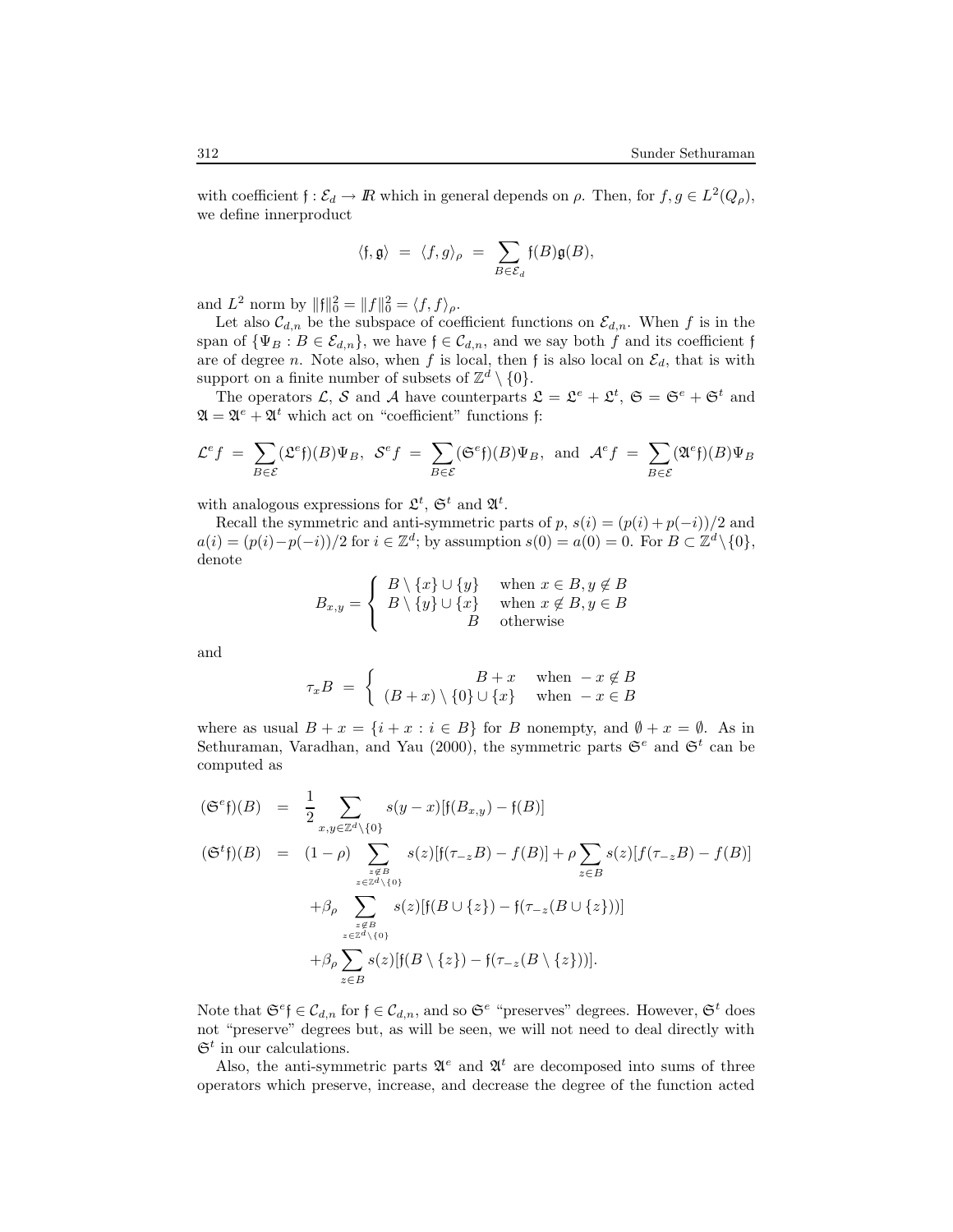with coefficient $\mathfrak{f} : \mathcal{E}_d \to I\!R$ which in general depends on $\rho$. Then, for $f, g \in L^2(Q_\rho)$, we define innerproduct

$$\langle \mathfrak{f}, \mathfrak{g} \rangle \;=\; \langle f, g \rangle_\rho \;=\; \sum_{B \in \mathcal{E}_d} \mathfrak{f}(B)\mathfrak{g}(B),$$

and $L^2$ norm by $\|\mathfrak{f}\|_0^2 = \|f\|_0^2 = \langle f, f \rangle_\rho$.

Let also $\mathcal{C}_{d,n}$ be the subspace of coefficient functions on $\mathcal{E}_{d,n}$. When $f$ is in the span of $\{\Psi_B : B \in \mathcal{E}_{d,n}\}$, we have $\mathfrak{f} \in \mathcal{C}_{d,n}$, and we say both $f$ and its coefficient $\mathfrak{f}$ are of degree $n$. Note also, when $f$ is local, then $\mathfrak{f}$ is also local on $\mathcal{E}_d$, that is with support on a finite number of subsets of $\mathbb{Z}^d \setminus \{0\}$.

The operators $\mathcal{L}$, $\mathcal{S}$ and $\mathcal{A}$ have counterparts $\mathfrak{L} = \mathfrak{L}^e + \mathfrak{L}^t$, $\mathfrak{S} = \mathfrak{S}^e + \mathfrak{S}^t$ and $\mathfrak{A} = \mathfrak{A}^e + \mathfrak{A}^t$ which act on "coefficient" functions $\mathfrak{f}$:

$$\mathcal{L}^e f \;=\; \sum_{B \in \mathcal{E}} (\mathfrak{L}^e \mathfrak{f})(B)\Psi_B, \;\; \mathcal{S}^e f \;=\; \sum_{B \in \mathcal{E}} (\mathfrak{S}^e \mathfrak{f})(B)\Psi_B, \;\; \text{and} \;\; \mathcal{A}^e f \;=\; \sum_{B \in \mathcal{E}} (\mathfrak{A}^e \mathfrak{f})(B)\Psi_B$$

with analogous expressions for $\mathfrak{L}^t$, $\mathfrak{S}^t$ and $\mathfrak{A}^t$.

Recall the symmetric and anti-symmetric parts of $p$, $s(i) = (p(i) + p(-i))/2$ and $a(i) = (p(i) - p(-i))/2$ for $i \in \mathbb{Z}^d$; by assumption $s(0) = a(0) = 0$. For $B \subset \mathbb{Z}^d \setminus \{0\}$, denote

$$B_{x,y} = \begin{cases} B \setminus \{x\} \cup \{y\} & \text{when } x \in B, y \notin B \\ B \setminus \{y\} \cup \{x\} & \text{when } x \notin B, y \in B \\ B & \text{otherwise} \end{cases}$$

and

$$\tau_x B \;=\; \begin{cases} B + x & \text{when } -x \notin B \\ (B + x) \setminus \{0\} \cup \{x\} & \text{when } -x \in B \end{cases}$$

where as usual $B + x = \{i + x : i \in B\}$ for $B$ nonempty, and $\emptyset + x = \emptyset$. As in Sethuraman, Varadhan, and Yau (2000), the symmetric parts $\mathfrak{S}^e$ and $\mathfrak{S}^t$ can be computed as

$$\begin{aligned}
(\mathfrak{S}^e \mathfrak{f})(B) \;&=\; \frac{1}{2} \sum_{x,y \in \mathbb{Z}^d \setminus \{0\}} s(y - x)[\mathfrak{f}(B_{x,y}) - \mathfrak{f}(B)] \\
(\mathfrak{S}^t \mathfrak{f})(B) \;&=\; (1 - \rho) \sum_{\substack{z \notin B \\ z \in \mathbb{Z}^d \setminus \{0\}}} s(z)[\mathfrak{f}(\tau_{-z} B) - f(B)] + \rho \sum_{z \in B} s(z)[f(\tau_{-z} B) - f(B)] \\
&\quad + \beta_\rho \sum_{\substack{z \notin B \\ z \in \mathbb{Z}^d \setminus \{0\}}} s(z)[\mathfrak{f}(B \cup \{z\}) - \mathfrak{f}(\tau_{-z}(B \cup \{z\}))] \\
&\quad + \beta_\rho \sum_{z \in B} s(z)[\mathfrak{f}(B \setminus \{z\}) - \mathfrak{f}(\tau_{-z}(B \setminus \{z\}))].
\end{aligned}$$

Note that $\mathfrak{S}^e \mathfrak{f} \in \mathcal{C}_{d,n}$ for $\mathfrak{f} \in \mathcal{C}_{d,n}$, and so $\mathfrak{S}^e$ "preserves" degrees. However, $\mathfrak{S}^t$ does not "preserve" degrees but, as will be seen, we will not need to deal directly with $\mathfrak{S}^t$ in our calculations.

Also, the anti-symmetric parts $\mathfrak{A}^e$ and $\mathfrak{A}^t$ are decomposed into sums of three operators which preserve, increase, and decrease the degree of the function acted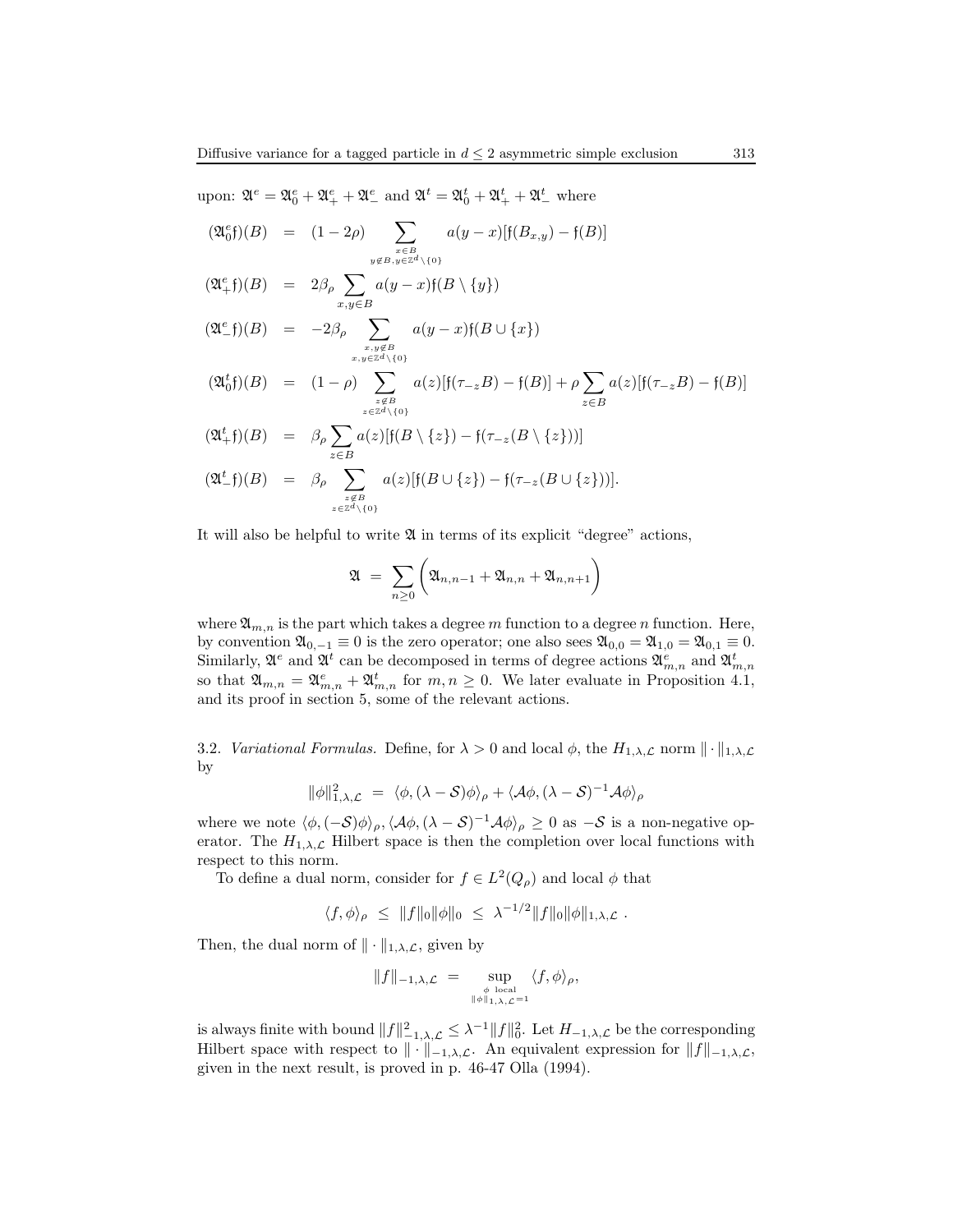upon: $\mathfrak{A}^e = \mathfrak{A}^e_0 + \mathfrak{A}^e_+ + \mathfrak{A}^e_-$ and $\mathfrak{A}^t = \mathfrak{A}^t_0 + \mathfrak{A}^t_+ + \mathfrak{A}^t_-$ where

$$
\begin{aligned}
(\mathfrak{A}^e_0\mathfrak{f})(B) &= (1-2\rho)\sum_{\substack{x\in B\\ y\notin B, y\in\mathbb{Z}^d\setminus\{0\}}} a(y-x)[\mathfrak{f}(B_{x,y})-\mathfrak{f}(B)]\\
(\mathfrak{A}^e_+\mathfrak{f})(B) &= 2\beta_\rho\sum_{x,y\in B} a(y-x)\mathfrak{f}(B\setminus\{y\})\\
(\mathfrak{A}^e_-\mathfrak{f})(B) &= -2\beta_\rho\sum_{\substack{x,y\notin B\\ x,y\in\mathbb{Z}^d\setminus\{0\}}} a(y-x)\mathfrak{f}(B\cup\{x\})\\
(\mathfrak{A}^t_0\mathfrak{f})(B) &= (1-\rho)\sum_{\substack{z\notin B\\ z\in\mathbb{Z}^d\setminus\{0\}}} a(z)[\mathfrak{f}(\tau_{-z}B)-\mathfrak{f}(B)] + \rho\sum_{z\in B} a(z)[\mathfrak{f}(\tau_{-z}B)-\mathfrak{f}(B)]\\
(\mathfrak{A}^t_+\mathfrak{f})(B) &= \beta_\rho\sum_{z\in B} a(z)[\mathfrak{f}(B\setminus\{z\})-\mathfrak{f}(\tau_{-z}(B\setminus\{z\}))]\\
(\mathfrak{A}^t_-\mathfrak{f})(B) &= \beta_\rho\sum_{\substack{z\notin B\\ z\in\mathbb{Z}^d\setminus\{0\}}} a(z)[\mathfrak{f}(B\cup\{z\})-\mathfrak{f}(\tau_{-z}(B\cup\{z\}))].
\end{aligned}
$$

It will also be helpful to write $\mathfrak{A}$ in terms of its explicit "degree" actions,

$$
\mathfrak{A} = \sum_{n\ge 0}\Big(\mathfrak{A}_{n,n-1}+\mathfrak{A}_{n,n}+\mathfrak{A}_{n,n+1}\Big)
$$

where $\mathfrak{A}_{m,n}$ is the part which takes a degree $m$ function to a degree $n$ function. Here, by convention $\mathfrak{A}_{0,-1}\equiv 0$ is the zero operator; one also sees $\mathfrak{A}_{0,0}=\mathfrak{A}_{1,0}=\mathfrak{A}_{0,1}\equiv 0$. Similarly, $\mathfrak{A}^e$ and $\mathfrak{A}^t$ can be decomposed in terms of degree actions $\mathfrak{A}^e_{m,n}$ and $\mathfrak{A}^t_{m,n}$ so that $\mathfrak{A}_{m,n}=\mathfrak{A}^e_{m,n}+\mathfrak{A}^t_{m,n}$ for $m,n\ge 0$. We later evaluate in Proposition 4.1, and its proof in section 5, some of the relevant actions.

3.2. *Variational Formulas.* Define, for $\lambda>0$ and local $\phi$, the $H_{1,\lambda,\mathcal{L}}$ norm $\|\cdot\|_{1,\lambda,\mathcal{L}}$ by

$$
\|\phi\|^2_{1,\lambda,\mathcal{L}} = \langle\phi,(\lambda-\mathcal{S})\phi\rangle_\rho + \langle\mathcal{A}\phi,(\lambda-\mathcal{S})^{-1}\mathcal{A}\phi\rangle_\rho
$$

where we note $\langle\phi,(-\mathcal{S})\phi\rangle_\rho, \langle\mathcal{A}\phi,(\lambda-\mathcal{S})^{-1}\mathcal{A}\phi\rangle_\rho\ge 0$ as $-\mathcal{S}$ is a non-negative operator. The $H_{1,\lambda,\mathcal{L}}$ Hilbert space is then the completion over local functions with respect to this norm.

To define a dual norm, consider for $f\in L^2(Q_\rho)$ and local $\phi$ that

$$
\langle f,\phi\rangle_\rho \le \|f\|_0\|\phi\|_0 \le \lambda^{-1/2}\|f\|_0\|\phi\|_{1,\lambda,\mathcal{L}}\ .
$$

Then, the dual norm of $\|\cdot\|_{1,\lambda,\mathcal{L}}$, given by

$$
\|f\|_{-1,\lambda,\mathcal{L}} = \sup_{\substack{\phi\ \text{local}\\ \|\phi\|_{1,\lambda,\mathcal{L}}=1}}\langle f,\phi\rangle_\rho,
$$

is always finite with bound $\|f\|^2_{-1,\lambda,\mathcal{L}}\le\lambda^{-1}\|f\|^2_0$. Let $H_{-1,\lambda,\mathcal{L}}$ be the corresponding Hilbert space with respect to $\|\cdot\|_{-1,\lambda,\mathcal{L}}$. An equivalent expression for $\|f\|_{-1,\lambda,\mathcal{L}}$, given in the next result, is proved in p. 46-47 Olla (1994).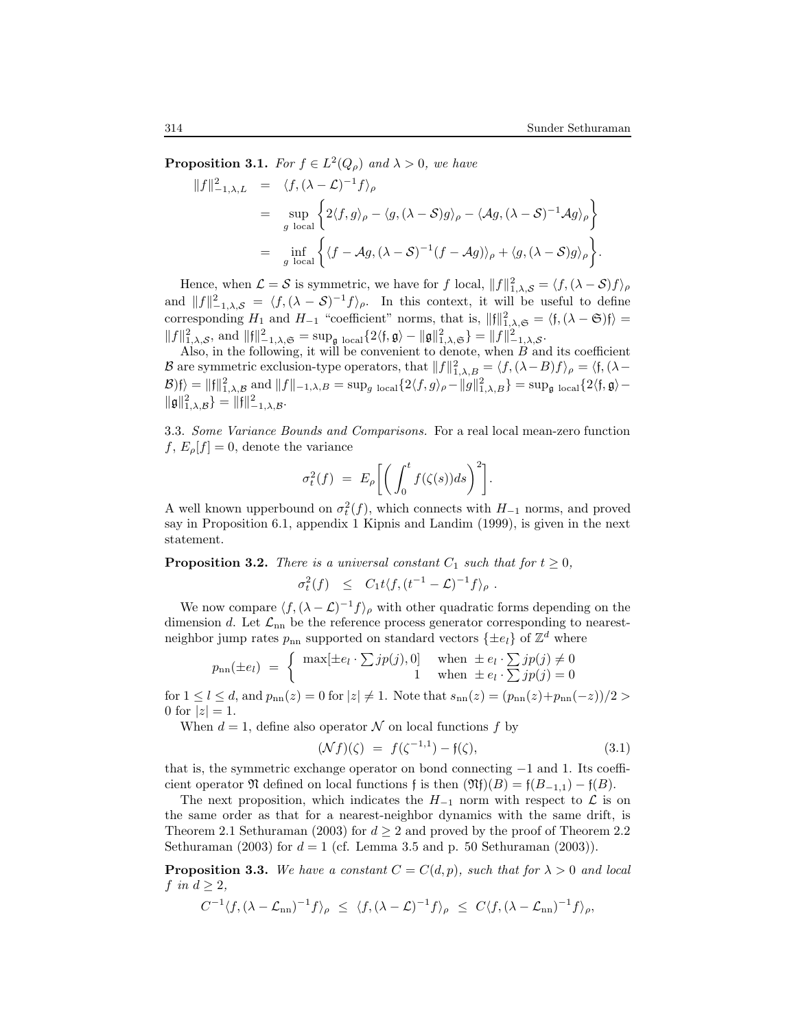**Proposition 3.1.** *For $f \in L^2(Q_\rho)$ and $\lambda > 0$, we have*

$$
\begin{aligned}
\|f\|^2_{-1,\lambda,L} &= \langle f, (\lambda - \mathcal{L})^{-1} f\rangle_\rho \\
&= \sup_{g \text{ local}} \Big\{ 2\langle f, g\rangle_\rho - \langle g, (\lambda - \mathcal{S})g\rangle_\rho - \langle \mathcal{A}g, (\lambda - \mathcal{S})^{-1}\mathcal{A}g\rangle_\rho \Big\} \\
&= \inf_{g \text{ local}} \Big\{ \langle f - \mathcal{A}g, (\lambda - \mathcal{S})^{-1}(f - \mathcal{A}g)\rangle_\rho + \langle g, (\lambda - \mathcal{S})g\rangle_\rho \Big\}.
\end{aligned}
$$

Hence, when $\mathcal{L} = \mathcal{S}$ is symmetric, we have for $f$ local, $\|f\|^2_{1,\lambda,\mathcal{S}} = \langle f, (\lambda - \mathcal{S})f\rangle_\rho$ and $\|f\|^2_{-1,\lambda,\mathcal{S}} = \langle f, (\lambda - \mathcal{S})^{-1}f\rangle_\rho$. In this context, it will be useful to define corresponding $H_1$ and $H_{-1}$ "coefficient" norms, that is, $\|\mathfrak{f}\|^2_{1,\lambda,\mathfrak{S}} = \langle \mathfrak{f}, (\lambda - \mathfrak{S})\mathfrak{f}\rangle = \|f\|^2_{1,\lambda,\mathcal{S}}$, and $\|\mathfrak{f}\|^2_{-1,\lambda,\mathfrak{S}} = \sup_{\mathfrak{g} \text{ local}}\{2\langle \mathfrak{f}, \mathfrak{g}\rangle - \|\mathfrak{g}\|^2_{1,\lambda,\mathfrak{S}}\} = \|f\|^2_{-1,\lambda,\mathcal{S}}$.

Also, in the following, it will be convenient to denote, when $B$ and its coefficient $\mathcal{B}$ are symmetric exclusion-type operators, that $\|f\|^2_{1,\lambda,B} = \langle f, (\lambda - B)f\rangle_\rho = \langle \mathfrak{f}, (\lambda - \mathcal{B})\mathfrak{f}\rangle = \|\mathfrak{f}\|^2_{1,\lambda,\mathcal{B}}$ and $\|f\|_{-1,\lambda,B} = \sup_{g \text{ local}}\{2\langle f, g\rangle_\rho - \|g\|^2_{1,\lambda,B}\} = \sup_{\mathfrak{g} \text{ local}}\{2\langle \mathfrak{f}, \mathfrak{g}\rangle - \|\mathfrak{g}\|^2_{1,\lambda,\mathcal{B}}\} = \|\mathfrak{f}\|^2_{-1,\lambda,\mathcal{B}}$.

3.3. *Some Variance Bounds and Comparisons.* For a real local mean-zero function $f$, $E_\rho[f] = 0$, denote the variance

$$
\sigma^2_t(f) \; = \; E_\rho\bigg[\bigg(\int_0^t f(\zeta(s))ds\bigg)^2\bigg].
$$

A well known upperbound on $\sigma^2_t(f)$, which connects with $H_{-1}$ norms, and proved say in Proposition 6.1, appendix 1 Kipnis and Landim (1999), is given in the next statement.

**Proposition 3.2.** *There is a universal constant $C_1$ such that for $t \geq 0$,*

$$
\sigma^2_t(f) \;\; \leq \;\; C_1 t\langle f, (t^{-1} - \mathcal{L})^{-1} f\rangle_\rho \; .
$$

We now compare $\langle f, (\lambda - \mathcal{L})^{-1}f\rangle_\rho$ with other quadratic forms depending on the dimension $d$. Let $\mathcal{L}_{\rm nn}$ be the reference process generator corresponding to nearest-neighbor jump rates $p_{\rm nn}$ supported on standard vectors $\{\pm e_l\}$ of $\mathbb{Z}^d$ where

$$
p_{\rm nn}(\pm e_l) \; = \; \begin{cases} \max[\pm e_l \cdot \sum jp(j), 0] & \text{when } \pm e_l \cdot \sum jp(j) \neq 0 \\ 1 & \text{when } \pm e_l \cdot \sum jp(j) = 0 \end{cases}
$$

for $1 \leq l \leq d$, and $p_{\rm nn}(z) = 0$ for $|z| \neq 1$. Note that $s_{\rm nn}(z) = (p_{\rm nn}(z) + p_{\rm nn}(-z))/2 > 0$ for $|z| = 1$.

When $d = 1$, define also operator $\mathcal{N}$ on local functions $f$ by

$$
(\mathcal{N}f)(\zeta) \;\; = \;\; f(\zeta^{-1,1}) - \mathfrak{f}(\zeta), \tag{3.1}
$$

that is, the symmetric exchange operator on bond connecting $-1$ and $1$. Its coefficient operator $\mathfrak{N}$ defined on local functions $\mathfrak{f}$ is then $(\mathfrak{N}\mathfrak{f})(B) = \mathfrak{f}(B_{-1,1}) - \mathfrak{f}(B)$.

The next proposition, which indicates the $H_{-1}$ norm with respect to $\mathcal{L}$ is on the same order as that for a nearest-neighbor dynamics with the same drift, is Theorem 2.1 Sethuraman (2003) for $d \geq 2$ and proved by the proof of Theorem 2.2 Sethuraman (2003) for $d = 1$ (cf. Lemma 3.5 and p. 50 Sethuraman (2003)).

**Proposition 3.3.** *We have a constant $C = C(d, p)$, such that for $\lambda > 0$ and local $f$ in $d \geq 2$,*

$$
C^{-1}\langle f, (\lambda - \mathcal{L}_{\rm nn})^{-1}f\rangle_\rho \;\leq\; \langle f, (\lambda - \mathcal{L})^{-1}f\rangle_\rho \;\leq\; C\langle f, (\lambda - \mathcal{L}_{\rm nn})^{-1}f\rangle_\rho,
$$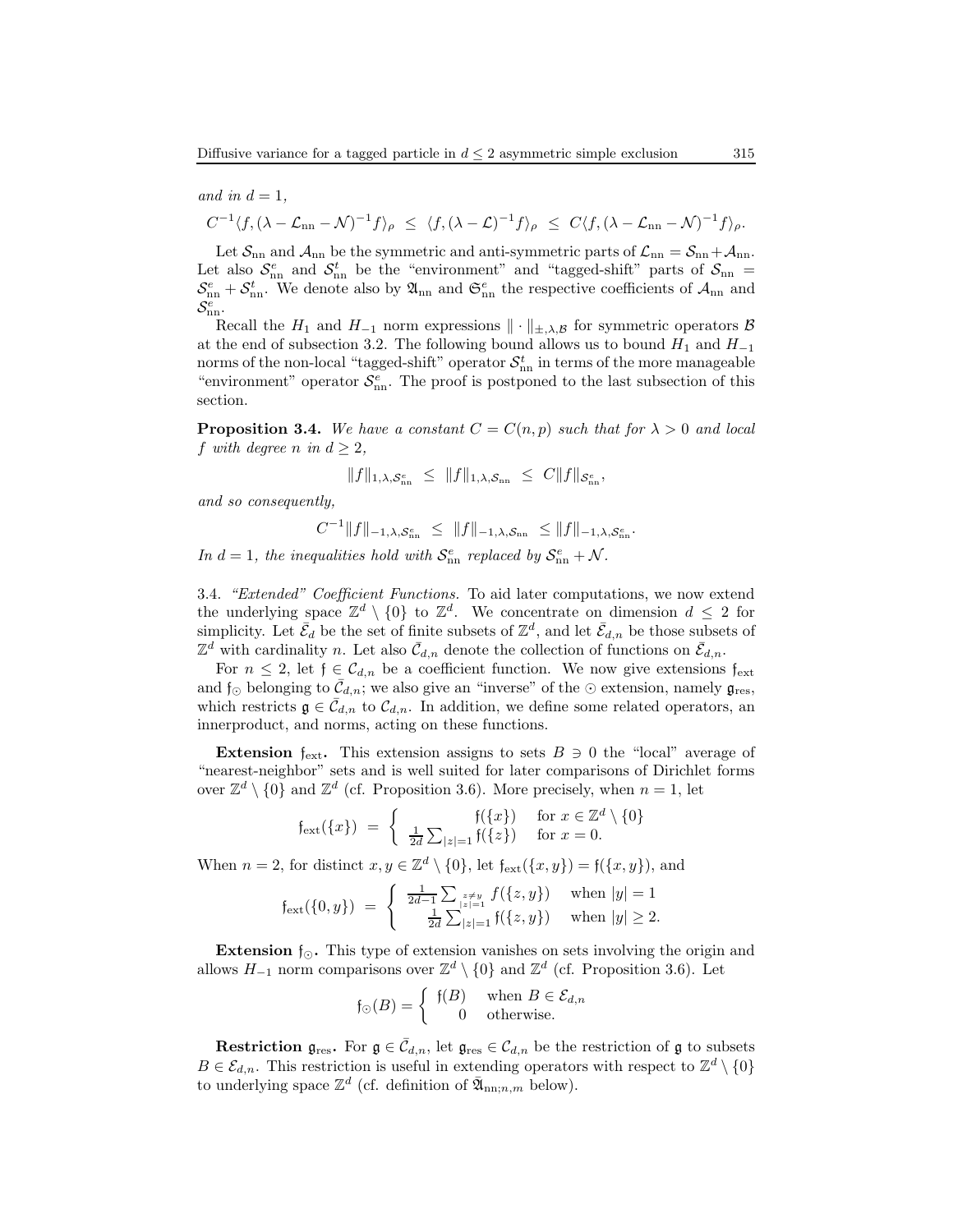*and in $d = 1$,*

$$C^{-1}\langle f, (\lambda - \mathcal{L}_{\rm nn} - \mathcal{N})^{-1} f\rangle_\rho \ \leq\ \langle f, (\lambda - \mathcal{L})^{-1} f\rangle_\rho \ \leq\ C\langle f, (\lambda - \mathcal{L}_{\rm nn} - \mathcal{N})^{-1} f\rangle_\rho.$$

Let $\mathcal{S}_{\rm nn}$ and $\mathcal{A}_{\rm nn}$ be the symmetric and anti-symmetric parts of $\mathcal{L}_{\rm nn} = \mathcal{S}_{\rm nn} + \mathcal{A}_{\rm nn}$. Let also $\mathcal{S}^e_{\rm nn}$ and $\mathcal{S}^t_{\rm nn}$ be the "environment" and "tagged-shift" parts of $\mathcal{S}_{\rm nn} = \mathcal{S}^e_{\rm nn} + \mathcal{S}^t_{\rm nn}$. We denote also by $\mathfrak{A}_{\rm nn}$ and $\mathfrak{S}^e_{\rm nn}$ the respective coefficients of $\mathcal{A}_{\rm nn}$ and $\mathcal{S}^e_{\rm nn}$.

Recall the $H_1$ and $H_{-1}$ norm expressions $\|\cdot\|_{\pm,\lambda,\mathcal{B}}$ for symmetric operators $\mathcal{B}$ at the end of subsection 3.2. The following bound allows us to bound $H_1$ and $H_{-1}$ norms of the non-local "tagged-shift" operator $\mathcal{S}^t_{\rm nn}$ in terms of the more manageable "environment" operator $\mathcal{S}^e_{\rm nn}$. The proof is postponed to the last subsection of this section.

**Proposition 3.4.** *We have a constant $C = C(n,p)$ such that for $\lambda > 0$ and local $f$ with degree $n$ in $d \geq 2$,*

$$\|f\|_{1,\lambda,\mathcal{S}^e_{\rm nn}} \ \leq\ \|f\|_{1,\lambda,\mathcal{S}_{\rm nn}} \ \leq\ C\|f\|_{\mathcal{S}^e_{\rm nn}},$$

*and so consequently,*

$$C^{-1}\|f\|_{-1,\lambda,\mathcal{S}^e_{\rm nn}} \ \leq\ \|f\|_{-1,\lambda,\mathcal{S}_{\rm nn}} \ \leq \|f\|_{-1,\lambda,\mathcal{S}^e_{\rm nn}}.$$

*In $d = 1$, the inequalities hold with $\mathcal{S}^e_{\rm nn}$ replaced by $\mathcal{S}^e_{\rm nn} + \mathcal{N}$.*

3.4. *"Extended" Coefficient Functions.* To aid later computations, we now extend the underlying space $\mathbb{Z}^d \setminus \{0\}$ to $\mathbb{Z}^d$. We concentrate on dimension $d \leq 2$ for simplicity. Let $\bar{\mathcal{E}}_d$ be the set of finite subsets of $\mathbb{Z}^d$, and let $\bar{\mathcal{E}}_{d,n}$ be those subsets of $\mathbb{Z}^d$ with cardinality $n$. Let also $\bar{\mathcal{C}}_{d,n}$ denote the collection of functions on $\bar{\mathcal{E}}_{d,n}$.

For $n \leq 2$, let $\mathfrak{f} \in \mathcal{C}_{d,n}$ be a coefficient function. We now give extensions $\mathfrak{f}_{\rm ext}$ and $\mathfrak{f}_\odot$ belonging to $\bar{\mathcal{C}}_{d,n}$; we also give an "inverse" of the $\odot$ extension, namely $\mathfrak{g}_{\rm res}$, which restricts $\mathfrak{g} \in \bar{\mathcal{C}}_{d,n}$ to $\mathcal{C}_{d,n}$. In addition, we define some related operators, an innerproduct, and norms, acting on these functions.

**Extension $\mathfrak{f}_{\rm ext}$.** This extension assigns to sets $B \ni 0$ the "local" average of "nearest-neighbor" sets and is well suited for later comparisons of Dirichlet forms over $\mathbb{Z}^d \setminus \{0\}$ and $\mathbb{Z}^d$ (cf. Proposition 3.6). More precisely, when $n = 1$, let

$$\mathfrak{f}_{\rm ext}(\{x\}) \ =\ \begin{cases} \mathfrak{f}(\{x\}) & \text{for } x \in \mathbb{Z}^d \setminus \{0\} \\ \frac{1}{2d}\sum_{|z|=1} \mathfrak{f}(\{z\}) & \text{for } x = 0. \end{cases}$$

When $n = 2$, for distinct $x, y \in \mathbb{Z}^d \setminus \{0\}$, let $\mathfrak{f}_{\rm ext}(\{x,y\}) = \mathfrak{f}(\{x,y\})$, and

$$\mathfrak{f}_{\rm ext}(\{0,y\}) \ =\ \begin{cases} \frac{1}{2d-1}\sum_{\substack{z\neq y \\ |z|=1}} f(\{z,y\}) & \text{when } |y| = 1 \\ \frac{1}{2d}\sum_{|z|=1} \mathfrak{f}(\{z,y\}) & \text{when } |y| \geq 2. \end{cases}$$

**Extension $\mathfrak{f}_\odot$.** This type of extension vanishes on sets involving the origin and allows $H_{-1}$ norm comparisons over $\mathbb{Z}^d \setminus \{0\}$ and $\mathbb{Z}^d$ (cf. Proposition 3.6). Let

$$\mathfrak{f}_\odot(B) = \begin{cases} \mathfrak{f}(B) & \text{when } B \in \mathcal{E}_{d,n} \\ 0 & \text{otherwise.} \end{cases}$$

**Restriction $\mathfrak{g}_{\rm res}$.** For $\mathfrak{g} \in \bar{\mathcal{C}}_{d,n}$, let $\mathfrak{g}_{\rm res} \in \mathcal{C}_{d,n}$ be the restriction of $\mathfrak{g}$ to subsets $B \in \mathcal{E}_{d,n}$. This restriction is useful in extending operators with respect to $\mathbb{Z}^d \setminus \{0\}$ to underlying space $\mathbb{Z}^d$ (cf. definition of $\bar{\mathfrak{A}}_{{\rm nn};n,m}$ below).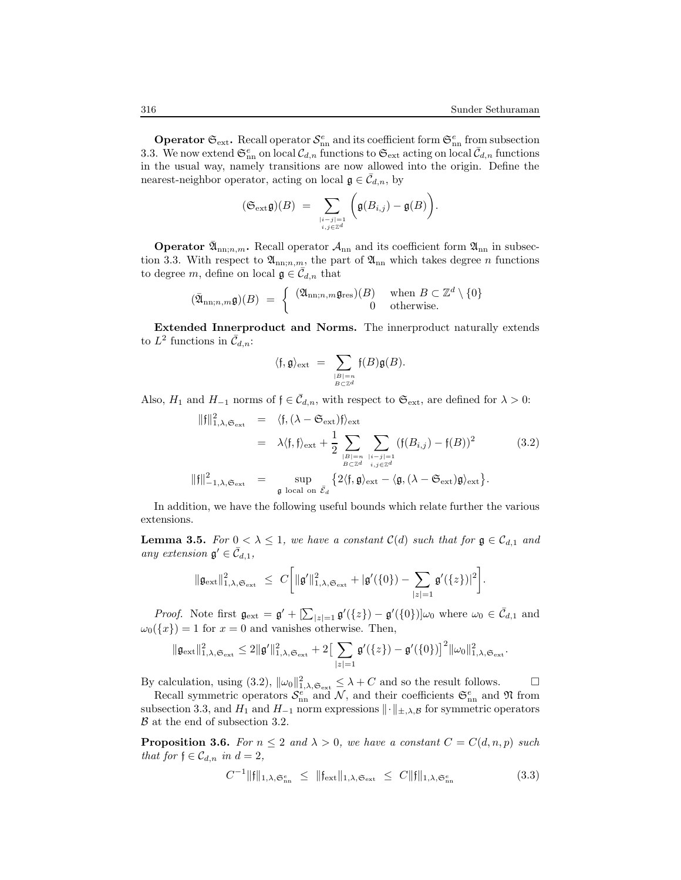**Operator $\mathfrak{S}_{\rm ext}$.** Recall operator $\mathcal{S}^e_{\rm nn}$ and its coefficient form $\mathfrak{S}^e_{\rm nn}$ from subsection 3.3. We now extend $\mathfrak{S}^e_{\rm nn}$ on local $\mathcal{C}_{d,n}$ functions to $\mathfrak{S}_{\rm ext}$ acting on local $\bar{\mathcal{C}}_{d,n}$ functions in the usual way, namely transitions are now allowed into the origin. Define the nearest-neighbor operator, acting on local $\mathfrak{g} \in \bar{\mathcal{C}}_{d,n}$, by

$$(\mathfrak{S}_{\rm ext}\mathfrak{g})(B) \ = \sum_{\substack{|i-j|=1\\ i,j\in\mathbb{Z}^d}} \bigg(\mathfrak{g}(B_{i,j}) - \mathfrak{g}(B)\bigg).$$

**Operator $\bar{\mathfrak{A}}_{{\rm nn};n,m}$.** Recall operator $\mathcal{A}_{\rm nn}$ and its coefficient form $\mathfrak{A}_{\rm nn}$ in subsection 3.3. With respect to $\mathfrak{A}_{{\rm nn};n,m}$, the part of $\mathfrak{A}_{\rm nn}$ which takes degree $n$ functions to degree $m$, define on local $\mathfrak{g} \in \bar{\mathcal{C}}_{d,n}$ that

$$(\bar{\mathfrak{A}}_{{\rm nn};n,m}\mathfrak{g})(B) \ = \ \begin{cases} (\mathfrak{A}_{{\rm nn};n,m}\mathfrak{g}_{\rm res})(B) & \text{when } B\subset \mathbb{Z}^d\setminus\{0\}\\ 0 & \text{otherwise.}\end{cases}$$

**Extended Innerproduct and Norms.** The innerproduct naturally extends to $L^2$ functions in $\bar{\mathcal{C}}_{d,n}$:

$$\langle \mathfrak{f}, \mathfrak{g}\rangle_{\rm ext} \ = \sum_{\substack{|B|=n\\ B\subset\mathbb{Z}^d}} \mathfrak{f}(B)\mathfrak{g}(B).$$

Also, $H_1$ and $H_{-1}$ norms of $\mathfrak{f} \in \bar{\mathcal{C}}_{d,n}$, with respect to $\mathfrak{S}_{\rm ext}$, are defined for $\lambda > 0$:

$$\begin{aligned}
\|\mathfrak{f}\|^2_{1,\lambda,\mathfrak{S}_{\rm ext}} &= \langle \mathfrak{f}, (\lambda - \mathfrak{S}_{\rm ext})\mathfrak{f}\rangle_{\rm ext}\\
&= \lambda\langle \mathfrak{f},\mathfrak{f}\rangle_{\rm ext} + \frac{1}{2}\sum_{\substack{|B|=n\\ B\subset\mathbb{Z}^d}}\sum_{\substack{|i-j|=1\\ i,j\in\mathbb{Z}^d}} (\mathfrak{f}(B_{i,j}) - \mathfrak{f}(B))^2 \qquad (3.2)\\
\|\mathfrak{f}\|^2_{-1,\lambda,\mathfrak{S}_{\rm ext}} &= \sup_{\mathfrak{g}\text{ local on }\bar{\mathcal{E}}_d} \big\{2\langle \mathfrak{f},\mathfrak{g}\rangle_{\rm ext} - \langle \mathfrak{g}, (\lambda-\mathfrak{S}_{\rm ext})\mathfrak{g}\rangle_{\rm ext}\big\}.
\end{aligned}$$

In addition, we have the following useful bounds which relate further the various extensions.

**Lemma 3.5.** *For $0 < \lambda \le 1$, we have a constant $\mathcal{C}(d)$ such that for $\mathfrak{g} \in \mathcal{C}_{d,1}$ and any extension $\mathfrak{g}' \in \bar{\mathcal{C}}_{d,1}$,*

$$\|\mathfrak{g}_{\rm ext}\|^2_{1,\lambda,\mathfrak{S}_{\rm ext}} \ \le \ C\bigg[\|\mathfrak{g}'\|^2_{1,\lambda,\mathfrak{S}_{\rm ext}} + |\mathfrak{g}'(\{0\}) - \sum_{|z|=1}\mathfrak{g}'(\{z\})|^2\bigg].$$

*Proof.* Note first $\mathfrak{g}_{\rm ext} = \mathfrak{g}' + [\sum_{|z|=1}\mathfrak{g}'(\{z\}) - \mathfrak{g}'(\{0\})]\omega_0$ where $\omega_0 \in \bar{\mathcal{C}}_{d,1}$ and $\omega_0(\{x\}) = 1$ for $x = 0$ and vanishes otherwise. Then,

$$\|\mathfrak{g}_{\rm ext}\|^2_{1,\lambda,\mathfrak{S}_{\rm ext}} \le 2\|\mathfrak{g}'\|^2_{1,\lambda,\mathfrak{S}_{\rm ext}} + 2\big[\sum_{|z|=1}\mathfrak{g}'(\{z\}) - \mathfrak{g}'(\{0\})\big]^2\|\omega_0\|^2_{1,\lambda,\mathfrak{S}_{\rm ext}}.$$

By calculation, using (3.2), $\|\omega_0\|^2_{1,\lambda,\mathfrak{S}_{\rm ext}} \le \lambda + C$ and so the result follows. □

Recall symmetric operators $\mathcal{S}^e_{\rm nn}$ and $\mathcal{N}$, and their coefficients $\mathfrak{S}^e_{\rm nn}$ and $\mathfrak{N}$ from subsection 3.3, and $H_1$ and $H_{-1}$ norm expressions $\|\cdot\|_{\pm,\lambda,\mathcal{B}}$ for symmetric operators $\mathcal{B}$ at the end of subsection 3.2.

**Proposition 3.6.** *For $n \le 2$ and $\lambda > 0$, we have a constant $C = C(d,n,p)$ such that for $\mathfrak{f} \in \mathcal{C}_{d,n}$ in $d = 2$,*

$$C^{-1}\|\mathfrak{f}\|_{1,\lambda,\mathfrak{S}^e_{\rm nn}} \ \le \ \|\mathfrak{f}_{\rm ext}\|_{1,\lambda,\mathfrak{S}_{\rm ext}} \ \le \ C\|\mathfrak{f}\|_{1,\lambda,\mathfrak{S}^e_{\rm nn}} \qquad (3.3)$$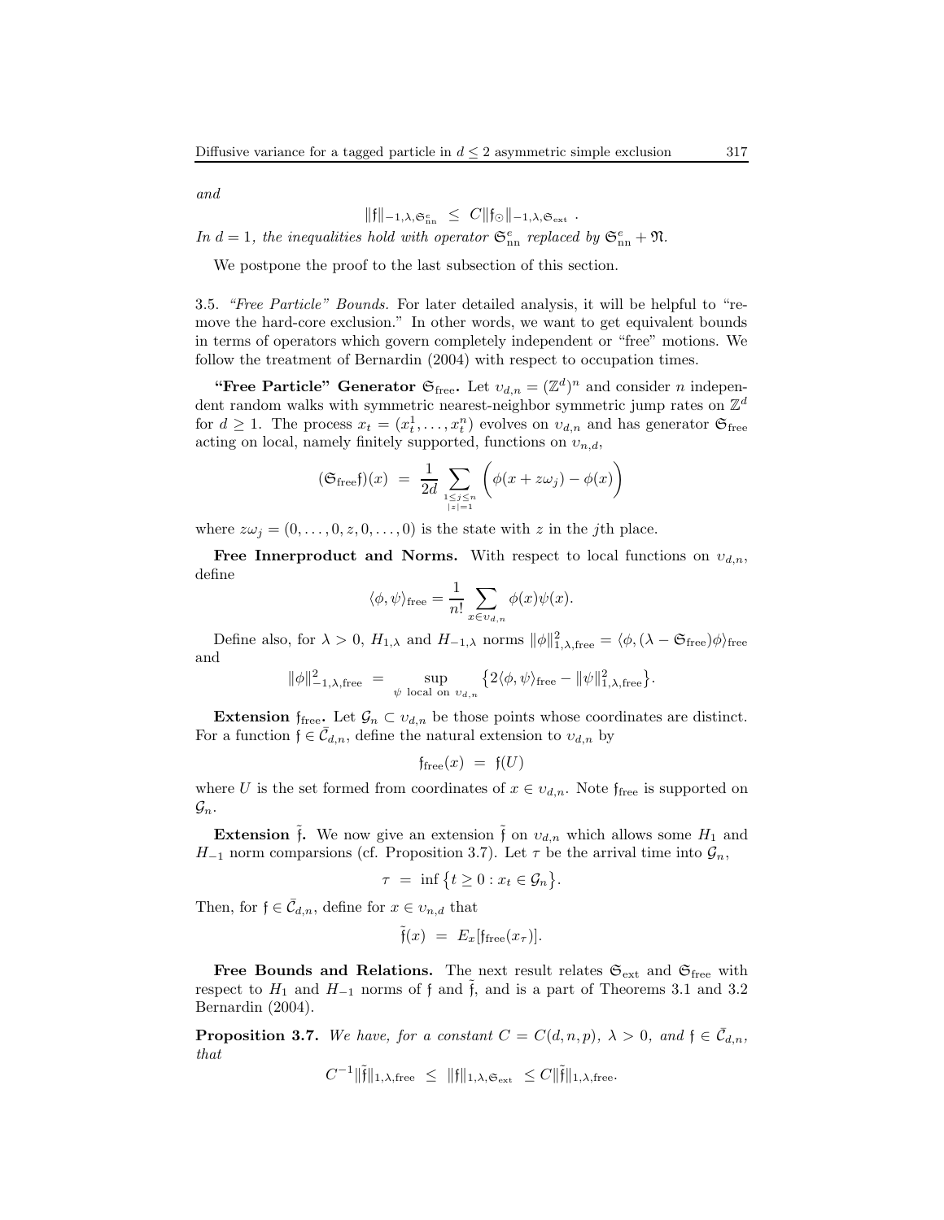*and*

$$\|\mathfrak{f}\|_{-1,\lambda,\mathfrak{S}^e_{\rm nn}} \ \leq\ C\|\mathfrak{f}_\odot\|_{-1,\lambda,\mathfrak{S}_{\rm ext}}\ .$$

*In $d = 1$, the inequalities hold with operator $\mathfrak{S}^e_{\rm nn}$ replaced by $\mathfrak{S}^e_{\rm nn} + \mathfrak{N}$.*

We postpone the proof to the last subsection of this section.

3.5. *"Free Particle" Bounds.* For later detailed analysis, it will be helpful to "remove the hard-core exclusion." In other words, we want to get equivalent bounds in terms of operators which govern completely independent or "free" motions. We follow the treatment of Bernardin (2004) with respect to occupation times.

**"Free Particle" Generator $\mathfrak{S}_{\rm free}$.** Let $\upsilon_{d,n} = (\mathbb{Z}^d)^n$ and consider $n$ independent random walks with symmetric nearest-neighbor symmetric jump rates on $\mathbb{Z}^d$ for $d \geq 1$. The process $x_t = (x^1_t, \ldots, x^n_t)$ evolves on $\upsilon_{d,n}$ and has generator $\mathfrak{S}_{\rm free}$ acting on local, namely finitely supported, functions on $\upsilon_{n,d}$,

$$(\mathfrak{S}_{\rm free}\mathfrak{f})(x) \ =\ \frac{1}{2d}\sum_{\substack{1\leq j\leq n\\ |z|=1}}\Big(\phi(x+z\omega_j) - \phi(x)\Big)$$

where $z\omega_j = (0, \ldots, 0, z, 0, \ldots, 0)$ is the state with $z$ in the $j$th place.

**Free Innerproduct and Norms.** With respect to local functions on $\upsilon_{d,n}$, define

$$\langle \phi, \psi\rangle_{\rm free} = \frac{1}{n!}\sum_{x\in \upsilon_{d,n}} \phi(x)\psi(x).$$

Define also, for $\lambda > 0$, $H_{1,\lambda}$ and $H_{-1,\lambda}$ norms $\|\phi\|^2_{1,\lambda,{\rm free}} = \langle \phi, (\lambda - \mathfrak{S}_{\rm free})\phi\rangle_{\rm free}$ and

$$\|\phi\|^2_{-1,\lambda,{\rm free}} \ =\ \sup_{\psi \text{ local on } \upsilon_{d,n}} \big\{2\langle \phi,\psi\rangle_{\rm free} - \|\psi\|^2_{1,\lambda,{\rm free}}\big\}.$$

**Extension $\mathfrak{f}_{\rm free}$.** Let $\mathcal{G}_n \subset \upsilon_{d,n}$ be those points whose coordinates are distinct. For a function $\mathfrak{f} \in \bar{\mathcal{C}}_{d,n}$, define the natural extension to $\upsilon_{d,n}$ by

$$\mathfrak{f}_{\rm free}(x) \ =\ \mathfrak{f}(U)$$

where $U$ is the set formed from coordinates of $x \in \upsilon_{d,n}$. Note $\mathfrak{f}_{\rm free}$ is supported on $\mathcal{G}_n$.

**Extension $\tilde{\mathfrak{f}}$.** We now give an extension $\tilde{\mathfrak{f}}$ on $\upsilon_{d,n}$ which allows some $H_1$ and $H_{-1}$ norm comparsions (cf. Proposition 3.7). Let $\tau$ be the arrival time into $\mathcal{G}_n$,

$$\tau \ =\ \inf\big\{t \geq 0 : x_t \in \mathcal{G}_n\big\}.$$

Then, for $\mathfrak{f} \in \bar{\mathcal{C}}_{d,n}$, define for $x \in \upsilon_{n,d}$ that

$$\tilde{\mathfrak{f}}(x) \ =\ E_x[\mathfrak{f}_{\rm free}(x_\tau)].$$

**Free Bounds and Relations.** The next result relates $\mathfrak{S}_{\rm ext}$ and $\mathfrak{S}_{\rm free}$ with respect to $H_1$ and $H_{-1}$ norms of $\mathfrak{f}$ and $\tilde{\mathfrak{f}}$, and is a part of Theorems 3.1 and 3.2 Bernardin (2004).

**Proposition 3.7.** *We have, for a constant $C = C(d,n,p)$, $\lambda > 0$, and $\mathfrak{f} \in \bar{\mathcal{C}}_{d,n}$, that*

$$C^{-1}\|\tilde{\mathfrak{f}}\|_{1,\lambda,{\rm free}} \ \leq\ \|\mathfrak{f}\|_{1,\lambda,\mathfrak{S}_{\rm ext}} \ \leq C\|\tilde{\mathfrak{f}}\|_{1,\lambda,{\rm free}}.$$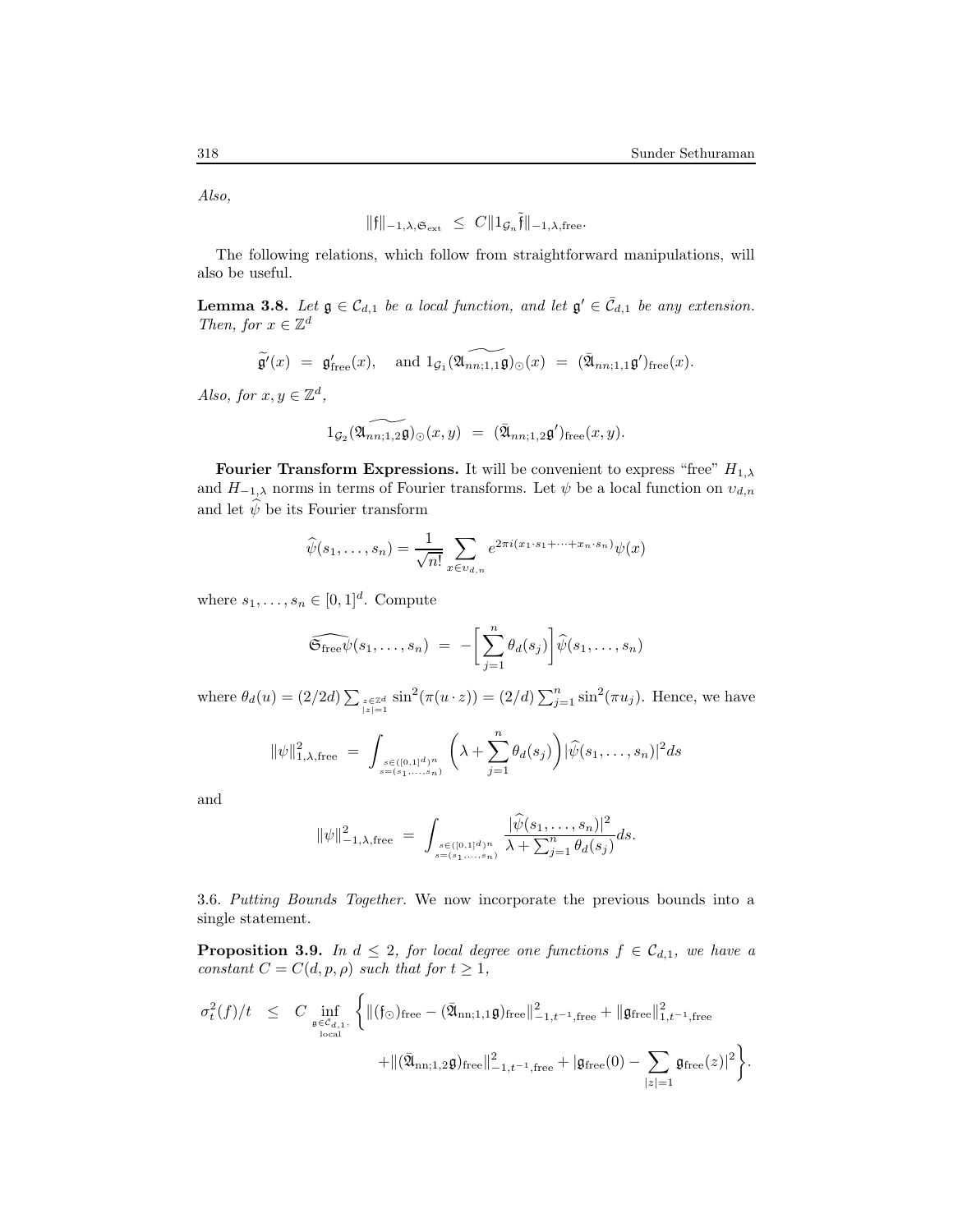*Also,*

$$\|\mathfrak{f}\|_{-1,\lambda,\mathfrak{S}_{\rm ext}} \;\leq\; C\|1_{\mathcal{G}_n}\tilde{\mathfrak{f}}\|_{-1,\lambda,{\rm free}}.$$

The following relations, which follow from straightforward manipulations, will also be useful.

**Lemma 3.8.** *Let $\mathfrak{g} \in \mathcal{C}_{d,1}$ be a local function, and let $\mathfrak{g}' \in \bar{\mathcal{C}}_{d,1}$ be any extension. Then, for $x \in \mathbb{Z}^d$*

$$\widetilde{\mathfrak{g}'}(x) \;=\; \mathfrak{g}'_{\rm free}(x), \quad \text{and } 1_{\mathcal{G}_1}(\widetilde{\mathfrak{A}_{nn;1,1}\mathfrak{g}})_{\odot}(x) \;=\; (\bar{\mathfrak{A}}_{nn;1,1}\mathfrak{g}')_{\rm free}(x).$$

*Also, for $x, y \in \mathbb{Z}^d$,*

$$1_{\mathcal{G}_2}(\widetilde{\mathfrak{A}_{nn;1,2}\mathfrak{g}})_{\odot}(x,y) \;=\; (\bar{\mathfrak{A}}_{nn;1,2}\mathfrak{g}')_{\rm free}(x,y).$$

**Fourier Transform Expressions.** It will be convenient to express "free" $H_{1,\lambda}$ and $H_{-1,\lambda}$ norms in terms of Fourier transforms. Let $\psi$ be a local function on $\upsilon_{d,n}$ and let $\widehat{\psi}$ be its Fourier transform

$$\widehat{\psi}(s_1,\ldots,s_n) = \frac{1}{\sqrt{n!}}\sum_{x\in\upsilon_{d,n}} e^{2\pi i(x_1\cdot s_1+\cdots+x_n\cdot s_n)}\psi(x)$$

where $s_1,\ldots,s_n \in [0,1]^d$. Compute

$$\widehat{\mathfrak{S}_{\rm free}\psi}(s_1,\ldots,s_n) \;=\; -\bigg[\sum_{j=1}^n \theta_d(s_j)\bigg]\widehat{\psi}(s_1,\ldots,s_n)$$

where $\theta_d(u) = (2/2d)\sum_{\substack{z\in\mathbb{Z}^d\\|z|=1}} \sin^2(\pi(u\cdot z)) = (2/d)\sum_{j=1}^n \sin^2(\pi u_j)$. Hence, we have

$$\|\psi\|^2_{1,\lambda,{\rm free}} \;=\; \int_{\substack{s\in([0,1]^d)^n\\ s=(s_1,\ldots,s_n)}} \bigg(\lambda + \sum_{j=1}^n \theta_d(s_j)\bigg)|\widehat{\psi}(s_1,\ldots,s_n)|^2 ds$$

and

$$\|\psi\|^2_{-1,\lambda,{\rm free}} \;=\; \int_{\substack{s\in([0,1]^d)^n\\ s=(s_1,\ldots,s_n)}} \frac{|\widehat{\psi}(s_1,\ldots,s_n)|^2}{\lambda+\sum_{j=1}^n\theta_d(s_j)} ds.$$

3.6. *Putting Bounds Together*. We now incorporate the previous bounds into a single statement.

**Proposition 3.9.** *In $d \leq 2$, for local degree one functions $f \in \mathcal{C}_{d,1}$, we have a constant $C = C(d,p,\rho)$ such that for $t \geq 1$,*

$$\begin{aligned}
\sigma_t^2(f)/t \;\;\leq\;\; C \inf_{\substack{\mathfrak{g}\in\bar{\mathcal{C}}_{d,1},\\ \text{local}}} \bigg\{ &\|(\mathfrak{f}_{\odot})_{\rm free} - (\bar{\mathfrak{A}}_{\rm nn;1,1}\mathfrak{g})_{\rm free}\|^2_{-1,t^{-1},{\rm free}} + \|\mathfrak{g}_{\rm free}\|^2_{1,t^{-1},{\rm free}} \\
&+ \|(\bar{\mathfrak{A}}_{\rm nn;1,2}\mathfrak{g})_{\rm free}\|^2_{-1,t^{-1},{\rm free}} + |\mathfrak{g}_{\rm free}(0) - \sum_{|z|=1}\mathfrak{g}_{\rm free}(z)|^2\bigg\}.
\end{aligned}$$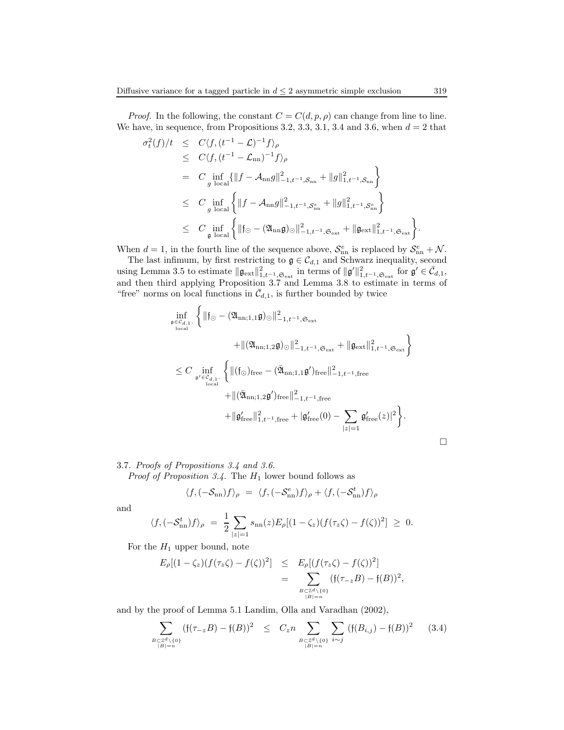*Proof.* In the following, the constant $C = C(d, p, \rho)$ can change from line to line. We have, in sequence, from Propositions 3.2, 3.3, 3.1, 3.4 and 3.6, when $d = 2$ that

$$
\begin{aligned}
\sigma_t^2(f)/t &\leq C\langle f, (t^{-1} - \mathcal{L})^{-1} f\rangle_\rho \\
&\leq C\langle f, (t^{-1} - \mathcal{L}_{\rm nn})^{-1} f\rangle_\rho \\
&= C \inf_{g \text{ local}} \Big\{ \|f - \mathcal{A}_{\rm nn} g\|^2_{-1,t^{-1},\mathcal{S}_{\rm nn}} + \|g\|^2_{1,t^{-1},\mathcal{S}_{\rm nn}} \Big\} \\
&\leq C \inf_{g \text{ local}} \Big\{ \|f - \mathcal{A}_{\rm nn} g\|^2_{-1,t^{-1},\mathcal{S}^e_{\rm nn}} + \|g\|^2_{1,t^{-1},\mathcal{S}^e_{\rm nn}} \Big\} \\
&\leq C \inf_{\mathfrak{g} \text{ local}} \Big\{ \|\mathfrak{f}_\odot - (\mathfrak{A}_{\rm nn}\mathfrak{g})_\odot\|^2_{-1,t^{-1},\mathfrak{S}_{\rm ext}} + \|\mathfrak{g}_{\rm ext}\|^2_{1,t^{-1},\mathfrak{S}_{\rm ext}} \Big\}.
\end{aligned}
$$

When $d = 1$, in the fourth line of the sequence above, $\mathcal{S}^e_{\rm nn}$ is replaced by $\mathcal{S}^e_{\rm nn} + \mathcal{N}$.

The last infimum, by first restricting to $\mathfrak{g} \in \mathcal{C}_{d,1}$ and Schwarz inequality, second using Lemma 3.5 to estimate $\|\mathfrak{g}_{\rm ext}\|^2_{1,t^{-1},\mathfrak{S}_{\rm ext}}$ in terms of $\|\mathfrak{g}'\|^2_{1,t^{-1},\mathfrak{S}_{\rm ext}}$ for $\mathfrak{g}' \in \bar{\mathcal{C}}_{d,1}$, and then third applying Proposition 3.7 and Lemma 3.8 to estimate in terms of "free" norms on local functions in $\bar{\mathcal{C}}_{d,1}$, is further bounded by twice

$$
\begin{aligned}
&\inf_{\substack{\mathfrak{g} \in \mathcal{C}_{d,1},\\ \text{local}}} \Big\{ \|\mathfrak{f}_\odot - (\mathfrak{A}_{{\rm nn};1,1}\mathfrak{g})_\odot\|^2_{-1,t^{-1},\mathfrak{S}_{\rm ext}} \\
&\qquad\qquad + \|(\mathfrak{A}_{{\rm nn};1,2}\mathfrak{g})_\odot\|^2_{-1,t^{-1},\mathfrak{S}_{\rm ext}} + \|\mathfrak{g}_{\rm ext}\|^2_{1,t^{-1},\mathfrak{S}_{\rm ext}} \Big\} \\
&\leq C \inf_{\substack{\mathfrak{g}' \in \bar{\mathcal{C}}_{d,1},\\ \text{local}}} \Big\{ \|(\mathfrak{f}_\odot)_{\rm free} - (\bar{\mathfrak{A}}_{{\rm nn};1,1}\mathfrak{g}')_{\rm free}\|^2_{-1,t^{-1},{\rm free}} \\
&\qquad\qquad + \|(\bar{\mathfrak{A}}_{{\rm nn};1,2}\mathfrak{g}')_{\rm free}\|^2_{-1,t^{-1},{\rm free}} \\
&\qquad\qquad + \|\mathfrak{g}'_{\rm free}\|^2_{1,t^{-1},{\rm free}} + |\mathfrak{g}'_{\rm free}(0) - \sum_{|z|=1} \mathfrak{g}'_{\rm free}(z)|^2 \Big\}.
\end{aligned}
$$

□

3.7. *Proofs of Propositions 3.4 and 3.6.*

*Proof of Proposition 3.4.* The $H_1$ lower bound follows as

$$
\langle f, (-\mathcal{S}_{\rm nn}) f\rangle_\rho = \langle f, (-\mathcal{S}^e_{\rm nn}) f\rangle_\rho + \langle f, (-\mathcal{S}^t_{\rm nn}) f\rangle_\rho
$$

and

$$
\langle f, (-\mathcal{S}^t_{\rm nn}) f\rangle_\rho = \frac{1}{2}\sum_{|z|=1} s_{\rm nn}(z) E_\rho[(1-\zeta_z)(f(\tau_z\zeta) - f(\zeta))^2] \geq 0.
$$

For the $H_1$ upper bound, note

$$
\begin{aligned}
E_\rho[(1-\zeta_z)(f(\tau_z\zeta) - f(\zeta))^2] &\leq E_\rho[(f(\tau_z\zeta) - f(\zeta))^2] \\
&= \sum_{\substack{B \subset \mathbb{Z}^d \setminus \{0\} \\ |B| = n}} (\mathfrak{f}(\tau_{-z}B) - \mathfrak{f}(B))^2,
\end{aligned}
$$

and by the proof of Lemma 5.1 Landim, Olla and Varadhan (2002),

$$
\sum_{\substack{B \subset \mathbb{Z}^d \setminus \{0\} \\ |B| = n}} (\mathfrak{f}(\tau_{-z}B) - \mathfrak{f}(B))^2 \leq C_z n \sum_{\substack{B \subset \mathbb{Z}^d \setminus \{0\} \\ |B| = n}} \sum_{i \sim j} (\mathfrak{f}(B_{i,j}) - \mathfrak{f}(B))^2 \qquad (3.4)
$$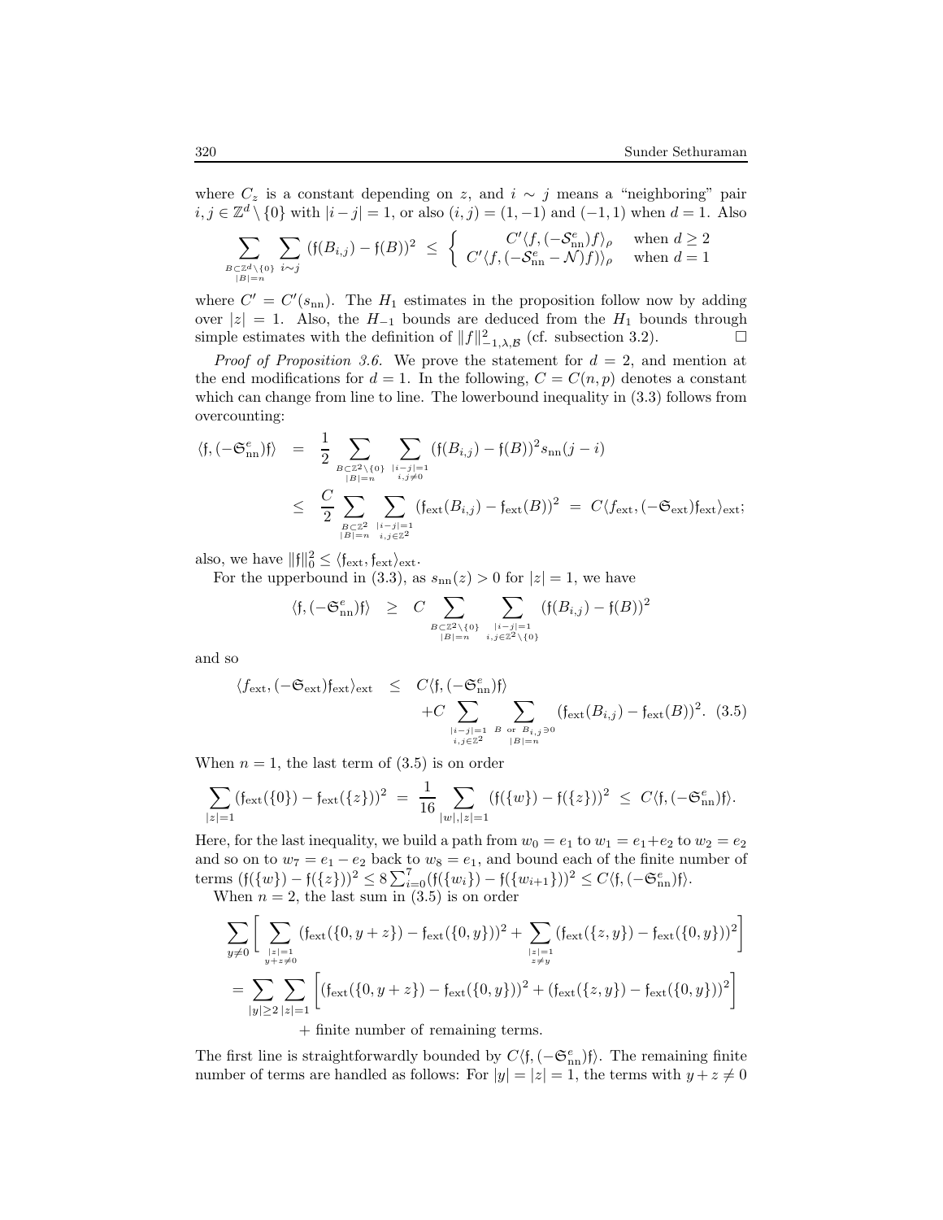where $C_z$ is a constant depending on $z$, and $i \sim j$ means a "neighboring" pair $i, j \in \mathbb{Z}^d \setminus \{0\}$ with $|i-j| = 1$, or also $(i,j) = (1,-1)$ and $(-1,1)$ when $d = 1$. Also

$$\sum_{\substack{B \subset \mathbb{Z}^d \setminus \{0\} \\ |B|=n}} \sum_{i \sim j} (\mathfrak{f}(B_{i,j}) - \mathfrak{f}(B))^2 \ \leq \ \begin{cases} C'\langle f, (-\mathcal{S}^e_{\mathrm{nn}})f\rangle_\rho & \text{when } d \geq 2 \\ C'\langle f, (-\mathcal{S}^e_{\mathrm{nn}} - \mathcal{N})f)\rangle_\rho & \text{when } d = 1 \end{cases}$$

where $C' = C'(s_{\mathrm{nn}})$. The $H_1$ estimates in the proposition follow now by adding over $|z| = 1$. Also, the $H_{-1}$ bounds are deduced from the $H_1$ bounds through simple estimates with the definition of $\|f\|^2_{-1,\lambda,\mathcal{B}}$ (cf. subsection 3.2). $\square$

*Proof of Proposition 3.6.* We prove the statement for $d = 2$, and mention at the end modifications for $d = 1$. In the following, $C = C(n,p)$ denotes a constant which can change from line to line. The lowerbound inequality in (3.3) follows from overcounting:

$$\begin{aligned}
\langle \mathfrak{f}, (-\mathfrak{S}^e_{\mathrm{nn}})\mathfrak{f}\rangle &= \frac{1}{2} \sum_{\substack{B \subset \mathbb{Z}^2 \setminus \{0\} \\ |B|=n}} \sum_{\substack{|i-j|=1 \\ i,j \neq 0}} (\mathfrak{f}(B_{i,j}) - \mathfrak{f}(B))^2 s_{\mathrm{nn}}(j-i) \\
&\leq \frac{C}{2} \sum_{\substack{B \subset \mathbb{Z}^2 \\ |B|=n}} \sum_{\substack{|i-j|=1 \\ i,j \in \mathbb{Z}^2}} (\mathfrak{f}_{\mathrm{ext}}(B_{i,j}) - \mathfrak{f}_{\mathrm{ext}}(B))^2 \ = \ C\langle f_{\mathrm{ext}}, (-\mathfrak{S}_{\mathrm{ext}})\mathfrak{f}_{\mathrm{ext}}\rangle_{\mathrm{ext}};
\end{aligned}$$

also, we have $\|\mathfrak{f}\|^2_0 \leq \langle \mathfrak{f}_{\mathrm{ext}}, \mathfrak{f}_{\mathrm{ext}}\rangle_{\mathrm{ext}}$.

For the upperbound in (3.3), as $s_{\mathrm{nn}}(z) > 0$ for $|z| = 1$, we have

$$\langle \mathfrak{f}, (-\mathfrak{S}^e_{\mathrm{nn}})\mathfrak{f}\rangle \ \geq \ C \sum_{\substack{B \subset \mathbb{Z}^2 \setminus \{0\} \\ |B|=n}} \sum_{\substack{|i-j|=1 \\ i,j \in \mathbb{Z}^2 \setminus \{0\}}} (\mathfrak{f}(B_{i,j}) - \mathfrak{f}(B))^2$$

and so

$$\begin{aligned}
\langle f_{\mathrm{ext}}, (-\mathfrak{S}_{\mathrm{ext}})\mathfrak{f}_{\mathrm{ext}}\rangle_{\mathrm{ext}} &\leq C\langle \mathfrak{f}, (-\mathfrak{S}^e_{\mathrm{nn}})\mathfrak{f}\rangle \\
&\quad + C \sum_{\substack{|i-j|=1 \\ i,j \in \mathbb{Z}^2}} \sum_{\substack{B \text{ or } B_{i,j} \ni 0 \\ |B|=n}} (\mathfrak{f}_{\mathrm{ext}}(B_{i,j}) - \mathfrak{f}_{\mathrm{ext}}(B))^2. \quad (3.5)
\end{aligned}$$

When $n = 1$, the last term of (3.5) is on order

$$\sum_{|z|=1} (\mathfrak{f}_{\mathrm{ext}}(\{0\}) - \mathfrak{f}_{\mathrm{ext}}(\{z\}))^2 \ = \ \frac{1}{16} \sum_{|w|,|z|=1} (\mathfrak{f}(\{w\}) - \mathfrak{f}(\{z\}))^2 \ \leq \ C\langle \mathfrak{f}, (-\mathfrak{S}^e_{\mathrm{nn}})\mathfrak{f}\rangle.$$

Here, for the last inequality, we build a path from $w_0 = e_1$ to $w_1 = e_1 + e_2$ to $w_2 = e_2$ and so on to $w_7 = e_1 - e_2$ back to $w_8 = e_1$, and bound each of the finite number of terms $(\mathfrak{f}(\{w\}) - \mathfrak{f}(\{z\}))^2 \leq 8\sum_{i=0}^{7}(\mathfrak{f}(\{w_i\}) - \mathfrak{f}(\{w_{i+1}\}))^2 \leq C\langle \mathfrak{f}, (-\mathfrak{S}^e_{\mathrm{nn}})\mathfrak{f}\rangle$.

When $n = 2$, the last sum in (3.5) is on order

$$\begin{aligned}
&\sum_{y \neq 0} \Bigg[ \sum_{\substack{|z|=1 \\ y+z \neq 0}} (\mathfrak{f}_{\mathrm{ext}}(\{0, y+z\}) - \mathfrak{f}_{\mathrm{ext}}(\{0,y\}))^2 + \sum_{\substack{|z|=1 \\ z \neq y}} (\mathfrak{f}_{\mathrm{ext}}(\{z,y\}) - \mathfrak{f}_{\mathrm{ext}}(\{0,y\}))^2 \Bigg] \\
&= \sum_{|y| \geq 2} \sum_{|z|=1} \Bigg[ (\mathfrak{f}_{\mathrm{ext}}(\{0, y+z\}) - \mathfrak{f}_{\mathrm{ext}}(\{0,y\}))^2 + (\mathfrak{f}_{\mathrm{ext}}(\{z,y\}) - \mathfrak{f}_{\mathrm{ext}}(\{0,y\}))^2 \Bigg] \\
&\qquad + \text{finite number of remaining terms.}
\end{aligned}$$

The first line is straightforwardly bounded by $C\langle \mathfrak{f}, (-\mathfrak{S}^e_{\mathrm{nn}})\mathfrak{f}\rangle$. The remaining finite number of terms are handled as follows: For $|y| = |z| = 1$, the terms with $y + z \neq 0$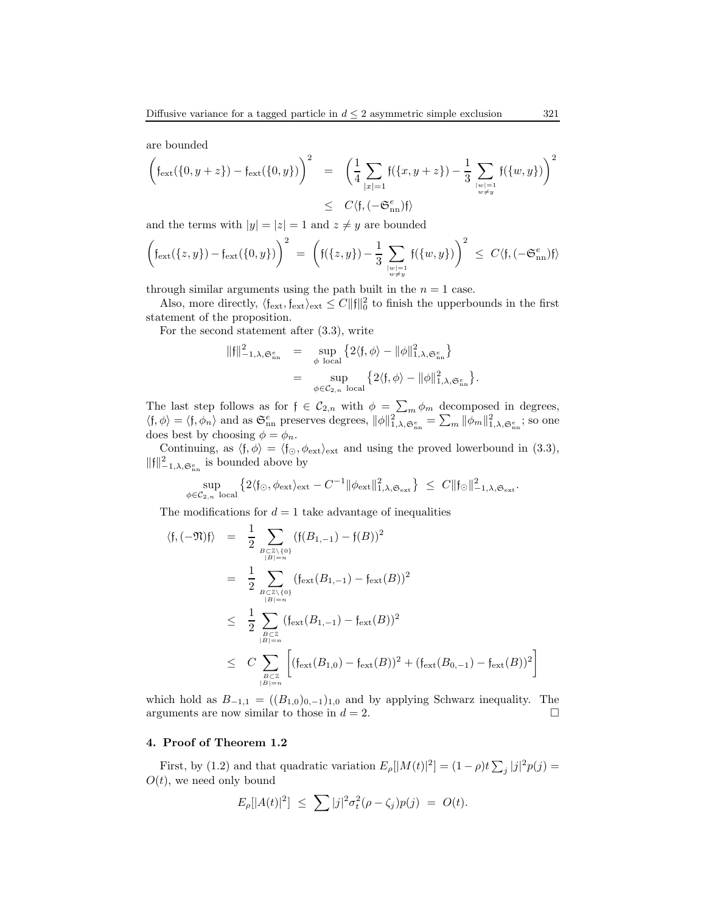are bounded

$$\left(\mathfrak{f}_{\rm ext}(\{0,y+z\}) - \mathfrak{f}_{\rm ext}(\{0,y\})\right)^2 \;=\; \left(\frac{1}{4}\sum_{|x|=1}\mathfrak{f}(\{x,y+z\}) - \frac{1}{3}\sum_{\substack{|w|=1\\ w\neq y}}\mathfrak{f}(\{w,y\})\right)^2$$
$$\leq\; C\langle \mathfrak{f}, (-\mathfrak{S}^e_{\rm nn})\mathfrak{f}\rangle$$

and the terms with $|y|=|z|=1$ and $z\neq y$ are bounded

$$\left(\mathfrak{f}_{\rm ext}(\{z,y\}) - \mathfrak{f}_{\rm ext}(\{0,y\})\right)^2 \;=\; \left(\mathfrak{f}(\{z,y\}) - \frac{1}{3}\sum_{\substack{|w|=1\\ w\neq y}}\mathfrak{f}(\{w,y\})\right)^2 \;\leq\; C\langle \mathfrak{f}, (-\mathfrak{S}^e_{\rm nn})\mathfrak{f}\rangle$$

through similar arguments using the path built in the $n=1$ case.

Also, more directly, $\langle \mathfrak{f}_{\rm ext}, \mathfrak{f}_{\rm ext}\rangle_{\rm ext} \leq C\|\mathfrak{f}\|_0^2$ to finish the upperbounds in the first statement of the proposition.

For the second statement after (3.3), write

$$\begin{aligned}
\|\mathfrak{f}\|^2_{-1,\lambda,\mathfrak{S}^e_{\rm nn}} &= \sup_{\phi \text{ local}}\left\{2\langle \mathfrak{f},\phi\rangle - \|\phi\|^2_{1,\lambda,\mathfrak{S}^e_{\rm nn}}\right\}\\
&= \sup_{\phi\in\mathcal{C}_{2,n} \text{ local}}\left\{2\langle \mathfrak{f},\phi\rangle - \|\phi\|^2_{1,\lambda,\mathfrak{S}^e_{\rm nn}}\right\}.
\end{aligned}$$

The last step follows as for $\mathfrak{f}\in\mathcal{C}_{2,n}$ with $\phi = \sum_m \phi_m$ decomposed in degrees, $\langle \mathfrak{f},\phi\rangle = \langle \mathfrak{f},\phi_n\rangle$ and as $\mathfrak{S}^e_{\rm nn}$ preserves degrees, $\|\phi\|^2_{1,\lambda,\mathfrak{S}^e_{\rm nn}} = \sum_m \|\phi_m\|^2_{1,\lambda,\mathfrak{S}^e_{\rm nn}}$; so one does best by choosing $\phi=\phi_n$.

Continuing, as $\langle \mathfrak{f},\phi\rangle = \langle \mathfrak{f}_\odot, \phi_{\rm ext}\rangle_{\rm ext}$ and using the proved lowerbound in (3.3), $\|\mathfrak{f}\|^2_{-1,\lambda,\mathfrak{S}^e_{\rm nn}}$ is bounded above by

$$\sup_{\phi\in\mathcal{C}_{2,n} \text{ local}}\left\{2\langle \mathfrak{f}_\odot,\phi_{\rm ext}\rangle_{\rm ext} - C^{-1}\|\phi_{\rm ext}\|^2_{1,\lambda,\mathfrak{S}_{\rm ext}}\right\} \;\leq\; C\|\mathfrak{f}_\odot\|^2_{-1,\lambda,\mathfrak{S}_{\rm ext}}.$$

The modifications for $d=1$ take advantage of inequalities

$$\begin{aligned}
\langle \mathfrak{f}, (-\mathfrak{N})\mathfrak{f}\rangle &= \frac{1}{2}\sum_{\substack{B\subset\mathbb{Z}\setminus\{0\}\\ |B|=n}}\left(\mathfrak{f}(B_{1,-1}) - \mathfrak{f}(B)\right)^2\\
&= \frac{1}{2}\sum_{\substack{B\subset\mathbb{Z}\setminus\{0\}\\ |B|=n}}\left(\mathfrak{f}_{\rm ext}(B_{1,-1}) - \mathfrak{f}_{\rm ext}(B)\right)^2\\
&\leq \frac{1}{2}\sum_{\substack{B\subset\mathbb{Z}\\ |B|=n}}\left(\mathfrak{f}_{\rm ext}(B_{1,-1}) - \mathfrak{f}_{\rm ext}(B)\right)^2\\
&\leq C\sum_{\substack{B\subset\mathbb{Z}\\ |B|=n}}\left[\left(\mathfrak{f}_{\rm ext}(B_{1,0}) - \mathfrak{f}_{\rm ext}(B)\right)^2 + \left(\mathfrak{f}_{\rm ext}(B_{0,-1}) - \mathfrak{f}_{\rm ext}(B)\right)^2\right]
\end{aligned}$$

which hold as $B_{-1,1} = ((B_{1,0})_{0,-1})_{1,0}$ and by applying Schwarz inequality. The arguments are now similar to those in $d=2$. □

## 4. Proof of Theorem 1.2

First, by (1.2) and that quadratic variation $E_\rho[|M(t)|^2] = (1-\rho)t\sum_j |j|^2 p(j) = O(t)$, we need only bound

$$E_\rho[|A(t)|^2] \;\leq\; \sum |j|^2\sigma_t^2(\rho - \zeta_j)p(j) \;=\; O(t).$$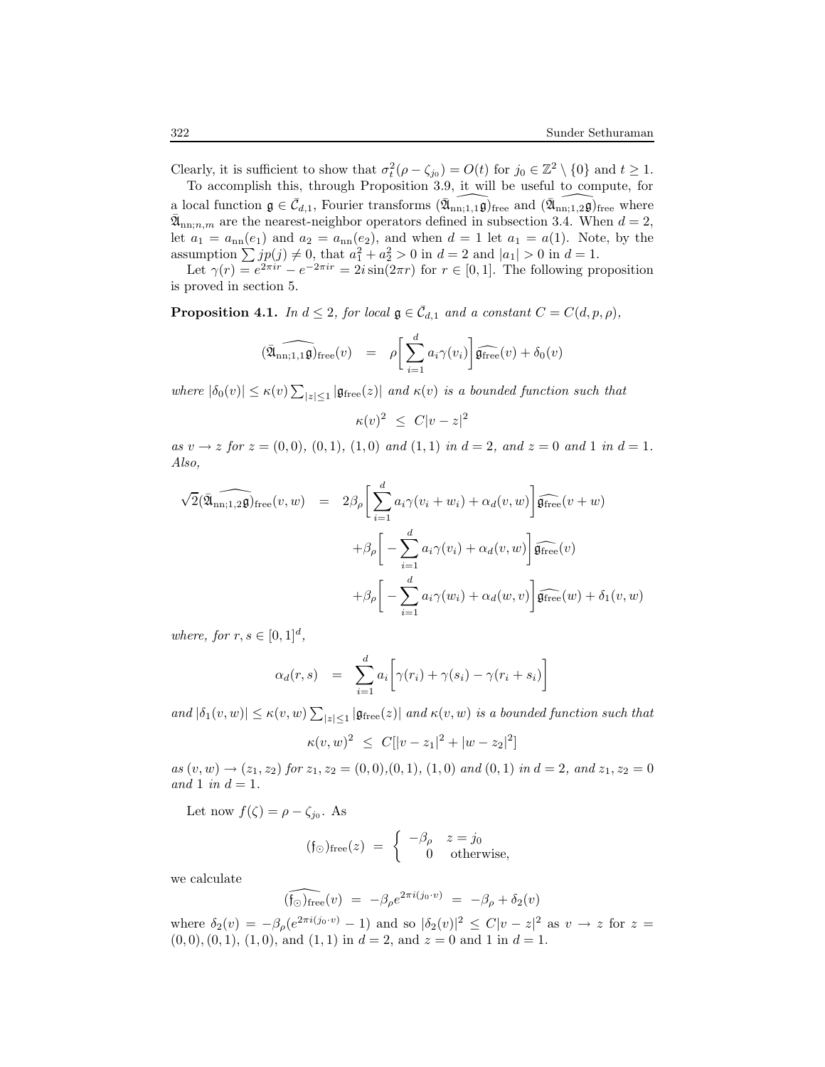Clearly, it is sufficient to show that $\sigma_t^2(\rho - \zeta_{j_0}) = O(t)$ for $j_0 \in \mathbb{Z}^2 \setminus \{0\}$ and $t \geq 1$.

To accomplish this, through Proposition 3.9, it will be useful to compute, for a local function $\mathfrak{g} \in \bar{\mathcal{C}}_{d,1}$, Fourier transforms $\widehat{(\bar{\mathfrak{A}}_{\mathrm{nn};1,1}\mathfrak{g})}_{\mathrm{free}}$ and $\widehat{(\bar{\mathfrak{A}}_{\mathrm{nn};1,2}\mathfrak{g})}_{\mathrm{free}}$ where $\bar{\mathfrak{A}}_{\mathrm{nn};n,m}$ are the nearest-neighbor operators defined in subsection 3.4. When $d = 2$, let $a_1 = a_{\mathrm{nn}}(e_1)$ and $a_2 = a_{\mathrm{nn}}(e_2)$, and when $d = 1$ let $a_1 = a(1)$. Note, by the assumption $\sum jp(j) \neq 0$, that $a_1^2 + a_2^2 > 0$ in $d = 2$ and $|a_1| > 0$ in $d = 1$.

Let $\gamma(r) = e^{2\pi i r} - e^{-2\pi i r} = 2i\sin(2\pi r)$ for $r \in [0,1]$. The following proposition is proved in section 5.

**Proposition 4.1.** *In $d \leq 2$, for local $\mathfrak{g} \in \bar{\mathcal{C}}_{d,1}$ and a constant $C = C(d,p,\rho)$,*

$$\widehat{(\bar{\mathfrak{A}}_{\mathrm{nn};1,1}\mathfrak{g})}_{\mathrm{free}}(v) \;\; = \;\; \rho\bigg[\sum_{i=1}^{d} a_i\gamma(v_i)\bigg]\widehat{\mathfrak{g}_{\mathrm{free}}}(v) + \delta_0(v)$$

*where $|\delta_0(v)| \leq \kappa(v)\sum_{|z|\leq 1}|\mathfrak{g}_{\mathrm{free}}(z)|$ and $\kappa(v)$ is a bounded function such that*

$$\kappa(v)^2 \;\; \leq \;\; C|v - z|^2$$

*as $v \to z$ for $z = (0,0)$, $(0,1)$, $(1,0)$ and $(1,1)$ in $d = 2$, and $z = 0$ and $1$ in $d = 1$. Also,*

$$\begin{aligned}
\sqrt{2}\widehat{(\bar{\mathfrak{A}}_{\mathrm{nn};1,2}\mathfrak{g})}_{\mathrm{free}}(v,w) \;\; &= \;\; 2\beta_\rho\bigg[\sum_{i=1}^{d} a_i\gamma(v_i + w_i) + \alpha_d(v,w)\bigg]\widehat{\mathfrak{g}_{\mathrm{free}}}(v+w) \\
&\quad + \beta_\rho\bigg[-\sum_{i=1}^{d} a_i\gamma(v_i) + \alpha_d(v,w)\bigg]\widehat{\mathfrak{g}_{\mathrm{free}}}(v) \\
&\quad + \beta_\rho\bigg[-\sum_{i=1}^{d} a_i\gamma(w_i) + \alpha_d(w,v)\bigg]\widehat{\mathfrak{g}_{\mathrm{free}}}(w) + \delta_1(v,w)
\end{aligned}$$

*where, for $r, s \in [0,1]^d$,*

$$\alpha_d(r,s) \;\; = \;\; \sum_{i=1}^{d} a_i\bigg[\gamma(r_i) + \gamma(s_i) - \gamma(r_i + s_i)\bigg]$$

*and $|\delta_1(v,w)| \leq \kappa(v,w)\sum_{|z|\leq 1}|\mathfrak{g}_{\mathrm{free}}(z)|$ and $\kappa(v,w)$ is a bounded function such that*

$$\kappa(v,w)^2 \;\; \leq \;\; C[|v - z_1|^2 + |w - z_2|^2]$$

*as $(v,w) \to (z_1,z_2)$ for $z_1, z_2 = (0,0)$, $(0,1)$, $(1,0)$ and $(0,1)$ in $d = 2$, and $z_1, z_2 = 0$ and $1$ in $d = 1$.*

Let now $f(\zeta) = \rho - \zeta_{j_0}$. As

$$(\mathfrak{f}_\odot)_{\mathrm{free}}(z) \;\; = \;\; \begin{cases} -\beta_\rho & z = j_0 \\ \;\;\; 0 & \text{otherwise,} \end{cases}$$

we calculate

$$\widehat{(\mathfrak{f}_\odot)_{\mathrm{free}}}(v) \;\; = \;\; -\beta_\rho e^{2\pi i(j_0\cdot v)} \;\; = \;\; -\beta_\rho + \delta_2(v)$$

where $\delta_2(v) = -\beta_\rho(e^{2\pi i(j_0\cdot v)} - 1)$ and so $|\delta_2(v)|^2 \leq C|v - z|^2$ as $v \to z$ for $z = (0,0), (0,1)$, $(1,0)$, and $(1,1)$ in $d = 2$, and $z = 0$ and $1$ in $d = 1$.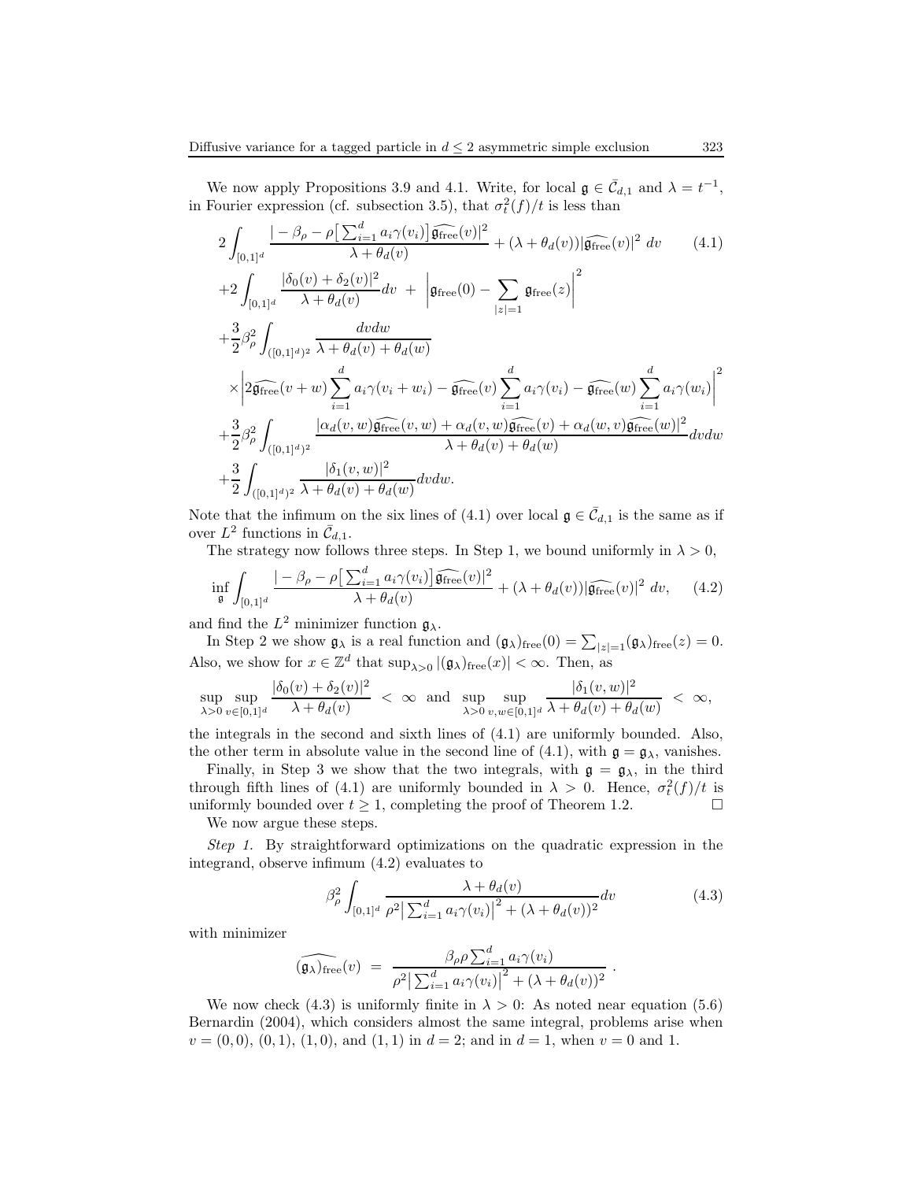We now apply Propositions 3.9 and 4.1. Write, for local $\mathfrak{g} \in \bar{\mathcal{C}}_{d,1}$ and $\lambda = t^{-1}$, in Fourier expression (cf. subsection 3.5), that $\sigma_t^2(f)/t$ is less than

$$
\begin{aligned}
&2\int_{[0,1]^d} \frac{\left| -\beta_\rho - \rho\left[\sum_{i=1}^d a_i\gamma(v_i)\right]\widehat{\mathfrak{g}_{\rm free}}(v)\right|^2}{\lambda+\theta_d(v)} + (\lambda+\theta_d(v))|\widehat{\mathfrak{g}_{\rm free}}(v)|^2\, dv \qquad (4.1)\\
&+2\int_{[0,1]^d} \frac{|\delta_0(v)+\delta_2(v)|^2}{\lambda+\theta_d(v)}dv \;+\; \left|\mathfrak{g}_{\rm free}(0) - \sum_{|z|=1}\mathfrak{g}_{\rm free}(z)\right|^2\\
&+\frac{3}{2}\beta_\rho^2\int_{([0,1]^d)^2} \frac{dvdw}{\lambda+\theta_d(v)+\theta_d(w)}\\
&\times\left|2\widehat{\mathfrak{g}_{\rm free}}(v+w)\sum_{i=1}^d a_i\gamma(v_i+w_i) - \widehat{\mathfrak{g}_{\rm free}}(v)\sum_{i=1}^d a_i\gamma(v_i) - \widehat{\mathfrak{g}_{\rm free}}(w)\sum_{i=1}^d a_i\gamma(w_i)\right|^2\\
&+\frac{3}{2}\beta_\rho^2\int_{([0,1]^d)^2} \frac{|\alpha_d(v,w)\widehat{\mathfrak{g}_{\rm free}}(v,w)+\alpha_d(v,w)\widehat{\mathfrak{g}_{\rm free}}(v)+\alpha_d(w,v)\widehat{\mathfrak{g}_{\rm free}}(w)|^2}{\lambda+\theta_d(v)+\theta_d(w)}dvdw\\
&+\frac{3}{2}\int_{([0,1]^d)^2} \frac{|\delta_1(v,w)|^2}{\lambda+\theta_d(v)+\theta_d(w)}dvdw.
\end{aligned}
$$

Note that the infimum on the six lines of (4.1) over local $\mathfrak{g} \in \bar{\mathcal{C}}_{d,1}$ is the same as if over $L^2$ functions in $\bar{\mathcal{C}}_{d,1}$.

The strategy now follows three steps. In Step 1, we bound uniformly in $\lambda > 0$,

$$
\inf_{\mathfrak{g}} \int_{[0,1]^d} \frac{\left| -\beta_\rho - \rho\left[\sum_{i=1}^d a_i\gamma(v_i)\right]\widehat{\mathfrak{g}_{\rm free}}(v)\right|^2}{\lambda+\theta_d(v)} + (\lambda+\theta_d(v))|\widehat{\mathfrak{g}_{\rm free}}(v)|^2\, dv, \qquad (4.2)
$$

and find the $L^2$ minimizer function $\mathfrak{g}_\lambda$.

In Step 2 we show $\mathfrak{g}_\lambda$ is a real function and $(\mathfrak{g}_\lambda)_{\rm free}(0) = \sum_{|z|=1}(\mathfrak{g}_\lambda)_{\rm free}(z) = 0$. Also, we show for $x \in \mathbb{Z}^d$ that $\sup_{\lambda>0}|(\mathfrak{g}_\lambda)_{\rm free}(x)| < \infty$. Then, as

$$
\sup_{\lambda>0}\sup_{v\in[0,1]^d} \frac{|\delta_0(v)+\delta_2(v)|^2}{\lambda+\theta_d(v)} \;<\; \infty \quad\text{and}\quad \sup_{\lambda>0}\sup_{v,w\in[0,1]^d} \frac{|\delta_1(v,w)|^2}{\lambda+\theta_d(v)+\theta_d(w)} \;<\; \infty,
$$

the integrals in the second and sixth lines of (4.1) are uniformly bounded. Also, the other term in absolute value in the second line of (4.1), with $\mathfrak{g} = \mathfrak{g}_\lambda$, vanishes.

Finally, in Step 3 we show that the two integrals, with $\mathfrak{g} = \mathfrak{g}_\lambda$, in the third through fifth lines of (4.1) are uniformly bounded in $\lambda > 0$. Hence, $\sigma_t^2(f)/t$ is uniformly bounded over $t \geq 1$, completing the proof of Theorem 1.2. $\square$

We now argue these steps.

*Step 1.* By straightforward optimizations on the quadratic expression in the integrand, observe infimum (4.2) evaluates to

$$
\beta_\rho^2\int_{[0,1]^d} \frac{\lambda+\theta_d(v)}{\rho^2\left|\sum_{i=1}^d a_i\gamma(v_i)\right|^2 + (\lambda+\theta_d(v))^2}dv \qquad (4.3)
$$

with minimizer

$$
\widehat{(\mathfrak{g}_\lambda)_{\rm free}}(v) \;=\; \frac{\beta_\rho\rho\sum_{i=1}^d a_i\gamma(v_i)}{\rho^2\left|\sum_{i=1}^d a_i\gamma(v_i)\right|^2 + (\lambda+\theta_d(v))^2}\;.
$$

We now check (4.3) is uniformly finite in $\lambda > 0$: As noted near equation (5.6) Bernardin (2004), which considers almost the same integral, problems arise when $v = (0,0)$, $(0,1)$, $(1,0)$, and $(1,1)$ in $d = 2$; and in $d = 1$, when $v = 0$ and $1$.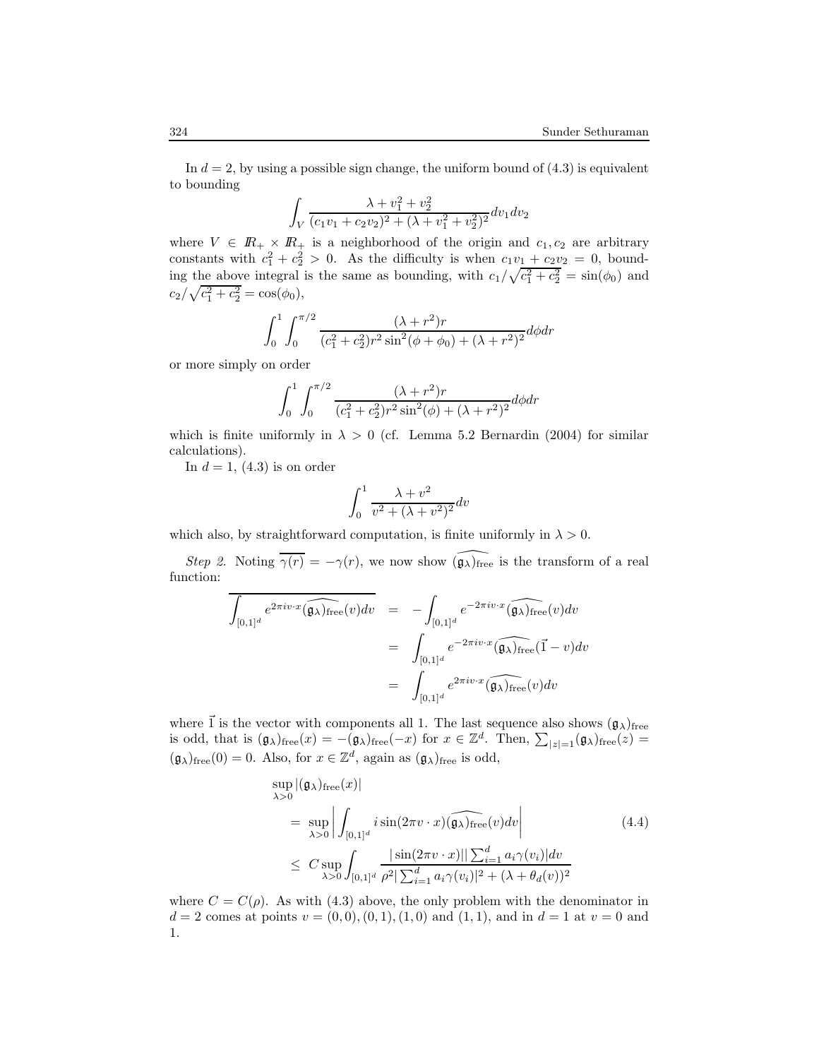In $d = 2$, by using a possible sign change, the uniform bound of (4.3) is equivalent to bounding

$$\int_V \frac{\lambda + v_1^2 + v_2^2}{(c_1 v_1 + c_2 v_2)^2 + (\lambda + v_1^2 + v_2^2)^2} dv_1 dv_2$$

where $V \in \mathbb{R}_+ \times \mathbb{R}_+$ is a neighborhood of the origin and $c_1, c_2$ are arbitrary constants with $c_1^2 + c_2^2 > 0$. As the difficulty is when $c_1 v_1 + c_2 v_2 = 0$, bounding the above integral is the same as bounding, with $c_1/\sqrt{c_1^2 + c_2^2} = \sin(\phi_0)$ and $c_2/\sqrt{c_1^2 + c_2^2} = \cos(\phi_0)$,

$$\int_0^1 \int_0^{\pi/2} \frac{(\lambda + r^2) r}{(c_1^2 + c_2^2) r^2 \sin^2(\phi + \phi_0) + (\lambda + r^2)^2} d\phi dr$$

or more simply on order

$$\int_0^1 \int_0^{\pi/2} \frac{(\lambda + r^2) r}{(c_1^2 + c_2^2) r^2 \sin^2(\phi) + (\lambda + r^2)^2} d\phi dr$$

which is finite uniformly in $\lambda > 0$ (cf. Lemma 5.2 Bernardin (2004) for similar calculations).

In $d = 1$, (4.3) is on order

$$\int_0^1 \frac{\lambda + v^2}{v^2 + (\lambda + v^2)^2} dv$$

which also, by straightforward computation, is finite uniformly in $\lambda > 0$.

*Step 2.* Noting $\overline{\gamma(r)} = -\gamma(r)$, we now show $\widehat{(\mathfrak{g}_\lambda)}_{\text{free}}$ is the transform of a real function:

$$\begin{aligned}
\overline{\int_{[0,1]^d} e^{2\pi i v \cdot x} \widehat{(\mathfrak{g}_\lambda)}_{\text{free}}(v) dv} &= -\int_{[0,1]^d} e^{-2\pi i v \cdot x} \widehat{(\mathfrak{g}_\lambda)}_{\text{free}}(v) dv \\
&= \int_{[0,1]^d} e^{-2\pi i v \cdot x} \widehat{(\mathfrak{g}_\lambda)}_{\text{free}}(\vec{1} - v) dv \\
&= \int_{[0,1]^d} e^{2\pi i v \cdot x} \widehat{(\mathfrak{g}_\lambda)}_{\text{free}}(v) dv
\end{aligned}$$

where $\vec{1}$ is the vector with components all 1. The last sequence also shows $(\mathfrak{g}_\lambda)_{\text{free}}$ is odd, that is $(\mathfrak{g}_\lambda)_{\text{free}}(x) = -(\mathfrak{g}_\lambda)_{\text{free}}(-x)$ for $x \in \mathbb{Z}^d$. Then, $\sum_{|z|=1} (\mathfrak{g}_\lambda)_{\text{free}}(z) = (\mathfrak{g}_\lambda)_{\text{free}}(0) = 0$. Also, for $x \in \mathbb{Z}^d$, again as $(\mathfrak{g}_\lambda)_{\text{free}}$ is odd,

$$\begin{aligned}
&\sup_{\lambda > 0} |(\mathfrak{g}_\lambda)_{\text{free}}(x)| \\
&\quad = \sup_{\lambda > 0} \left| \int_{[0,1]^d} i \sin(2\pi v \cdot x) \widehat{(\mathfrak{g}_\lambda)}_{\text{free}}(v) dv \right| \qquad (4.4) \\
&\quad \leq C \sup_{\lambda > 0} \int_{[0,1]^d} \frac{|\sin(2\pi v \cdot x)| |\sum_{i=1}^d a_i \gamma(v_i)| dv}{\rho^2 |\sum_{i=1}^d a_i \gamma(v_i)|^2 + (\lambda + \theta_d(v))^2}
\end{aligned}$$

where $C = C(\rho)$. As with (4.3) above, the only problem with the denominator in $d = 2$ comes at points $v = (0,0), (0,1), (1,0)$ and $(1,1)$, and in $d = 1$ at $v = 0$ and 1.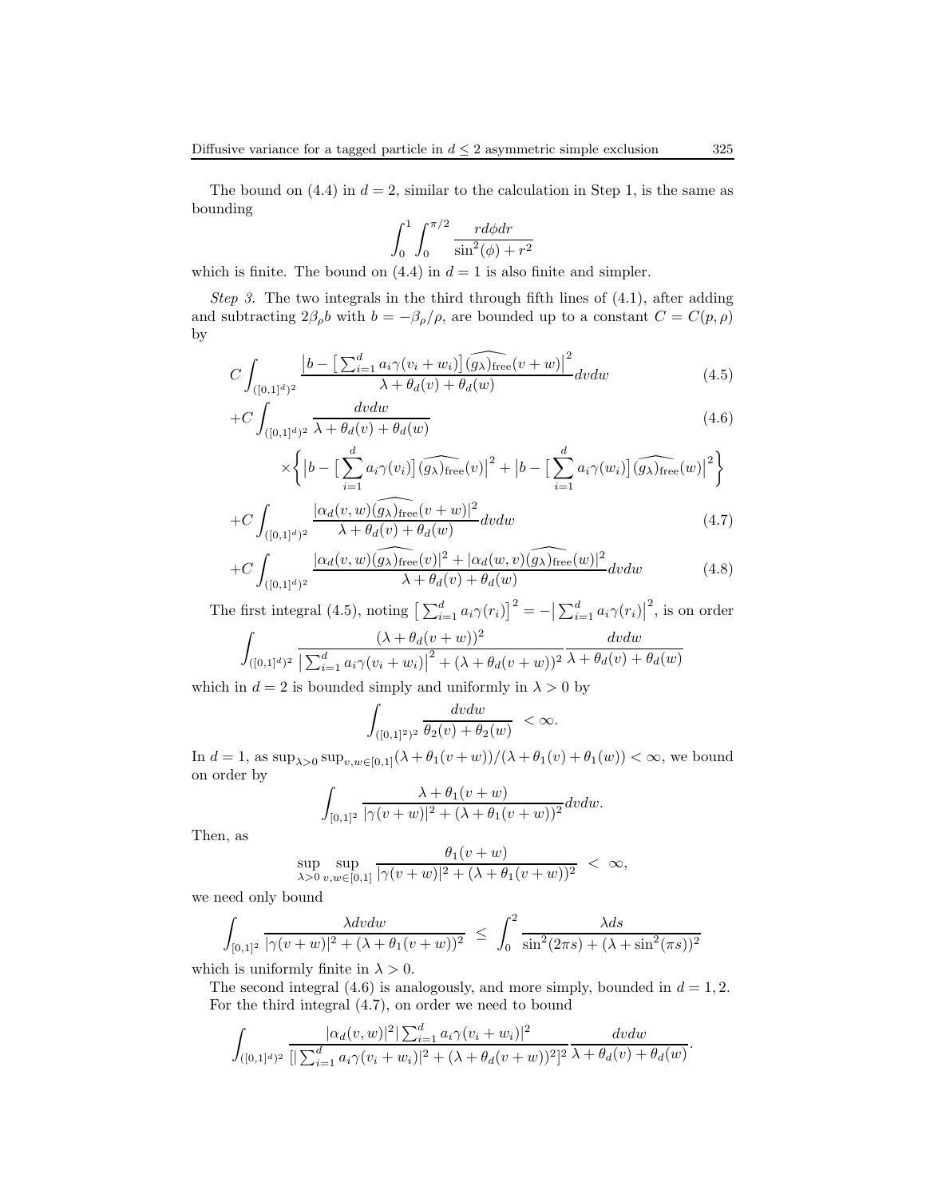The bound on (4.4) in $d = 2$, similar to the calculation in Step 1, is the same as bounding

$$\int_0^1 \int_0^{\pi/2} \frac{r d\phi dr}{\sin^2(\phi) + r^2}$$

which is finite. The bound on (4.4) in $d = 1$ is also finite and simpler.

*Step 3.* The two integrals in the third through fifth lines of (4.1), after adding and subtracting $2\beta_\rho b$ with $b = -\beta_\rho/\rho$, are bounded up to a constant $C = C(p, \rho)$ by

$$C \int_{([0,1]^d)^2} \frac{\left|b - \left[\sum_{i=1}^d a_i \gamma(v_i + w_i)\right] \widehat{(g_\lambda)_{\text{free}}}(v + w)\right|^2}{\lambda + \theta_d(v) + \theta_d(w)} dv dw \tag{4.5}$$

$$+C \int_{([0,1]^d)^2} \frac{dv dw}{\lambda + \theta_d(v) + \theta_d(w)} \tag{4.6}$$

$$\times \left\{ \left|b - \left[\sum_{i=1}^d a_i \gamma(v_i)\right] \widehat{(g_\lambda)_{\text{free}}}(v)\right|^2 + \left|b - \left[\sum_{i=1}^d a_i \gamma(w_i)\right] \widehat{(g_\lambda)_{\text{free}}}(w)\right|^2 \right\}$$

$$+C \int_{([0,1]^d)^2} \frac{|\alpha_d(v, w) \widehat{(g_\lambda)_{\text{free}}}(v + w)|^2}{\lambda + \theta_d(v) + \theta_d(w)} dv dw \tag{4.7}$$

$$+C \int_{([0,1]^d)^2} \frac{|\alpha_d(v, w) \widehat{(g_\lambda)_{\text{free}}}(v)|^2 + |\alpha_d(w, v) \widehat{(g_\lambda)_{\text{free}}}(w)|^2}{\lambda + \theta_d(v) + \theta_d(w)} dv dw \tag{4.8}$$

The first integral (4.5), noting $\left[\sum_{i=1}^d a_i \gamma(r_i)\right]^2 = -\left|\sum_{i=1}^d a_i \gamma(r_i)\right|^2$, is on order

$$\int_{([0,1]^d)^2} \frac{(\lambda + \theta_d(v + w))^2}{\left|\sum_{i=1}^d a_i \gamma(v_i + w_i)\right|^2 + (\lambda + \theta_d(v + w))^2} \frac{dv dw}{\lambda + \theta_d(v) + \theta_d(w)}$$

which in $d = 2$ is bounded simply and uniformly in $\lambda > 0$ by

$$\int_{([0,1]^2)^2} \frac{dv dw}{\theta_2(v) + \theta_2(w)} < \infty.$$

In $d = 1$, as $\sup_{\lambda > 0} \sup_{v, w \in [0,1]} (\lambda + \theta_1(v + w))/(\lambda + \theta_1(v) + \theta_1(w)) < \infty$, we bound on order by

$$\int_{[0,1]^2} \frac{\lambda + \theta_1(v + w)}{|\gamma(v + w)|^2 + (\lambda + \theta_1(v + w))^2} dv dw.$$

Then, as

$$\sup_{\lambda > 0} \sup_{v, w \in [0,1]} \frac{\theta_1(v + w)}{|\gamma(v + w)|^2 + (\lambda + \theta_1(v + w))^2} < \infty,$$

we need only bound

$$\int_{[0,1]^2} \frac{\lambda dv dw}{|\gamma(v + w)|^2 + (\lambda + \theta_1(v + w))^2} \leq \int_0^2 \frac{\lambda ds}{\sin^2(2\pi s) + (\lambda + \sin^2(\pi s))^2}$$

which is uniformly finite in $\lambda > 0$.

The second integral (4.6) is analogously, and more simply, bounded in $d = 1, 2$.

For the third integral (4.7), on order we need to bound

$$\int_{([0,1]^d)^2} \frac{|\alpha_d(v, w)|^2 \left|\sum_{i=1}^d a_i \gamma(v_i + w_i)\right|^2}{\left[\left|\sum_{i=1}^d a_i \gamma(v_i + w_i)\right|^2 + (\lambda + \theta_d(v + w))^2\right]^2} \frac{dv dw}{\lambda + \theta_d(v) + \theta_d(w)}.$$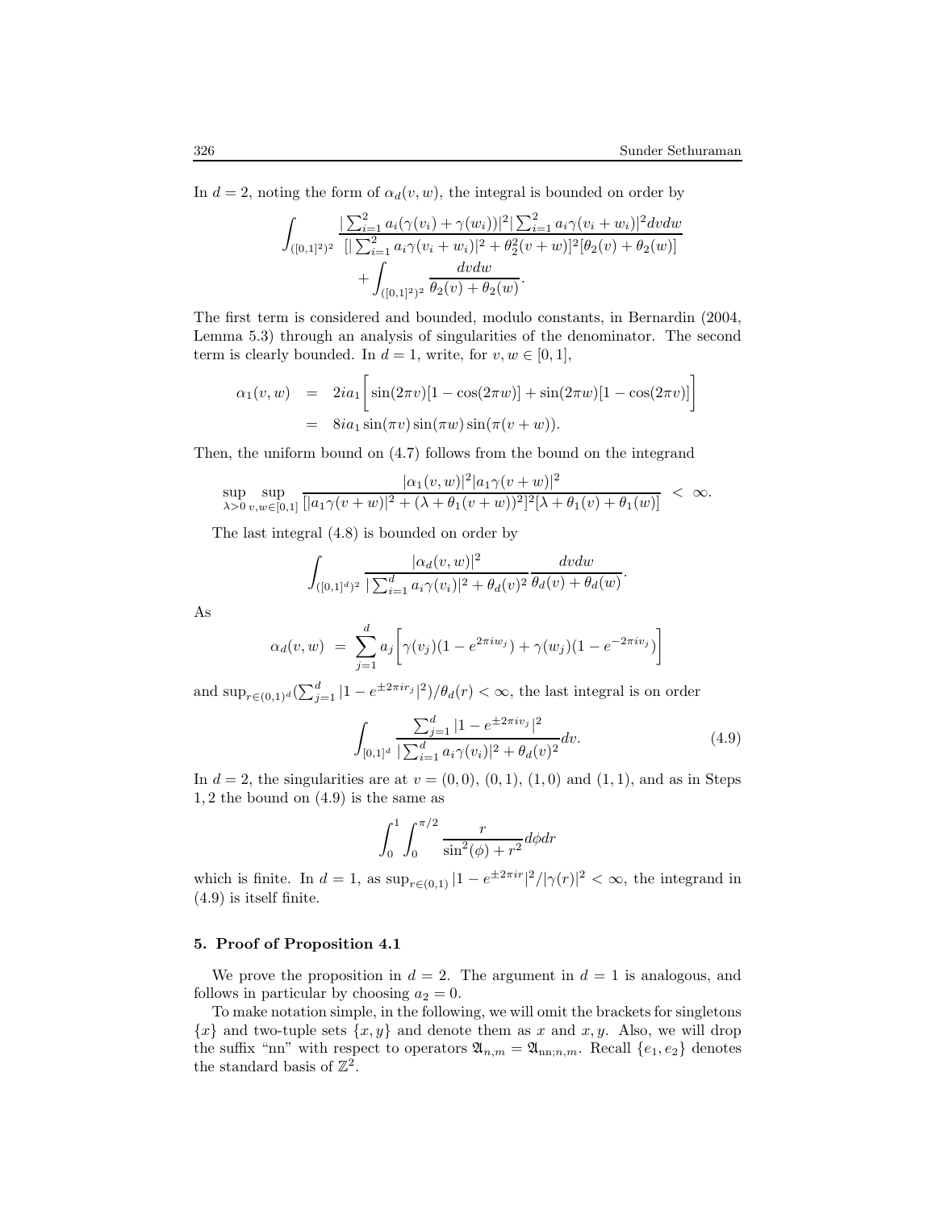In $d = 2$, noting the form of $\alpha_d(v, w)$, the integral is bounded on order by

$$\int_{([0,1]^2)^2} \frac{|\sum_{i=1}^2 a_i(\gamma(v_i) + \gamma(w_i))|^2 |\sum_{i=1}^2 a_i \gamma(v_i + w_i)|^2 dv dw}{[|\sum_{i=1}^2 a_i \gamma(v_i + w_i)|^2 + \theta_2^2(v + w)]^2 [\theta_2(v) + \theta_2(w)]} + \int_{([0,1]^2)^2} \frac{dv dw}{\theta_2(v) + \theta_2(w)}.$$

The first term is considered and bounded, modulo constants, in Bernardin (2004, Lemma 5.3) through an analysis of singularities of the denominator. The second term is clearly bounded. In $d = 1$, write, for $v, w \in [0, 1]$,

$$\begin{aligned}
\alpha_1(v, w) &= 2ia_1 \bigg[ \sin(2\pi v)[1 - \cos(2\pi w)] + \sin(2\pi w)[1 - \cos(2\pi v)] \bigg] \\
&= 8ia_1 \sin(\pi v) \sin(\pi w) \sin(\pi(v + w)).
\end{aligned}$$

Then, the uniform bound on (4.7) follows from the bound on the integrand

$$\sup_{\lambda > 0} \sup_{v, w \in [0,1]} \frac{|\alpha_1(v, w)|^2 |a_1 \gamma(v + w)|^2}{[|a_1 \gamma(v + w)|^2 + (\lambda + \theta_1(v + w))^2]^2 [\lambda + \theta_1(v) + \theta_1(w)]} < \infty.$$

The last integral (4.8) is bounded on order by

$$\int_{([0,1]^d)^2} \frac{|\alpha_d(v, w)|^2}{|\sum_{i=1}^d a_i \gamma(v_i)|^2 + \theta_d(v)^2} \frac{dv dw}{\theta_d(v) + \theta_d(w)}.$$

As

$$\alpha_d(v, w) = \sum_{j=1}^d a_j \bigg[ \gamma(v_j)(1 - e^{2\pi i w_j}) + \gamma(w_j)(1 - e^{-2\pi i v_j}) \bigg]$$

and $\sup_{r \in (0,1)^d} (\sum_{j=1}^d |1 - e^{\pm 2\pi i r_j}|^2)/\theta_d(r) < \infty$, the last integral is on order

$$\int_{[0,1]^d} \frac{\sum_{j=1}^d |1 - e^{\pm 2\pi i v_j}|^2}{|\sum_{i=1}^d a_i \gamma(v_i)|^2 + \theta_d(v)^2} dv. \tag{4.9}$$

In $d = 2$, the singularities are at $v = (0, 0)$, $(0, 1)$, $(1, 0)$ and $(1, 1)$, and as in Steps $1, 2$ the bound on (4.9) is the same as

$$\int_0^1 \int_0^{\pi/2} \frac{r}{\sin^2(\phi) + r^2} d\phi dr$$

which is finite. In $d = 1$, as $\sup_{r \in (0,1)} |1 - e^{\pm 2\pi i r}|^2 / |\gamma(r)|^2 < \infty$, the integrand in (4.9) is itself finite.

## 5. Proof of Proposition 4.1

We prove the proposition in $d = 2$. The argument in $d = 1$ is analogous, and follows in particular by choosing $a_2 = 0$.

To make notation simple, in the following, we will omit the brackets for singletons $\{x\}$ and two-tuple sets $\{x, y\}$ and denote them as $x$ and $x, y$. Also, we will drop the suffix "nn" with respect to operators $\mathfrak{A}_{n,m} = \mathfrak{A}_{\text{nn};n,m}$. Recall $\{e_1, e_2\}$ denotes the standard basis of $\mathbb{Z}^2$.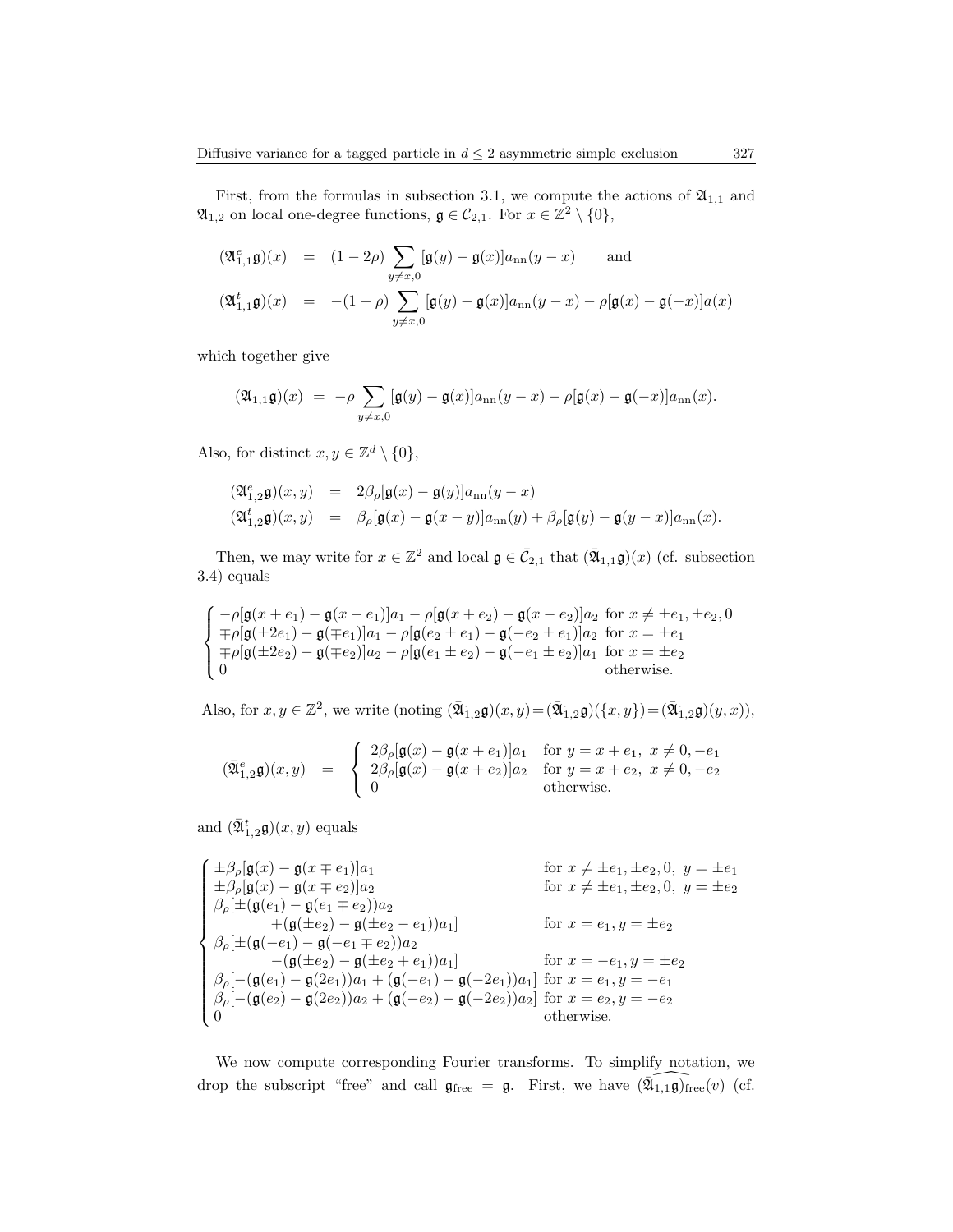First, from the formulas in subsection 3.1, we compute the actions of $\mathfrak{A}_{1,1}$ and $\mathfrak{A}_{1,2}$ on local one-degree functions, $\mathfrak{g} \in \mathcal{C}_{2,1}$. For $x \in \mathbb{Z}^2 \setminus \{0\}$,

$$
\begin{aligned}
(\mathfrak{A}^e_{1,1}\mathfrak{g})(x) &= (1-2\rho)\sum_{y\neq x,0}[\mathfrak{g}(y)-\mathfrak{g}(x)]a_{\rm nn}(y-x) \qquad \text{and}\\
(\mathfrak{A}^t_{1,1}\mathfrak{g})(x) &= -(1-\rho)\sum_{y\neq x,0}[\mathfrak{g}(y)-\mathfrak{g}(x)]a_{\rm nn}(y-x) - \rho[\mathfrak{g}(x)-\mathfrak{g}(-x)]a(x)
\end{aligned}
$$

which together give

$$
(\mathfrak{A}_{1,1}\mathfrak{g})(x) \;=\; -\rho\sum_{y\neq x,0}[\mathfrak{g}(y)-\mathfrak{g}(x)]a_{\rm nn}(y-x) - \rho[\mathfrak{g}(x)-\mathfrak{g}(-x)]a_{\rm nn}(x).
$$

Also, for distinct $x, y \in \mathbb{Z}^d \setminus \{0\}$,

$$
\begin{aligned}
(\mathfrak{A}^e_{1,2}\mathfrak{g})(x,y) &= 2\beta_\rho[\mathfrak{g}(x)-\mathfrak{g}(y)]a_{\rm nn}(y-x)\\
(\mathfrak{A}^t_{1,2}\mathfrak{g})(x,y) &= \beta_\rho[\mathfrak{g}(x)-\mathfrak{g}(x-y)]a_{\rm nn}(y) + \beta_\rho[\mathfrak{g}(y)-\mathfrak{g}(y-x)]a_{\rm nn}(x).
\end{aligned}
$$

Then, we may write for $x \in \mathbb{Z}^2$ and local $\mathfrak{g} \in \bar{\mathcal{C}}_{2,1}$ that $(\bar{\mathfrak{A}}_{1,1}\mathfrak{g})(x)$ (cf. subsection 3.4) equals

$$
\begin{cases}
-\rho[\mathfrak{g}(x+e_1)-\mathfrak{g}(x-e_1)]a_1 - \rho[\mathfrak{g}(x+e_2)-\mathfrak{g}(x-e_2)]a_2 & \text{for } x \neq \pm e_1, \pm e_2, 0\\
\mp\rho[\mathfrak{g}(\pm 2e_1)-\mathfrak{g}(\mp e_1)]a_1 - \rho[\mathfrak{g}(e_2 \pm e_1)-\mathfrak{g}(-e_2\pm e_1)]a_2 & \text{for } x = \pm e_1\\
\mp\rho[\mathfrak{g}(\pm 2e_2)-\mathfrak{g}(\mp e_2)]a_2 - \rho[\mathfrak{g}(e_1 \pm e_2)-\mathfrak{g}(-e_1\pm e_2)]a_1 & \text{for } x = \pm e_2\\
0 & \text{otherwise.}
\end{cases}
$$

Also, for $x, y \in \mathbb{Z}^2$, we write (noting $(\bar{\mathfrak{A}}^{\cdot}_{1,2}\mathfrak{g})(x,y) = (\bar{\mathfrak{A}}^{\cdot}_{1,2}\mathfrak{g})(\{x,y\}) = (\bar{\mathfrak{A}}^{\cdot}_{1,2}\mathfrak{g})(y,x)$),

$$
(\bar{\mathfrak{A}}^e_{1,2}\mathfrak{g})(x,y) \;=\; \begin{cases}
2\beta_\rho[\mathfrak{g}(x)-\mathfrak{g}(x+e_1)]a_1 & \text{for } y = x+e_1,\ x\neq 0, -e_1\\
2\beta_\rho[\mathfrak{g}(x)-\mathfrak{g}(x+e_2)]a_2 & \text{for } y = x+e_2,\ x\neq 0, -e_2\\
0 & \text{otherwise.}
\end{cases}
$$

and $(\bar{\mathfrak{A}}^t_{1,2}\mathfrak{g})(x,y)$ equals

$$
\begin{cases}
\pm\beta_\rho[\mathfrak{g}(x)-\mathfrak{g}(x\mp e_1)]a_1 & \text{for } x\neq \pm e_1, \pm e_2, 0,\ y=\pm e_1\\
\pm\beta_\rho[\mathfrak{g}(x)-\mathfrak{g}(x\mp e_2)]a_2 & \text{for } x\neq \pm e_1, \pm e_2, 0,\ y=\pm e_2\\
\beta_\rho[\pm(\mathfrak{g}(e_1)-\mathfrak{g}(e_1\mp e_2))a_2 & \\
\qquad +(\mathfrak{g}(\pm e_2)-\mathfrak{g}(\pm e_2 - e_1))a_1] & \text{for } x = e_1, y=\pm e_2\\
\beta_\rho[\pm(\mathfrak{g}(-e_1)-\mathfrak{g}(-e_1\mp e_2))a_2 & \\
\qquad -(\mathfrak{g}(\pm e_2)-\mathfrak{g}(\pm e_2 + e_1))a_1] & \text{for } x = -e_1, y=\pm e_2\\
\beta_\rho[-(\mathfrak{g}(e_1)-\mathfrak{g}(2e_1))a_1 + (\mathfrak{g}(-e_1)-\mathfrak{g}(-2e_1))a_1] & \text{for } x=e_1, y=-e_1\\
\beta_\rho[-(\mathfrak{g}(e_2)-\mathfrak{g}(2e_2))a_2 + (\mathfrak{g}(-e_2)-\mathfrak{g}(-2e_2))a_2] & \text{for } x=e_2, y=-e_2\\
0 & \text{otherwise.}
\end{cases}
$$

We now compute corresponding Fourier transforms. To simplify notation, we drop the subscript "free" and call $\mathfrak{g}_{\rm free} = \mathfrak{g}$. First, we have $\widehat{(\bar{\mathfrak{A}}_{1,1}\mathfrak{g})}_{\rm free}(v)$ (cf.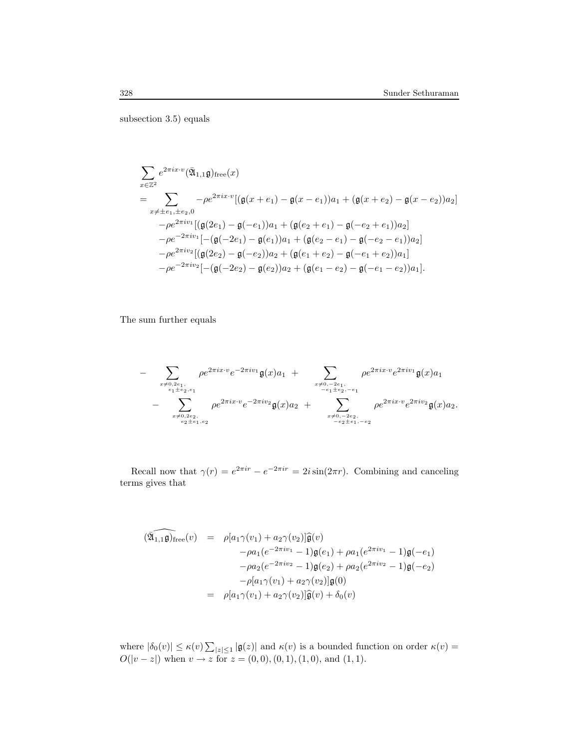subsection 3.5) equals

$$
\begin{aligned}
&\sum_{x\in\mathbb{Z}^2} e^{2\pi i x\cdot v}(\bar{\mathfrak{A}}_{1,1}\mathfrak{g})_{\rm free}(x)\\
&= \sum_{x\neq \pm e_1,\pm e_2,0} -\rho e^{2\pi i x\cdot v}[(\mathfrak{g}(x+e_1)-\mathfrak{g}(x-e_1))a_1 + (\mathfrak{g}(x+e_2)-\mathfrak{g}(x-e_2))a_2]\\
&\quad -\rho e^{2\pi i v_1}[(\mathfrak{g}(2e_1)-\mathfrak{g}(-e_1))a_1 + (\mathfrak{g}(e_2+e_1)-\mathfrak{g}(-e_2+e_1))a_2]\\
&\quad -\rho e^{-2\pi i v_1}[-(\mathfrak{g}(-2e_1)-\mathfrak{g}(e_1))a_1 + (\mathfrak{g}(e_2-e_1)-\mathfrak{g}(-e_2-e_1))a_2]\\
&\quad -\rho e^{2\pi i v_2}[(\mathfrak{g}(2e_2)-\mathfrak{g}(-e_2))a_2 + (\mathfrak{g}(e_1+e_2)-\mathfrak{g}(-e_1+e_2))a_1]\\
&\quad -\rho e^{-2\pi i v_2}[-(\mathfrak{g}(-2e_2)-\mathfrak{g}(e_2))a_2 + (\mathfrak{g}(e_1-e_2)-\mathfrak{g}(-e_1-e_2))a_1].
\end{aligned}
$$

The sum further equals

$$
\begin{aligned}
&- \sum_{\substack{x\neq 0,2e_1,\\ e_1\pm e_2,e_1}} \rho e^{2\pi i x\cdot v}e^{-2\pi i v_1}\mathfrak{g}(x)a_1 \;+\; \sum_{\substack{x\neq 0,-2e_1,\\ -e_1\pm e_2,-e_1}} \rho e^{2\pi i x\cdot v}e^{2\pi i v_1}\mathfrak{g}(x)a_1\\
&\quad - \sum_{\substack{x\neq 0,2e_2,\\ e_2\pm e_1,e_2}} \rho e^{2\pi i x\cdot v}e^{-2\pi i v_2}\mathfrak{g}(x)a_2 \;+\; \sum_{\substack{x\neq 0,-2e_2,\\ -e_2\pm e_1,-e_2}} \rho e^{2\pi i x\cdot v}e^{2\pi i v_2}\mathfrak{g}(x)a_2.
\end{aligned}
$$

Recall now that $\gamma(r) = e^{2\pi i r} - e^{-2\pi i r} = 2i\sin(2\pi r)$. Combining and canceling terms gives that

$$
\begin{aligned}
\widehat{(\bar{\mathfrak{A}}_{1,1}\mathfrak{g})}_{\rm free}(v) &= \rho[a_1\gamma(v_1)+a_2\gamma(v_2)]\widehat{\mathfrak{g}}(v)\\
&\quad -\rho a_1(e^{-2\pi i v_1}-1)\mathfrak{g}(e_1) + \rho a_1(e^{2\pi i v_1}-1)\mathfrak{g}(-e_1)\\
&\quad -\rho a_2(e^{-2\pi i v_2}-1)\mathfrak{g}(e_2) + \rho a_2(e^{2\pi i v_2}-1)\mathfrak{g}(-e_2)\\
&\quad -\rho[a_1\gamma(v_1)+a_2\gamma(v_2)]\mathfrak{g}(0)\\
&= \rho[a_1\gamma(v_1)+a_2\gamma(v_2)]\widehat{\mathfrak{g}}(v) + \delta_0(v)
\end{aligned}
$$

where $|\delta_0(v)| \le \kappa(v)\sum_{|z|\le 1}|\mathfrak{g}(z)|$ and $\kappa(v)$ is a bounded function on order $\kappa(v) = O(|v-z|)$ when $v\to z$ for $z = (0,0),(0,1),(1,0)$, and $(1,1)$.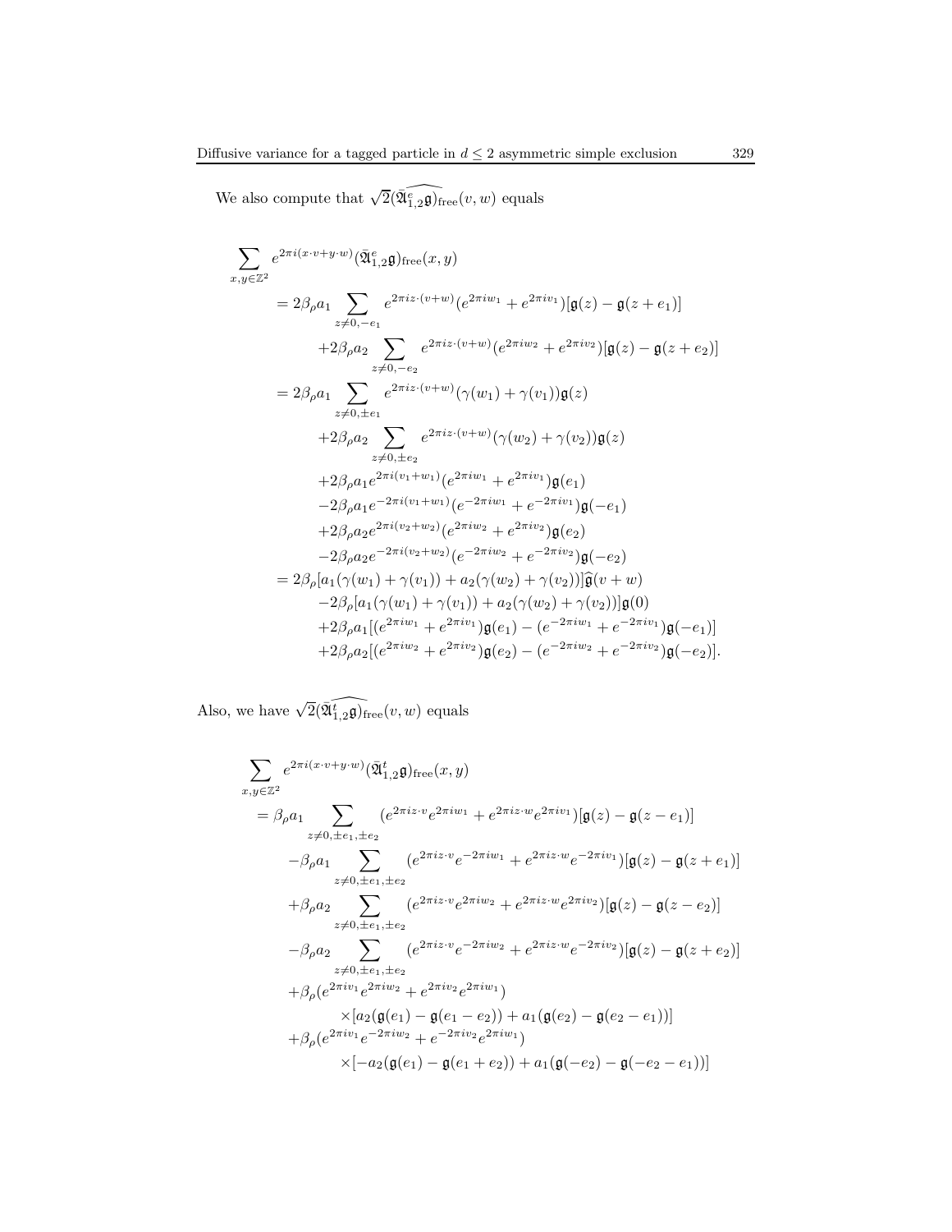We also compute that $\sqrt{2}\widehat{(\bar{\mathfrak{A}}^e_{1,2}\mathfrak{g})}_{\text{free}}(v,w)$ equals

$$
\begin{aligned}
&\sum_{x,y\in\mathbb{Z}^2} e^{2\pi i(x\cdot v+y\cdot w)}(\bar{\mathfrak{A}}^e_{1,2}\mathfrak{g})_{\text{free}}(x,y)\\
&\quad = 2\beta_\rho a_1 \sum_{z\neq 0,-e_1} e^{2\pi i z\cdot(v+w)}(e^{2\pi i w_1}+e^{2\pi i v_1})[\mathfrak{g}(z)-\mathfrak{g}(z+e_1)]\\
&\qquad +2\beta_\rho a_2 \sum_{z\neq 0,-e_2} e^{2\pi i z\cdot(v+w)}(e^{2\pi i w_2}+e^{2\pi i v_2})[\mathfrak{g}(z)-\mathfrak{g}(z+e_2)]\\
&\quad = 2\beta_\rho a_1 \sum_{z\neq 0,\pm e_1} e^{2\pi i z\cdot(v+w)}(\gamma(w_1)+\gamma(v_1))\mathfrak{g}(z)\\
&\qquad +2\beta_\rho a_2 \sum_{z\neq 0,\pm e_2} e^{2\pi i z\cdot(v+w)}(\gamma(w_2)+\gamma(v_2))\mathfrak{g}(z)\\
&\qquad +2\beta_\rho a_1 e^{2\pi i(v_1+w_1)}(e^{2\pi i w_1}+e^{2\pi i v_1})\mathfrak{g}(e_1)\\
&\qquad -2\beta_\rho a_1 e^{-2\pi i(v_1+w_1)}(e^{-2\pi i w_1}+e^{-2\pi i v_1})\mathfrak{g}(-e_1)\\
&\qquad +2\beta_\rho a_2 e^{2\pi i(v_2+w_2)}(e^{2\pi i w_2}+e^{2\pi i v_2})\mathfrak{g}(e_2)\\
&\qquad -2\beta_\rho a_2 e^{-2\pi i(v_2+w_2)}(e^{-2\pi i w_2}+e^{-2\pi i v_2})\mathfrak{g}(-e_2)\\
&\quad = 2\beta_\rho[a_1(\gamma(w_1)+\gamma(v_1))+a_2(\gamma(w_2)+\gamma(v_2))]\widehat{\mathfrak{g}}(v+w)\\
&\qquad -2\beta_\rho[a_1(\gamma(w_1)+\gamma(v_1))+a_2(\gamma(w_2)+\gamma(v_2))]\mathfrak{g}(0)\\
&\qquad +2\beta_\rho a_1[(e^{2\pi i w_1}+e^{2\pi i v_1})\mathfrak{g}(e_1)-(e^{-2\pi i w_1}+e^{-2\pi i v_1})\mathfrak{g}(-e_1)]\\
&\qquad +2\beta_\rho a_2[(e^{2\pi i w_2}+e^{2\pi i v_2})\mathfrak{g}(e_2)-(e^{-2\pi i w_2}+e^{-2\pi i v_2})\mathfrak{g}(-e_2)].
\end{aligned}
$$

Also, we have $\sqrt{2}\widehat{(\bar{\mathfrak{A}}^t_{1,2}\mathfrak{g})}_{\text{free}}(v,w)$ equals

$$
\begin{aligned}
&\sum_{x,y\in\mathbb{Z}^2} e^{2\pi i(x\cdot v+y\cdot w)}(\bar{\mathfrak{A}}^t_{1,2}\mathfrak{g})_{\text{free}}(x,y)\\
&\quad = \beta_\rho a_1 \sum_{z\neq 0,\pm e_1,\pm e_2} (e^{2\pi i z\cdot v}e^{2\pi i w_1}+e^{2\pi i z\cdot w}e^{2\pi i v_1})[\mathfrak{g}(z)-\mathfrak{g}(z-e_1)]\\
&\qquad -\beta_\rho a_1 \sum_{z\neq 0,\pm e_1,\pm e_2} (e^{2\pi i z\cdot v}e^{-2\pi i w_1}+e^{2\pi i z\cdot w}e^{-2\pi i v_1})[\mathfrak{g}(z)-\mathfrak{g}(z+e_1)]\\
&\qquad +\beta_\rho a_2 \sum_{z\neq 0,\pm e_1,\pm e_2} (e^{2\pi i z\cdot v}e^{2\pi i w_2}+e^{2\pi i z\cdot w}e^{2\pi i v_2})[\mathfrak{g}(z)-\mathfrak{g}(z-e_2)]\\
&\qquad -\beta_\rho a_2 \sum_{z\neq 0,\pm e_1,\pm e_2} (e^{2\pi i z\cdot v}e^{-2\pi i w_2}+e^{2\pi i z\cdot w}e^{-2\pi i v_2})[\mathfrak{g}(z)-\mathfrak{g}(z+e_2)]\\
&\qquad +\beta_\rho(e^{2\pi i v_1}e^{2\pi i w_2}+e^{2\pi i v_2}e^{2\pi i w_1})\\
&\qquad\qquad \times[a_2(\mathfrak{g}(e_1)-\mathfrak{g}(e_1-e_2))+a_1(\mathfrak{g}(e_2)-\mathfrak{g}(e_2-e_1))]\\
&\qquad +\beta_\rho(e^{2\pi i v_1}e^{-2\pi i w_2}+e^{-2\pi i v_2}e^{2\pi i w_1})\\
&\qquad\qquad \times[-a_2(\mathfrak{g}(e_1)-\mathfrak{g}(e_1+e_2))+a_1(\mathfrak{g}(-e_2)-\mathfrak{g}(-e_2-e_1))]
\end{aligned}
$$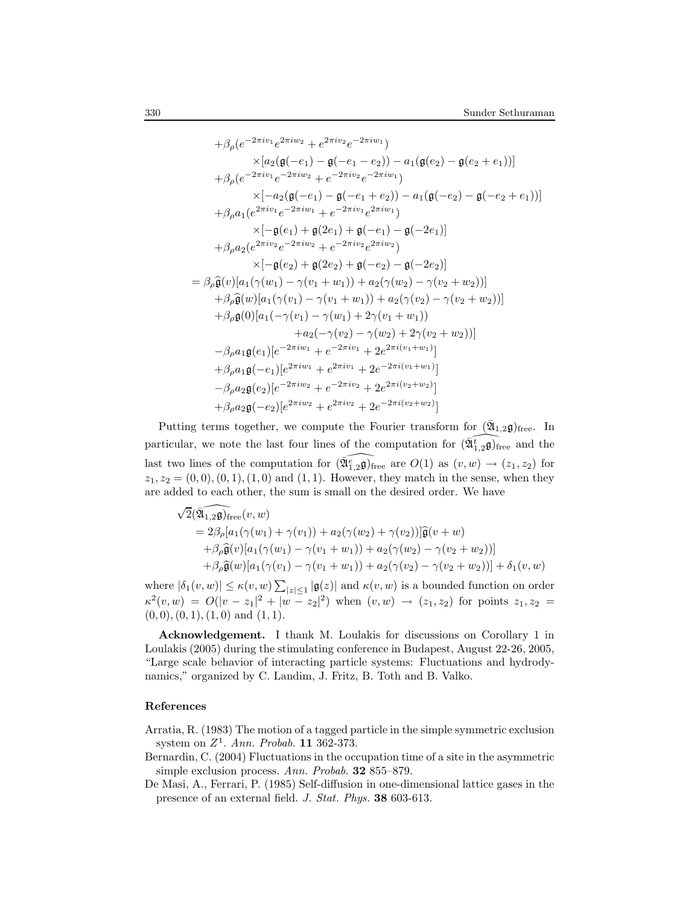$$
\begin{aligned}
&+\beta_\rho(e^{-2\pi i v_1}e^{2\pi i w_2}+e^{2\pi i v_2}e^{-2\pi i w_1})\\
&\qquad\times[a_2(\mathfrak{g}(-e_1)-\mathfrak{g}(-e_1-e_2))-a_1(\mathfrak{g}(e_2)-\mathfrak{g}(e_2+e_1))]\\
&+\beta_\rho(e^{-2\pi i v_1}e^{-2\pi i w_2}+e^{-2\pi i v_2}e^{-2\pi i w_1})\\
&\qquad\times[-a_2(\mathfrak{g}(-e_1)-\mathfrak{g}(-e_1+e_2))-a_1(\mathfrak{g}(-e_2)-\mathfrak{g}(-e_2+e_1))]\\
&+\beta_\rho a_1(e^{2\pi i v_1}e^{-2\pi i w_1}+e^{-2\pi i v_1}e^{2\pi i w_1})\\
&\qquad\times[-\mathfrak{g}(e_1)+\mathfrak{g}(2e_1)+\mathfrak{g}(-e_1)-\mathfrak{g}(-2e_1)]\\
&+\beta_\rho a_2(e^{2\pi i v_2}e^{-2\pi i w_2}+e^{-2\pi i v_2}e^{2\pi i w_2})\\
&\qquad\times[-\mathfrak{g}(e_2)+\mathfrak{g}(2e_2)+\mathfrak{g}(-e_2)-\mathfrak{g}(-2e_2)]\\
=&\ \beta_\rho\widehat{\mathfrak{g}}(v)[a_1(\gamma(w_1)-\gamma(v_1+w_1))+a_2(\gamma(w_2)-\gamma(v_2+w_2))]\\
&+\beta_\rho\widehat{\mathfrak{g}}(w)[a_1(\gamma(v_1)-\gamma(v_1+w_1))+a_2(\gamma(v_2)-\gamma(v_2+w_2))]\\
&+\beta_\rho\mathfrak{g}(0)[a_1(-\gamma(v_1)-\gamma(w_1)+2\gamma(v_1+w_1))\\
&\qquad\qquad+a_2(-\gamma(v_2)-\gamma(w_2)+2\gamma(v_2+w_2))]\\
&-\beta_\rho a_1\mathfrak{g}(e_1)[e^{-2\pi i w_1}+e^{-2\pi i v_1}+2e^{2\pi i(v_1+w_1)}]\\
&+\beta_\rho a_1\mathfrak{g}(-e_1)[e^{2\pi i w_1}+e^{2\pi i v_1}+2e^{-2\pi i(v_1+w_1)}]\\
&-\beta_\rho a_2\mathfrak{g}(e_2)[e^{-2\pi i w_2}+e^{-2\pi i v_2}+2e^{2\pi i(v_2+w_2)}]\\
&+\beta_\rho a_2\mathfrak{g}(-e_2)[e^{2\pi i w_2}+e^{2\pi i v_2}+2e^{-2\pi i(v_2+w_2)}]
\end{aligned}
$$

Putting terms together, we compute the Fourier transform for $(\bar{\mathfrak{A}}_{1,2}\mathfrak{g})_{\rm free}$. In particular, we note the last four lines of the computation for $\widehat{(\bar{\mathfrak{A}}^t_{1,2}\mathfrak{g})}_{\rm free}$ and the last two lines of the computation for $\widehat{(\bar{\mathfrak{A}}^e_{1,2}\mathfrak{g})}_{\rm free}$ are $O(1)$ as $(v,w)\to(z_1,z_2)$ for $z_1,z_2=(0,0),(0,1),(1,0)$ and $(1,1)$. However, they match in the sense, when they are added to each other, the sum is small on the desired order. We have

$$
\begin{aligned}
&\sqrt{2}\widehat{(\bar{\mathfrak{A}}_{1,2}\mathfrak{g})}_{\rm free}(v,w)\\
&\quad=2\beta_\rho[a_1(\gamma(w_1)+\gamma(v_1))+a_2(\gamma(w_2)+\gamma(v_2))]\widehat{\mathfrak{g}}(v+w)\\
&\quad\ +\beta_\rho\widehat{\mathfrak{g}}(v)[a_1(\gamma(w_1)-\gamma(v_1+w_1))+a_2(\gamma(w_2)-\gamma(v_2+w_2))]\\
&\quad\ +\beta_\rho\widehat{\mathfrak{g}}(w)[a_1(\gamma(v_1)-\gamma(v_1+w_1))+a_2(\gamma(v_2)-\gamma(v_2+w_2))]+\delta_1(v,w)
\end{aligned}
$$

where $|\delta_1(v,w)|\leq\kappa(v,w)\sum_{|z|\leq 1}|\mathfrak{g}(z)|$ and $\kappa(v,w)$ is a bounded function on order $\kappa^2(v,w)=O(|v-z_1|^2+|w-z_2|^2)$ when $(v,w)\to(z_1,z_2)$ for points $z_1,z_2=(0,0),(0,1),(1,0)$ and $(1,1)$.

**Acknowledgement.** I thank M. Loulakis for discussions on Corollary 1 in Loulakis (2005) during the stimulating conference in Budapest, August 22-26, 2005, "Large scale behavior of interacting particle systems: Fluctuations and hydrodynamics," organized by C. Landim, J. Fritz, B. Toth and B. Valko.

## References

Arratia, R. (1983) The motion of a tagged particle in the simple symmetric exclusion system on $Z^1$. *Ann. Probab.* **11** 362-373.

Bernardin, C. (2004) Fluctuations in the occupation time of a site in the asymmetric simple exclusion process. *Ann. Probab.* **32** 855–879.

De Masi, A., Ferrari, P. (1985) Self-diffusion in one-dimensional lattice gases in the presence of an external field. *J. Stat. Phys.* **38** 603-613.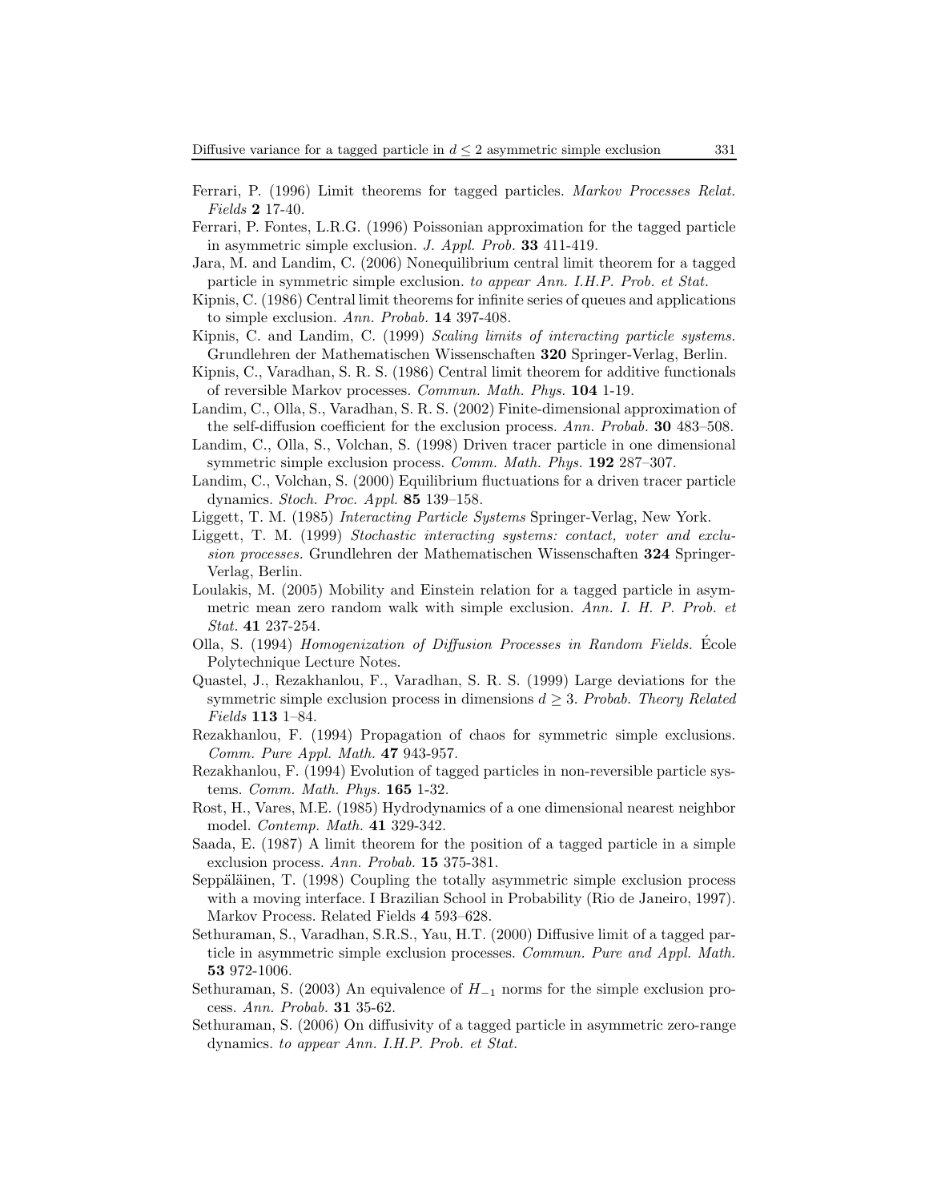Ferrari, P. (1996) Limit theorems for tagged particles. *Markov Processes Relat. Fields* **2** 17-40.

Ferrari, P. Fontes, L.R.G. (1996) Poissonian approximation for the tagged particle in asymmetric simple exclusion. *J. Appl. Prob.* **33** 411-419.

Jara, M. and Landim, C. (2006) Nonequilibrium central limit theorem for a tagged particle in symmetric simple exclusion. *to appear Ann. I.H.P. Prob. et Stat.*

Kipnis, C. (1986) Central limit theorems for infinite series of queues and applications to simple exclusion. *Ann. Probab.* **14** 397-408.

Kipnis, C. and Landim, C. (1999) *Scaling limits of interacting particle systems.* Grundlehren der Mathematischen Wissenschaften **320** Springer-Verlag, Berlin.

Kipnis, C., Varadhan, S. R. S. (1986) Central limit theorem for additive functionals of reversible Markov processes. *Commun. Math. Phys.* **104** 1-19.

Landim, C., Olla, S., Varadhan, S. R. S. (2002) Finite-dimensional approximation of the self-diffusion coefficient for the exclusion process. *Ann. Probab.* **30** 483–508.

Landim, C., Olla, S., Volchan, S. (1998) Driven tracer particle in one dimensional symmetric simple exclusion process. *Comm. Math. Phys.* **192** 287–307.

Landim, C., Volchan, S. (2000) Equilibrium fluctuations for a driven tracer particle dynamics. *Stoch. Proc. Appl.* **85** 139–158.

Liggett, T. M. (1985) *Interacting Particle Systems* Springer-Verlag, New York.

Liggett, T. M. (1999) *Stochastic interacting systems: contact, voter and exclusion processes.* Grundlehren der Mathematischen Wissenschaften **324** Springer-Verlag, Berlin.

Loulakis, M. (2005) Mobility and Einstein relation for a tagged particle in asymmetric mean zero random walk with simple exclusion. *Ann. I. H. P. Prob. et Stat.* **41** 237-254.

Olla, S. (1994) *Homogenization of Diffusion Processes in Random Fields.* École Polytechnique Lecture Notes.

Quastel, J., Rezakhanlou, F., Varadhan, S. R. S. (1999) Large deviations for the symmetric simple exclusion process in dimensions $d \geq 3$. *Probab. Theory Related Fields* **113** 1–84.

Rezakhanlou, F. (1994) Propagation of chaos for symmetric simple exclusions. *Comm. Pure Appl. Math.* **47** 943-957.

Rezakhanlou, F. (1994) Evolution of tagged particles in non-reversible particle systems. *Comm. Math. Phys.* **165** 1-32.

Rost, H., Vares, M.E. (1985) Hydrodynamics of a one dimensional nearest neighbor model. *Contemp. Math.* **41** 329-342.

Saada, E. (1987) A limit theorem for the position of a tagged particle in a simple exclusion process. *Ann. Probab.* **15** 375-381.

Seppäläinen, T. (1998) Coupling the totally asymmetric simple exclusion process with a moving interface. I Brazilian School in Probability (Rio de Janeiro, 1997). Markov Process. Related Fields **4** 593–628.

Sethuraman, S., Varadhan, S.R.S., Yau, H.T. (2000) Diffusive limit of a tagged particle in asymmetric simple exclusion processes. *Commun. Pure and Appl. Math.* **53** 972-1006.

Sethuraman, S. (2003) An equivalence of $H_{-1}$ norms for the simple exclusion process. *Ann. Probab.* **31** 35-62.

Sethuraman, S. (2006) On diffusivity of a tagged particle in asymmetric zero-range dynamics. *to appear Ann. I.H.P. Prob. et Stat.*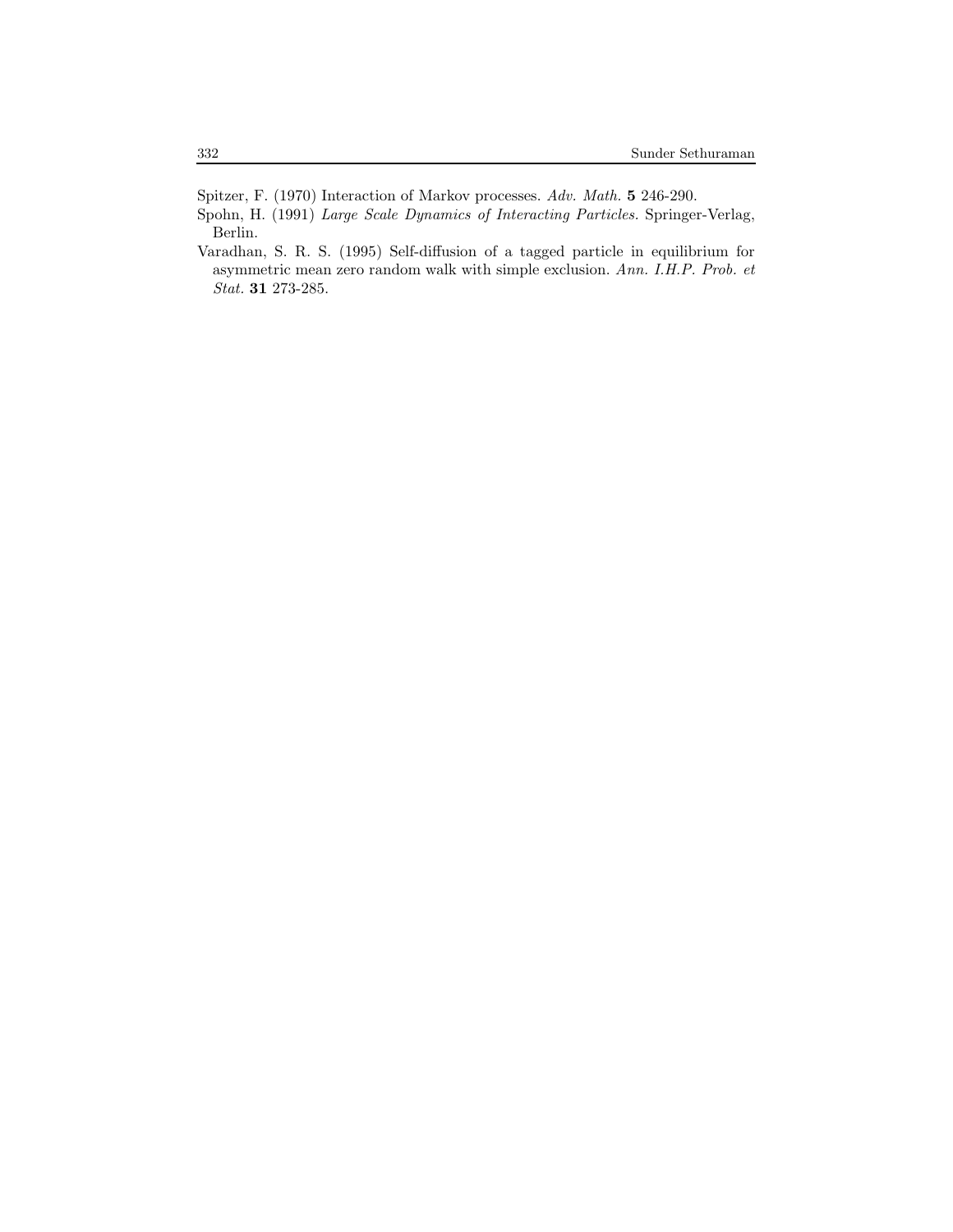Spitzer, F. (1970) Interaction of Markov processes. *Adv. Math.* **5** 246-290.

Spohn, H. (1991) *Large Scale Dynamics of Interacting Particles.* Springer-Verlag, Berlin.

Varadhan, S. R. S. (1995) Self-diffusion of a tagged particle in equilibrium for asymmetric mean zero random walk with simple exclusion. *Ann. I.H.P. Prob. et Stat.* **31** 273-285.